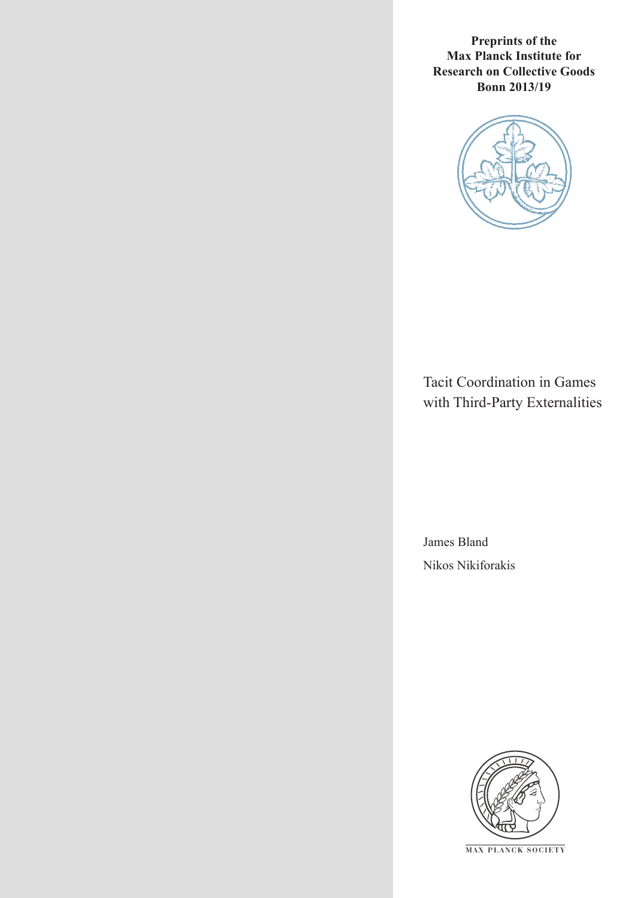**Preprints of the Max Planck Institute for Research on Collective Goods Bonn 2013/19**

# Tacit Coordination in Games with Third-Party Externalities

James Bland

Nikos Nikiforakis

MAX PLANCK SOCIETY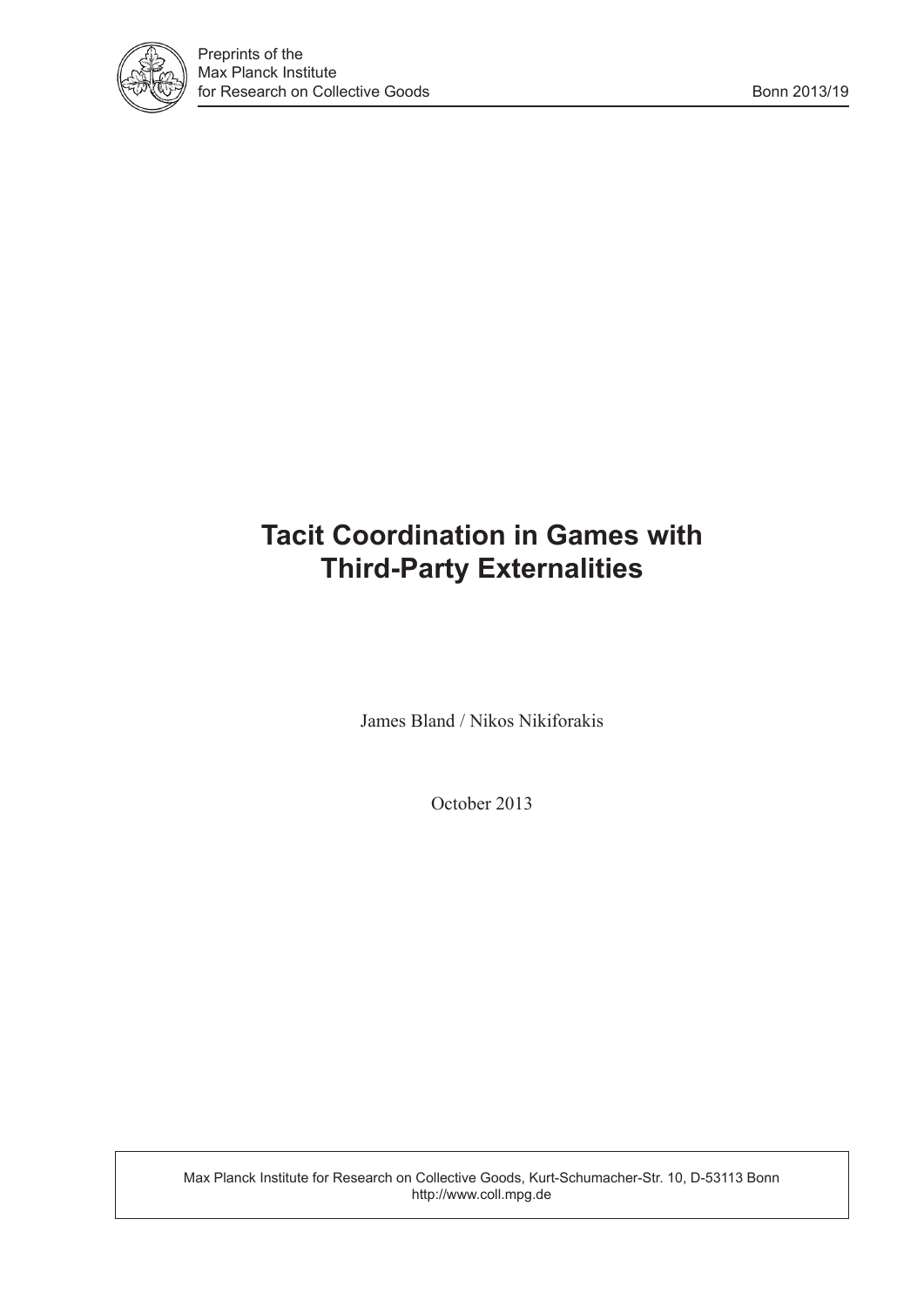Preprints of the
Max Planck Institute
for Research on Collective Goods

Bonn 2013/19

# Tacit Coordination in Games with Third-Party Externalities

James Bland / Nikos Nikiforakis

October 2013

Max Planck Institute for Research on Collective Goods, Kurt-Schumacher-Str. 10, D-53113 Bonn
http://www.coll.mpg.de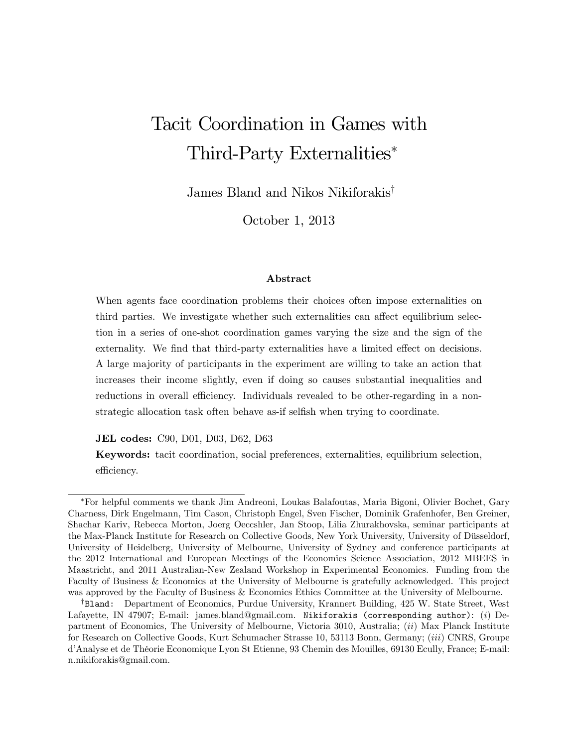# Tacit Coordination in Games with Third-Party Externalities*

James Bland and Nikos Nikiforakis†

October 1, 2013

### Abstract

When agents face coordination problems their choices often impose externalities on third parties. We investigate whether such externalities can affect equilibrium selection in a series of one-shot coordination games varying the size and the sign of the externality. We find that third-party externalities have a limited effect on decisions. A large majority of participants in the experiment are willing to take an action that increases their income slightly, even if doing so causes substantial inequalities and reductions in overall efficiency. Individuals revealed to be other-regarding in a non-strategic allocation task often behave as-if selfish when trying to coordinate.

**JEL codes:** C90, D01, D03, D62, D63

**Keywords:** tacit coordination, social preferences, externalities, equilibrium selection, efficiency.

---

*For helpful comments we thank Jim Andreoni, Loukas Balafoutas, Maria Bigoni, Olivier Bochet, Gary Charness, Dirk Engelmann, Tim Cason, Christoph Engel, Sven Fischer, Dominik Grafenhofer, Ben Greiner, Shachar Kariv, Rebecca Morton, Joerg Oeccshler, Jan Stoop, Lilia Zhurakhovska, seminar participants at the Max-Planck Institute for Research on Collective Goods, New York University, University of Düsseldorf, University of Heidelberg, University of Melbourne, University of Sydney and conference participants at the 2012 International and European Meetings of the Economics Science Association, 2012 MBEES in Maastricht, and 2011 Australian-New Zealand Workshop in Experimental Economics. Funding from the Faculty of Business & Economics at the University of Melbourne is gratefully acknowledged. This project was approved by the Faculty of Business & Economics Ethics Committee at the University of Melbourne.

†Bland: Department of Economics, Purdue University, Krannert Building, 425 W. State Street, West Lafayette, IN 47907; E-mail: james.bland@gmail.com. Nikiforakis (corresponding author): (*i*) Department of Economics, The University of Melbourne, Victoria 3010, Australia; (*ii*) Max Planck Institute for Research on Collective Goods, Kurt Schumacher Strasse 10, 53113 Bonn, Germany; (*iii*) CNRS, Groupe d'Analyse et de Théorie Economique Lyon St Etienne, 93 Chemin des Mouilles, 69130 Ecully, France; E-mail: n.nikiforakis@gmail.com.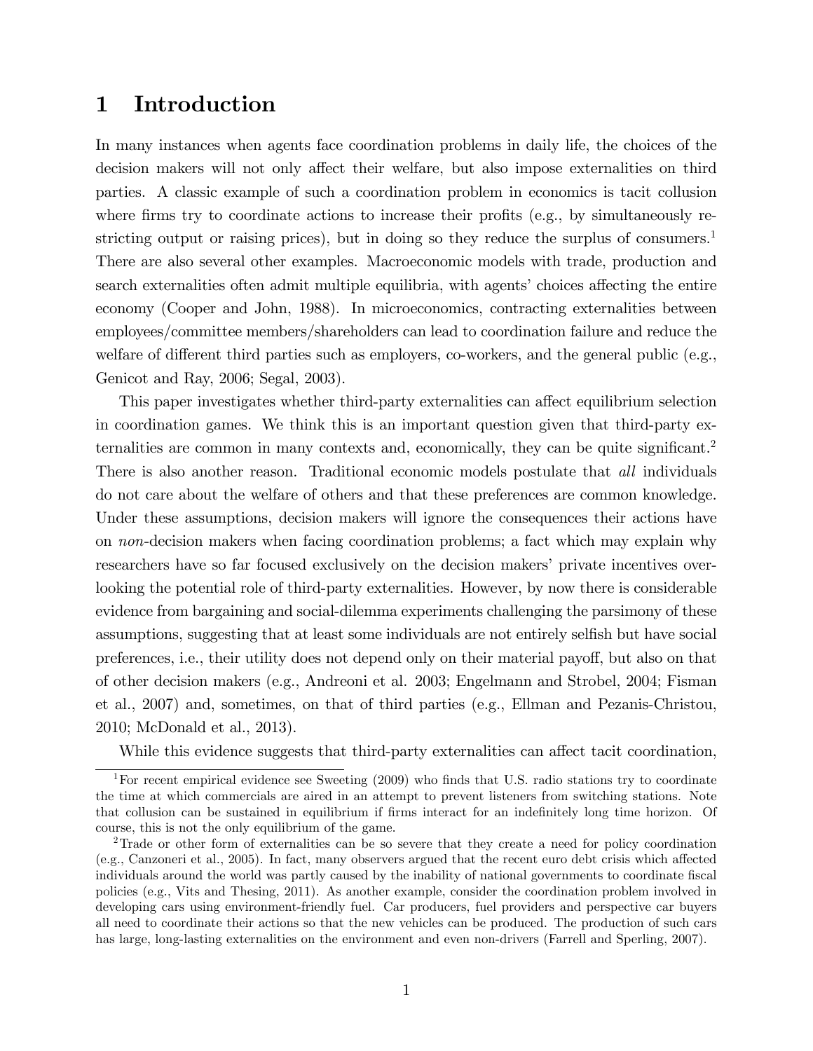# 1 Introduction

In many instances when agents face coordination problems in daily life, the choices of the decision makers will not only affect their welfare, but also impose externalities on third parties. A classic example of such a coordination problem in economics is tacit collusion where firms try to coordinate actions to increase their profits (e.g., by simultaneously restricting output or raising prices), but in doing so they reduce the surplus of consumers.[1] There are also several other examples. Macroeconomic models with trade, production and search externalities often admit multiple equilibria, with agents' choices affecting the entire economy (Cooper and John, 1988). In microeconomics, contracting externalities between employees/committee members/shareholders can lead to coordination failure and reduce the welfare of different third parties such as employers, co-workers, and the general public (e.g., Genicot and Ray, 2006; Segal, 2003).

This paper investigates whether third-party externalities can affect equilibrium selection in coordination games. We think this is an important question given that third-party externalities are common in many contexts and, economically, they can be quite significant.[2] There is also another reason. Traditional economic models postulate that *all* individuals do not care about the welfare of others and that these preferences are common knowledge. Under these assumptions, decision makers will ignore the consequences their actions have on *non*-decision makers when facing coordination problems; a fact which may explain why researchers have so far focused exclusively on the decision makers' private incentives overlooking the potential role of third-party externalities. However, by now there is considerable evidence from bargaining and social-dilemma experiments challenging the parsimony of these assumptions, suggesting that at least some individuals are not entirely selfish but have social preferences, i.e., their utility does not depend only on their material payoff, but also on that of other decision makers (e.g., Andreoni et al. 2003; Engelmann and Strobel, 2004; Fisman et al., 2007) and, sometimes, on that of third parties (e.g., Ellman and Pezanis-Christou, 2010; McDonald et al., 2013).

While this evidence suggests that third-party externalities can affect tacit coordination,

[1] For recent empirical evidence see Sweeting (2009) who finds that U.S. radio stations try to coordinate the time at which commercials are aired in an attempt to prevent listeners from switching stations. Note that collusion can be sustained in equilibrium if firms interact for an indefinitely long time horizon. Of course, this is not the only equilibrium of the game.

[2] Trade or other form of externalities can be so severe that they create a need for policy coordination (e.g., Canzoneri et al., 2005). In fact, many observers argued that the recent euro debt crisis which affected individuals around the world was partly caused by the inability of national governments to coordinate fiscal policies (e.g., Vits and Thesing, 2011). As another example, consider the coordination problem involved in developing cars using environment-friendly fuel. Car producers, fuel providers and perspective car buyers all need to coordinate their actions so that the new vehicles can be produced. The production of such cars has large, long-lasting externalities on the environment and even non-drivers (Farrell and Sperling, 2007).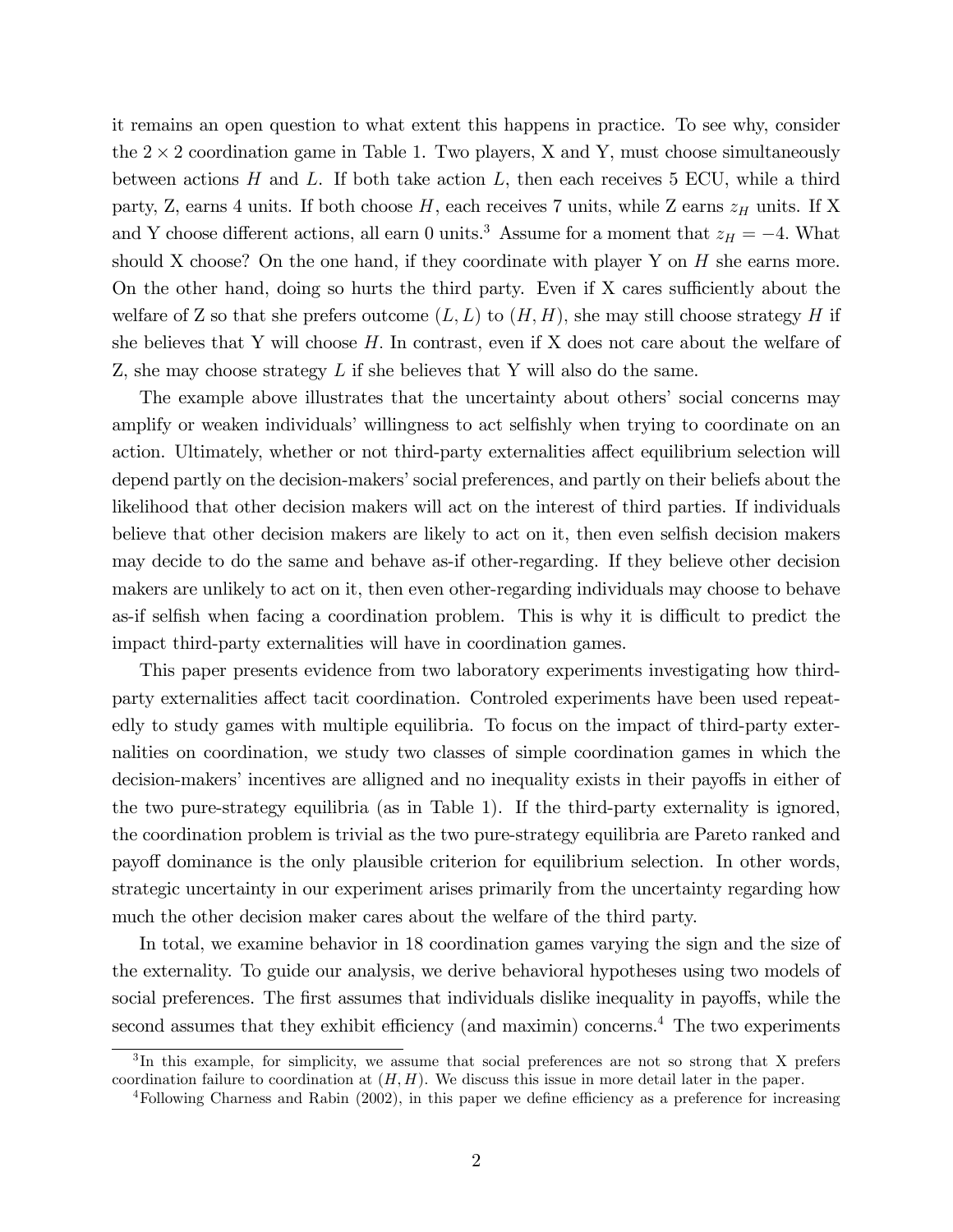it remains an open question to what extent this happens in practice. To see why, consider the $2 \times 2$ coordination game in Table 1. Two players, X and Y, must choose simultaneously between actions $H$ and $L$. If both take action $L$, then each receives 5 ECU, while a third party, Z, earns 4 units. If both choose $H$, each receives 7 units, while Z earns $z_H$ units. If X and Y choose different actions, all earn 0 units.[3] Assume for a moment that $z_H = -4$. What should X choose? On the one hand, if they coordinate with player Y on $H$ she earns more. On the other hand, doing so hurts the third party. Even if X cares sufficiently about the welfare of Z so that she prefers outcome $(L, L)$ to $(H, H)$, she may still choose strategy $H$ if she believes that Y will choose $H$. In contrast, even if X does not care about the welfare of Z, she may choose strategy $L$ if she believes that Y will also do the same.

The example above illustrates that the uncertainty about others' social concerns may amplify or weaken individuals' willingness to act selfishly when trying to coordinate on an action. Ultimately, whether or not third-party externalities affect equilibrium selection will depend partly on the decision-makers' social preferences, and partly on their beliefs about the likelihood that other decision makers will act on the interest of third parties. If individuals believe that other decision makers are likely to act on it, then even selfish decision makers may decide to do the same and behave as-if other-regarding. If they believe other decision makers are unlikely to act on it, then even other-regarding individuals may choose to behave as-if selfish when facing a coordination problem. This is why it is difficult to predict the impact third-party externalities will have in coordination games.

This paper presents evidence from two laboratory experiments investigating how third-party externalities affect tacit coordination. Controled experiments have been used repeatedly to study games with multiple equilibria. To focus on the impact of third-party externalities on coordination, we study two classes of simple coordination games in which the decision-makers' incentives are alligned and no inequality exists in their payoffs in either of the two pure-strategy equilibria (as in Table 1). If the third-party externality is ignored, the coordination problem is trivial as the two pure-strategy equilibria are Pareto ranked and payoff dominance is the only plausible criterion for equilibrium selection. In other words, strategic uncertainty in our experiment arises primarily from the uncertainty regarding how much the other decision maker cares about the welfare of the third party.

In total, we examine behavior in 18 coordination games varying the sign and the size of the externality. To guide our analysis, we derive behavioral hypotheses using two models of social preferences. The first assumes that individuals dislike inequality in payoffs, while the second assumes that they exhibit efficiency (and maximin) concerns.[4] The two experiments

[3] In this example, for simplicity, we assume that social preferences are not so strong that X prefers coordination failure to coordination at $(H, H)$. We discuss this issue in more detail later in the paper.

[4] Following Charness and Rabin (2002), in this paper we define efficiency as a preference for increasing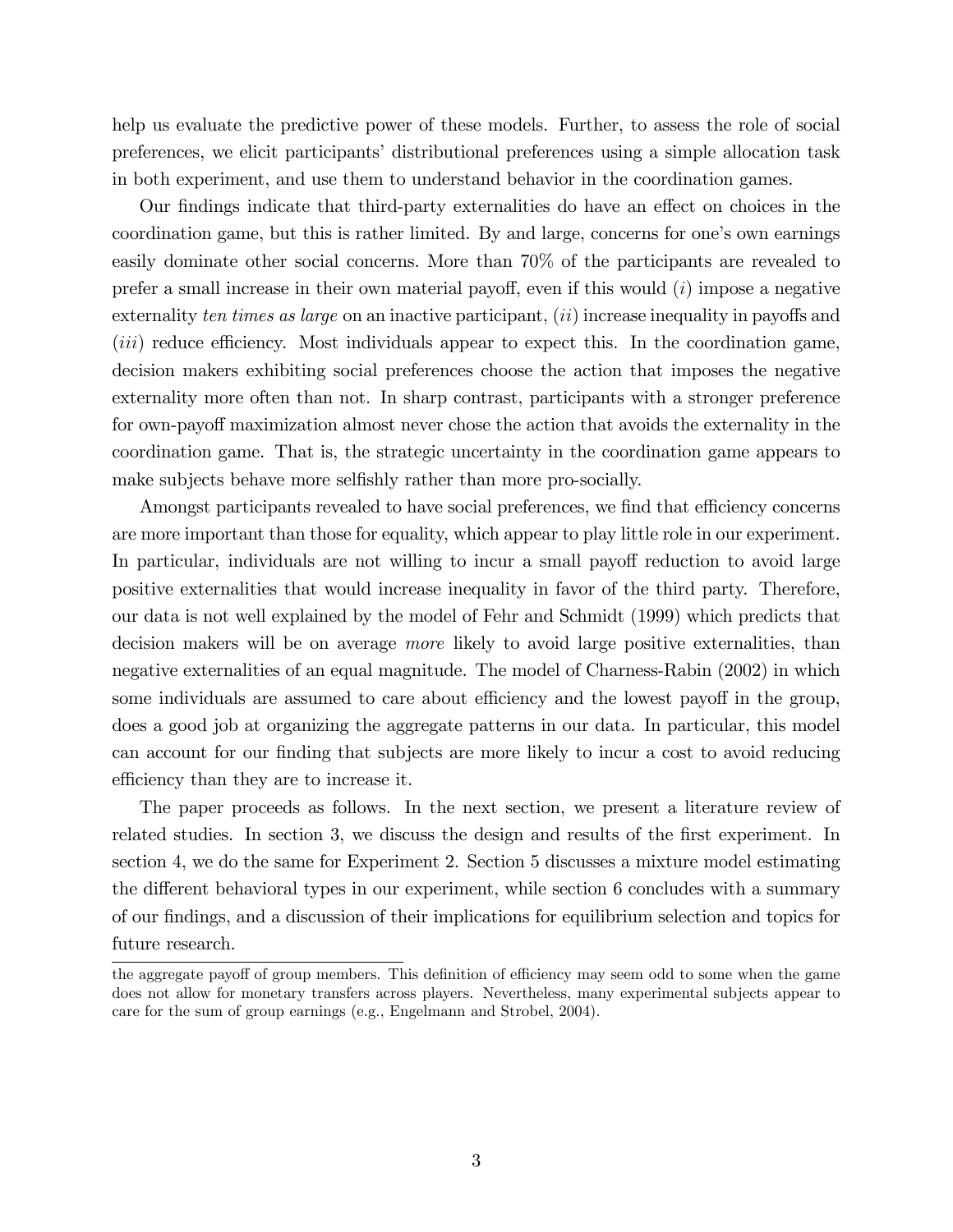help us evaluate the predictive power of these models. Further, to assess the role of social preferences, we elicit participants' distributional preferences using a simple allocation task in both experiment, and use them to understand behavior in the coordination games.

Our findings indicate that third-party externalities do have an effect on choices in the coordination game, but this is rather limited. By and large, concerns for one's own earnings easily dominate other social concerns. More than 70% of the participants are revealed to prefer a small increase in their own material payoff, even if this would (*i*) impose a negative externality *ten times as large* on an inactive participant, (*ii*) increase inequality in payoffs and (*iii*) reduce efficiency. Most individuals appear to expect this. In the coordination game, decision makers exhibiting social preferences choose the action that imposes the negative externality more often than not. In sharp contrast, participants with a stronger preference for own-payoff maximization almost never chose the action that avoids the externality in the coordination game. That is, the strategic uncertainty in the coordination game appears to make subjects behave more selfishly rather than more pro-socially.

Amongst participants revealed to have social preferences, we find that efficiency concerns are more important than those for equality, which appear to play little role in our experiment. In particular, individuals are not willing to incur a small payoff reduction to avoid large positive externalities that would increase inequality in favor of the third party. Therefore, our data is not well explained by the model of Fehr and Schmidt (1999) which predicts that decision makers will be on average *more* likely to avoid large positive externalities, than negative externalities of an equal magnitude. The model of Charness-Rabin (2002) in which some individuals are assumed to care about efficiency and the lowest payoff in the group, does a good job at organizing the aggregate patterns in our data. In particular, this model can account for our finding that subjects are more likely to incur a cost to avoid reducing efficiency than they are to increase it.

The paper proceeds as follows. In the next section, we present a literature review of related studies. In section 3, we discuss the design and results of the first experiment. In section 4, we do the same for Experiment 2. Section 5 discusses a mixture model estimating the different behavioral types in our experiment, while section 6 concludes with a summary of our findings, and a discussion of their implications for equilibrium selection and topics for future research.

the aggregate payoff of group members. This definition of efficiency may seem odd to some when the game does not allow for monetary transfers across players. Nevertheless, many experimental subjects appear to care for the sum of group earnings (e.g., Engelmann and Strobel, 2004).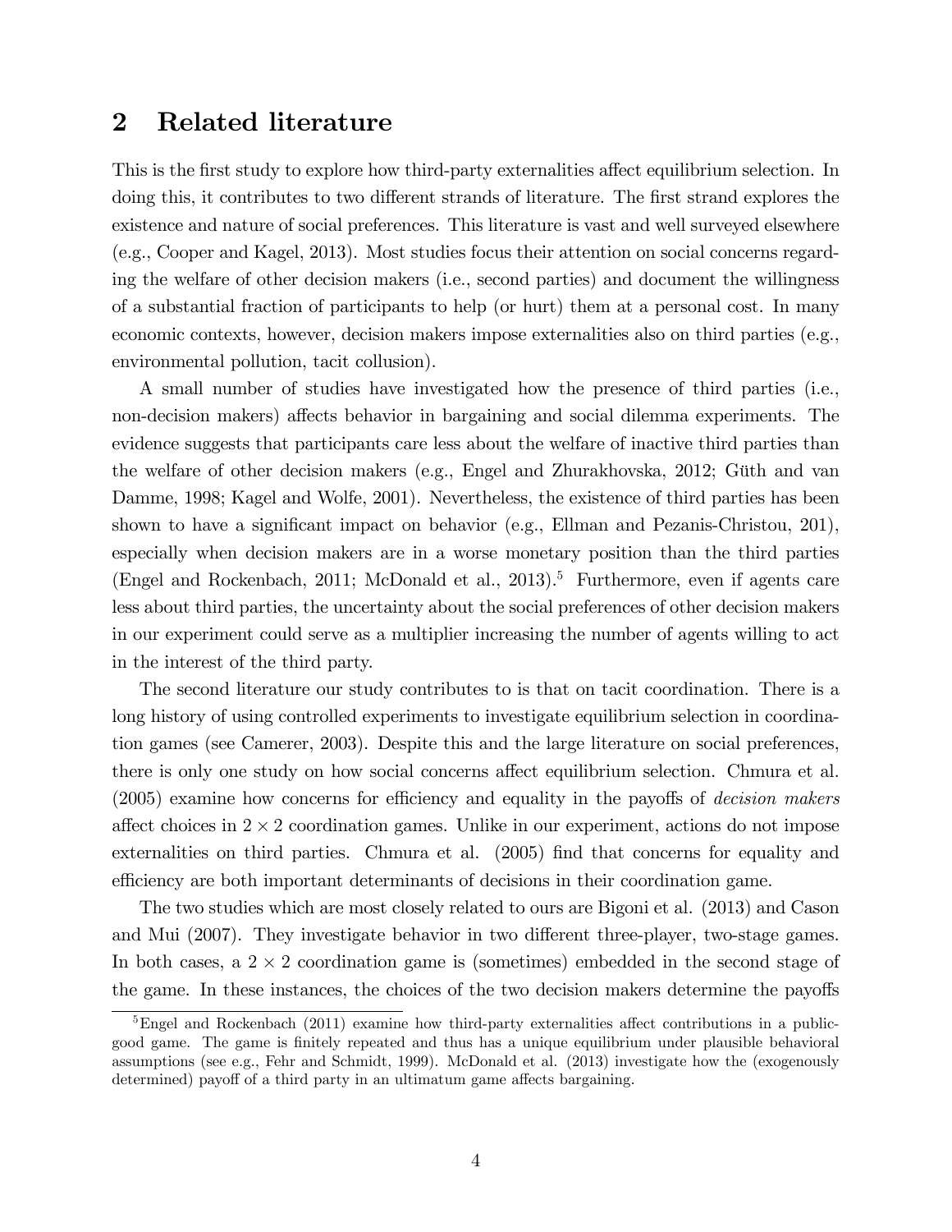## 2 Related literature

This is the first study to explore how third-party externalities affect equilibrium selection. In doing this, it contributes to two different strands of literature. The first strand explores the existence and nature of social preferences. This literature is vast and well surveyed elsewhere (e.g., Cooper and Kagel, 2013). Most studies focus their attention on social concerns regarding the welfare of other decision makers (i.e., second parties) and document the willingness of a substantial fraction of participants to help (or hurt) them at a personal cost. In many economic contexts, however, decision makers impose externalities also on third parties (e.g., environmental pollution, tacit collusion).

A small number of studies have investigated how the presence of third parties (i.e., non-decision makers) affects behavior in bargaining and social dilemma experiments. The evidence suggests that participants care less about the welfare of inactive third parties than the welfare of other decision makers (e.g., Engel and Zhurakhovska, 2012; Güth and van Damme, 1998; Kagel and Wolfe, 2001). Nevertheless, the existence of third parties has been shown to have a significant impact on behavior (e.g., Ellman and Pezanis-Christou, 201), especially when decision makers are in a worse monetary position than the third parties (Engel and Rockenbach, 2011; McDonald et al., 2013).[5] Furthermore, even if agents care less about third parties, the uncertainty about the social preferences of other decision makers in our experiment could serve as a multiplier increasing the number of agents willing to act in the interest of the third party.

The second literature our study contributes to is that on tacit coordination. There is a long history of using controlled experiments to investigate equilibrium selection in coordination games (see Camerer, 2003). Despite this and the large literature on social preferences, there is only one study on how social concerns affect equilibrium selection. Chmura et al. (2005) examine how concerns for efficiency and equality in the payoffs of *decision makers* affect choices in $2 \times 2$ coordination games. Unlike in our experiment, actions do not impose externalities on third parties. Chmura et al. (2005) find that concerns for equality and efficiency are both important determinants of decisions in their coordination game.

The two studies which are most closely related to ours are Bigoni et al. (2013) and Cason and Mui (2007). They investigate behavior in two different three-player, two-stage games. In both cases, a $2 \times 2$ coordination game is (sometimes) embedded in the second stage of the game. In these instances, the choices of the two decision makers determine the payoffs

[5] Engel and Rockenbach (2011) examine how third-party externalities affect contributions in a public-good game. The game is finitely repeated and thus has a unique equilibrium under plausible behavioral assumptions (see e.g., Fehr and Schmidt, 1999). McDonald et al. (2013) investigate how the (exogenously determined) payoff of a third party in an ultimatum game affects bargaining.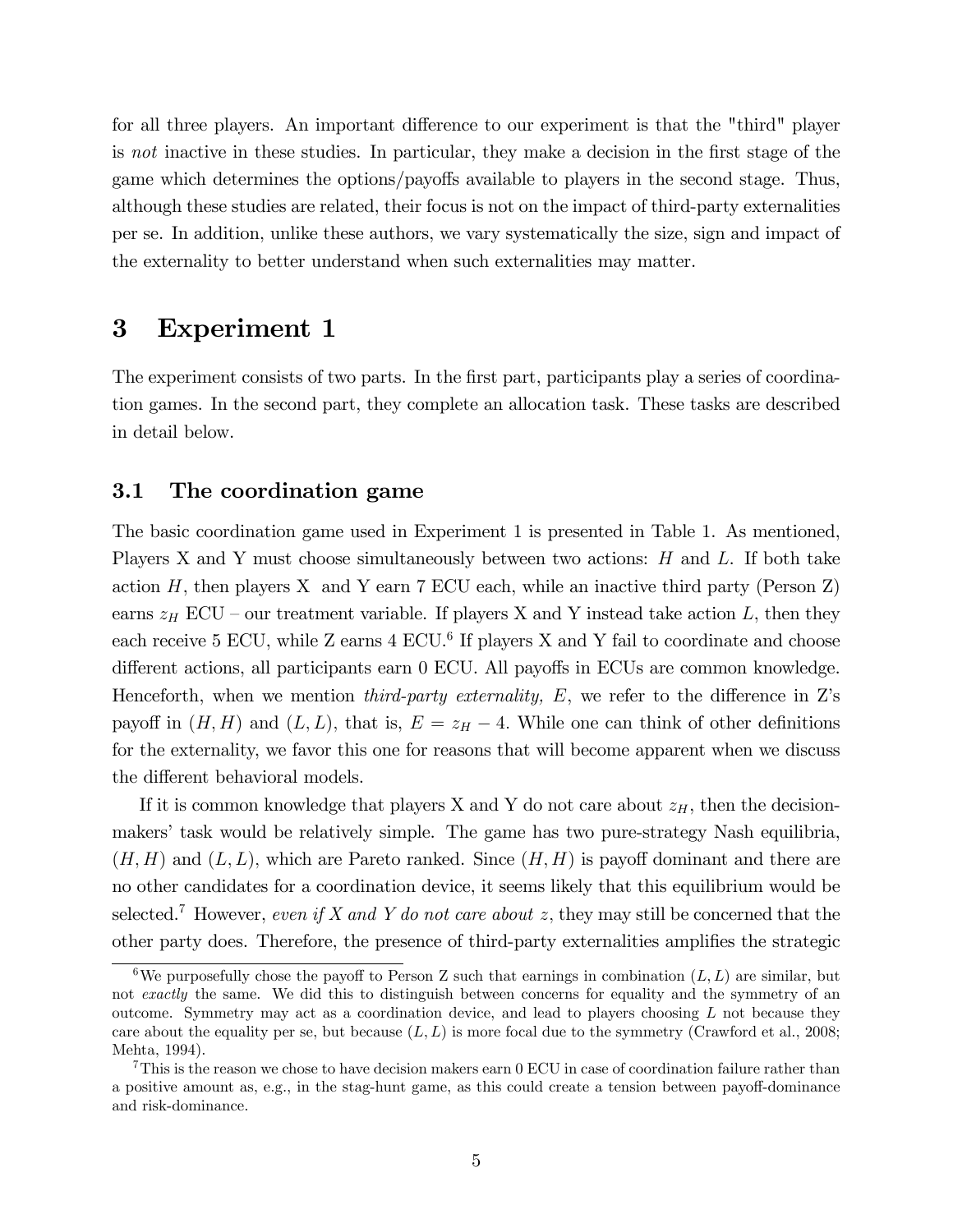for all three players. An important difference to our experiment is that the "third" player is *not* inactive in these studies. In particular, they make a decision in the first stage of the game which determines the options/payoffs available to players in the second stage. Thus, although these studies are related, their focus is not on the impact of third-party externalities per se. In addition, unlike these authors, we vary systematically the size, sign and impact of the externality to better understand when such externalities may matter.

# 3 Experiment 1

The experiment consists of two parts. In the first part, participants play a series of coordination games. In the second part, they complete an allocation task. These tasks are described in detail below.

## 3.1 The coordination game

The basic coordination game used in Experiment 1 is presented in Table 1. As mentioned, Players X and Y must choose simultaneously between two actions: $H$ and $L$. If both take action $H$, then players X and Y earn 7 ECU each, while an inactive third party (Person Z) earns $z_H$ ECU – our treatment variable. If players X and Y instead take action $L$, then they each receive 5 ECU, while Z earns 4 ECU.[6] If players X and Y fail to coordinate and choose different actions, all participants earn 0 ECU. All payoffs in ECUs are common knowledge. Henceforth, when we mention *third-party externality, E*, we refer to the difference in Z's payoff in $(H, H)$ and $(L, L)$, that is, $E = z_H - 4$. While one can think of other definitions for the externality, we favor this one for reasons that will become apparent when we discuss the different behavioral models.

If it is common knowledge that players X and Y do not care about $z_H$, then the decision-makers' task would be relatively simple. The game has two pure-strategy Nash equilibria, $(H, H)$ and $(L, L)$, which are Pareto ranked. Since $(H, H)$ is payoff dominant and there are no other candidates for a coordination device, it seems likely that this equilibrium would be selected.[7] However, *even if X and Y do not care about z*, they may still be concerned that the other party does. Therefore, the presence of third-party externalities amplifies the strategic

[6] We purposefully chose the payoff to Person Z such that earnings in combination $(L, L)$ are similar, but not *exactly* the same. We did this to distinguish between concerns for equality and the symmetry of an outcome. Symmetry may act as a coordination device, and lead to players choosing $L$ not because they care about the equality per se, but because $(L, L)$ is more focal due to the symmetry (Crawford et al., 2008; Mehta, 1994).

[7] This is the reason we chose to have decision makers earn 0 ECU in case of coordination failure rather than a positive amount as, e.g., in the stag-hunt game, as this could create a tension between payoff-dominance and risk-dominance.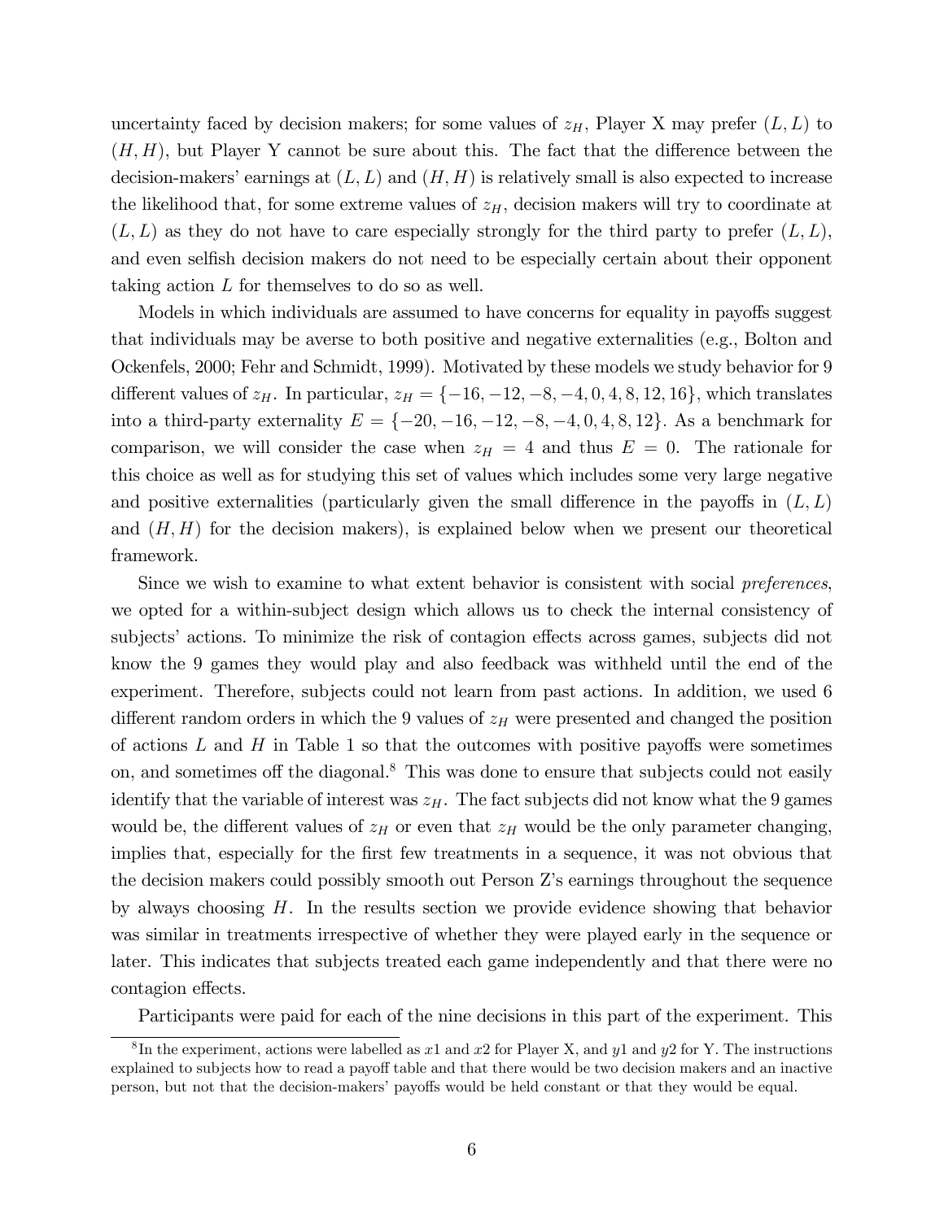uncertainty faced by decision makers; for some values of $z_H$, Player X may prefer $(L, L)$ to $(H, H)$, but Player Y cannot be sure about this. The fact that the difference between the decision-makers' earnings at $(L, L)$ and $(H, H)$ is relatively small is also expected to increase the likelihood that, for some extreme values of $z_H$, decision makers will try to coordinate at $(L, L)$ as they do not have to care especially strongly for the third party to prefer $(L, L)$, and even selfish decision makers do not need to be especially certain about their opponent taking action $L$ for themselves to do so as well.

Models in which individuals are assumed to have concerns for equality in payoffs suggest that individuals may be averse to both positive and negative externalities (e.g., Bolton and Ockenfels, 2000; Fehr and Schmidt, 1999). Motivated by these models we study behavior for 9 different values of $z_H$. In particular, $z_H = \{-16, -12, -8, -4, 0, 4, 8, 12, 16\}$, which translates into a third-party externality $E = \{-20, -16, -12, -8, -4, 0, 4, 8, 12\}$. As a benchmark for comparison, we will consider the case when $z_H = 4$ and thus $E = 0$. The rationale for this choice as well as for studying this set of values which includes some very large negative and positive externalities (particularly given the small difference in the payoffs in $(L, L)$ and $(H, H)$ for the decision makers), is explained below when we present our theoretical framework.

Since we wish to examine to what extent behavior is consistent with social *preferences*, we opted for a within-subject design which allows us to check the internal consistency of subjects' actions. To minimize the risk of contagion effects across games, subjects did not know the 9 games they would play and also feedback was withheld until the end of the experiment. Therefore, subjects could not learn from past actions. In addition, we used 6 different random orders in which the 9 values of $z_H$ were presented and changed the position of actions $L$ and $H$ in Table 1 so that the outcomes with positive payoffs were sometimes on, and sometimes off the diagonal.[8] This was done to ensure that subjects could not easily identify that the variable of interest was $z_H$. The fact subjects did not know what the 9 games would be, the different values of $z_H$ or even that $z_H$ would be the only parameter changing, implies that, especially for the first few treatments in a sequence, it was not obvious that the decision makers could possibly smooth out Person Z's earnings throughout the sequence by always choosing $H$. In the results section we provide evidence showing that behavior was similar in treatments irrespective of whether they were played early in the sequence or later. This indicates that subjects treated each game independently and that there were no contagion effects.

Participants were paid for each of the nine decisions in this part of the experiment. This

[8] In the experiment, actions were labelled as $x1$ and $x2$ for Player X, and $y1$ and $y2$ for Y. The instructions explained to subjects how to read a payoff table and that there would be two decision makers and an inactive person, but not that the decision-makers' payoffs would be held constant or that they would be equal.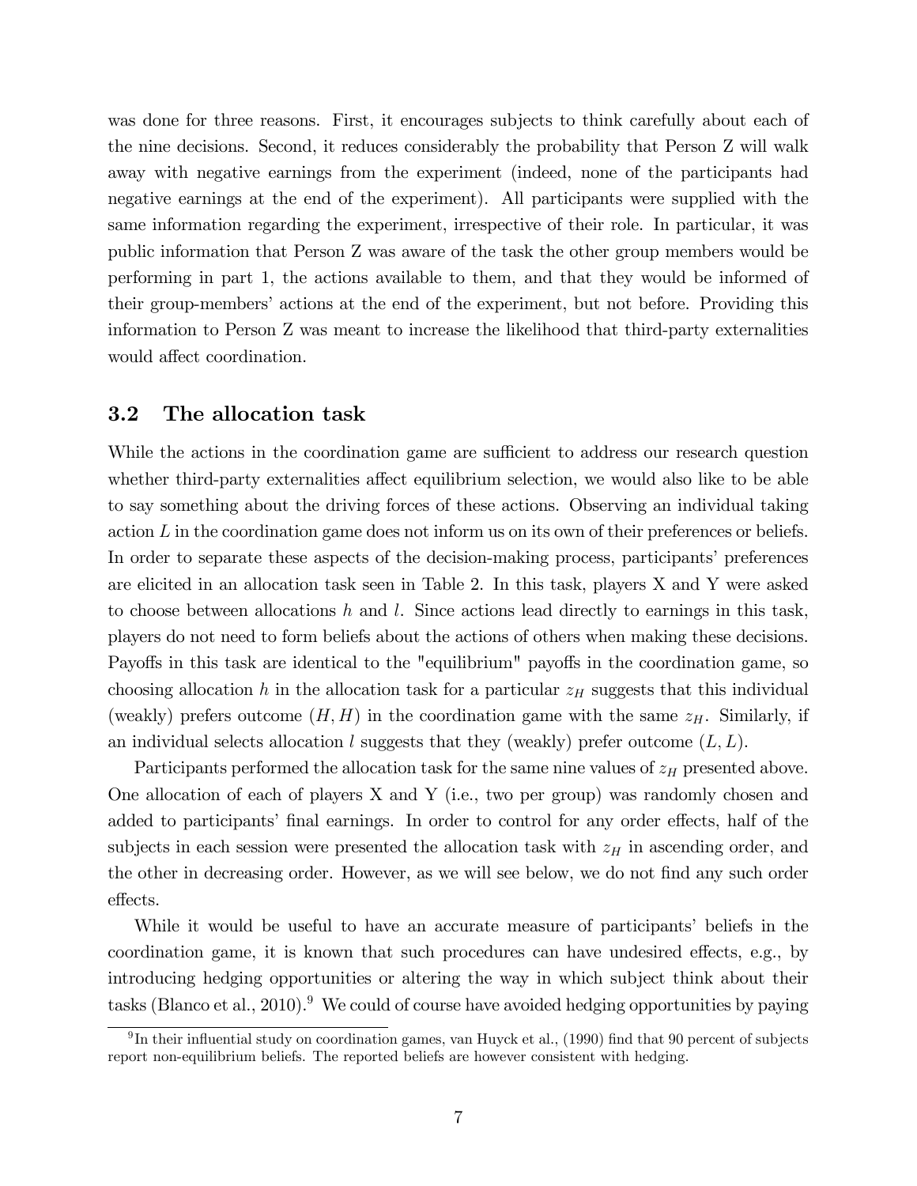was done for three reasons. First, it encourages subjects to think carefully about each of the nine decisions. Second, it reduces considerably the probability that Person Z will walk away with negative earnings from the experiment (indeed, none of the participants had negative earnings at the end of the experiment). All participants were supplied with the same information regarding the experiment, irrespective of their role. In particular, it was public information that Person Z was aware of the task the other group members would be performing in part 1, the actions available to them, and that they would be informed of their group-members' actions at the end of the experiment, but not before. Providing this information to Person Z was meant to increase the likelihood that third-party externalities would affect coordination.

### 3.2 The allocation task

While the actions in the coordination game are sufficient to address our research question whether third-party externalities affect equilibrium selection, we would also like to be able to say something about the driving forces of these actions. Observing an individual taking action $L$ in the coordination game does not inform us on its own of their preferences or beliefs. In order to separate these aspects of the decision-making process, participants' preferences are elicited in an allocation task seen in Table 2. In this task, players X and Y were asked to choose between allocations $h$ and $l$. Since actions lead directly to earnings in this task, players do not need to form beliefs about the actions of others when making these decisions. Payoffs in this task are identical to the "equilibrium" payoffs in the coordination game, so choosing allocation $h$ in the allocation task for a particular $z_H$ suggests that this individual (weakly) prefers outcome $(H, H)$ in the coordination game with the same $z_H$. Similarly, if an individual selects allocation $l$ suggests that they (weakly) prefer outcome $(L, L)$.

Participants performed the allocation task for the same nine values of $z_H$ presented above. One allocation of each of players X and Y (i.e., two per group) was randomly chosen and added to participants' final earnings. In order to control for any order effects, half of the subjects in each session were presented the allocation task with $z_H$ in ascending order, and the other in decreasing order. However, as we will see below, we do not find any such order effects.

While it would be useful to have an accurate measure of participants' beliefs in the coordination game, it is known that such procedures can have undesired effects, e.g., by introducing hedging opportunities or altering the way in which subject think about their tasks (Blanco et al., 2010).[9] We could of course have avoided hedging opportunities by paying

[9] In their influential study on coordination games, van Huyck et al., (1990) find that 90 percent of subjects report non-equilibrium beliefs. The reported beliefs are however consistent with hedging.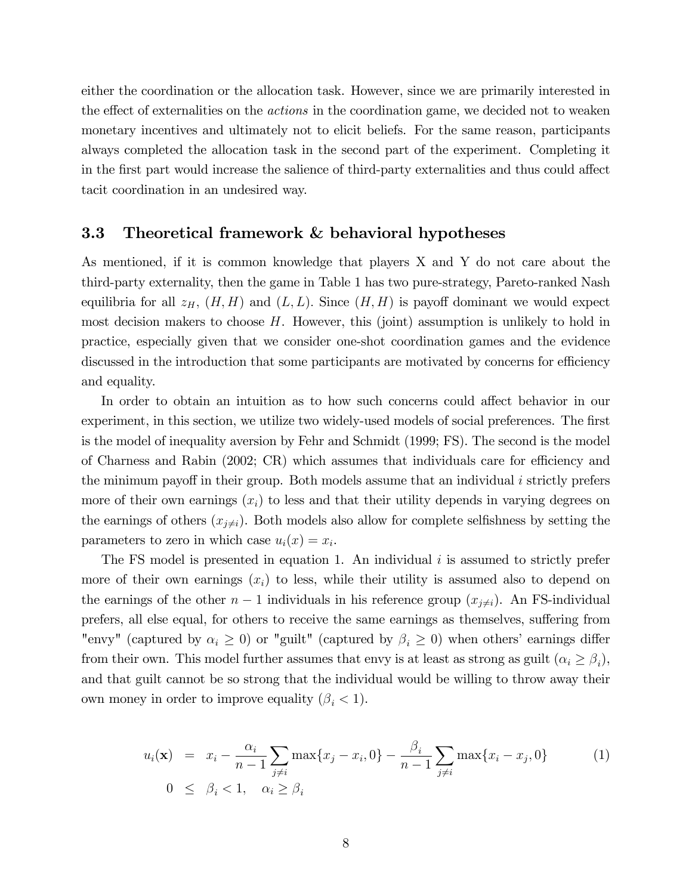either the coordination or the allocation task. However, since we are primarily interested in the effect of externalities on the *actions* in the coordination game, we decided not to weaken monetary incentives and ultimately not to elicit beliefs. For the same reason, participants always completed the allocation task in the second part of the experiment. Completing it in the first part would increase the salience of third-party externalities and thus could affect tacit coordination in an undesired way.

### 3.3 Theoretical framework & behavioral hypotheses

As mentioned, if it is common knowledge that players X and Y do not care about the third-party externality, then the game in Table 1 has two pure-strategy, Pareto-ranked Nash equilibria for all $z_H$, $(H, H)$ and $(L, L)$. Since $(H, H)$ is payoff dominant we would expect most decision makers to choose $H$. However, this (joint) assumption is unlikely to hold in practice, especially given that we consider one-shot coordination games and the evidence discussed in the introduction that some participants are motivated by concerns for efficiency and equality.

In order to obtain an intuition as to how such concerns could affect behavior in our experiment, in this section, we utilize two widely-used models of social preferences. The first is the model of inequality aversion by Fehr and Schmidt (1999; FS). The second is the model of Charness and Rabin (2002; CR) which assumes that individuals care for efficiency and the minimum payoff in their group. Both models assume that an individual $i$ strictly prefers more of their own earnings ($x_i$) to less and that their utility depends in varying degrees on the earnings of others ($x_{j \neq i}$). Both models also allow for complete selfishness by setting the parameters to zero in which case $u_i(x) = x_i$.

The FS model is presented in equation 1. An individual $i$ is assumed to strictly prefer more of their own earnings ($x_i$) to less, while their utility is assumed also to depend on the earnings of the other $n - 1$ individuals in his reference group ($x_{j \neq i}$). An FS-individual prefers, all else equal, for others to receive the same earnings as themselves, suffering from "envy" (captured by $\alpha_i \geq 0$) or "guilt" (captured by $\beta_i \geq 0$) when others' earnings differ from their own. This model further assumes that envy is at least as strong as guilt ($\alpha_i \geq \beta_i$), and that guilt cannot be so strong that the individual would be willing to throw away their own money in order to improve equality ($\beta_i < 1$).

$$
\begin{aligned}
u_i(\mathbf{x}) &= x_i - \frac{\alpha_i}{n-1} \sum_{j \neq i} \max\{x_j - x_i, 0\} - \frac{\beta_i}{n-1} \sum_{j \neq i} \max\{x_i - x_j, 0\} \qquad (1) \\
0 &\leq \beta_i < 1, \quad \alpha_i \geq \beta_i
\end{aligned}
$$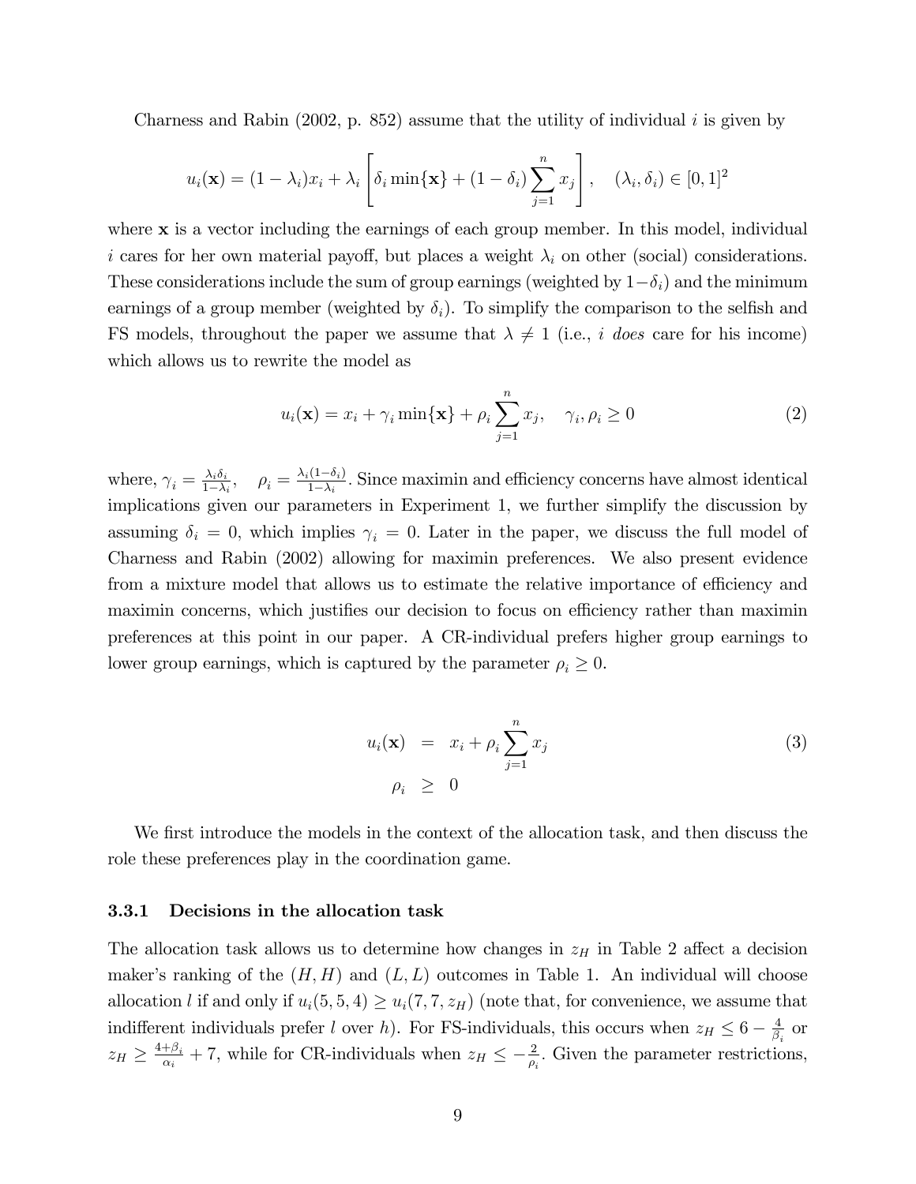Charness and Rabin (2002, p. 852) assume that the utility of individual $i$ is given by

$$u_i(\mathbf{x}) = (1-\lambda_i)x_i + \lambda_i \left[ \delta_i \min\{\mathbf{x}\} + (1-\delta_i) \sum_{j=1}^{n} x_j \right], \quad (\lambda_i, \delta_i) \in [0,1]^2$$

where $\mathbf{x}$ is a vector including the earnings of each group member. In this model, individual $i$ cares for her own material payoff, but places a weight $\lambda_i$ on other (social) considerations. These considerations include the sum of group earnings (weighted by $1-\delta_i$) and the minimum earnings of a group member (weighted by $\delta_i$). To simplify the comparison to the selfish and FS models, throughout the paper we assume that $\lambda \neq 1$ (i.e., $i$ *does* care for his income) which allows us to rewrite the model as

$$u_i(\mathbf{x}) = x_i + \gamma_i \min\{\mathbf{x}\} + \rho_i \sum_{j=1}^{n} x_j, \quad \gamma_i, \rho_i \geq 0 \tag{2}$$

where, $\gamma_i = \frac{\lambda_i \delta_i}{1-\lambda_i}$, $\rho_i = \frac{\lambda_i(1-\delta_i)}{1-\lambda_i}$. Since maximin and efficiency concerns have almost identical implications given our parameters in Experiment 1, we further simplify the discussion by assuming $\delta_i = 0$, which implies $\gamma_i = 0$. Later in the paper, we discuss the full model of Charness and Rabin (2002) allowing for maximin preferences. We also present evidence from a mixture model that allows us to estimate the relative importance of efficiency and maximin concerns, which justifies our decision to focus on efficiency rather than maximin preferences at this point in our paper. A CR-individual prefers higher group earnings to lower group earnings, which is captured by the parameter $\rho_i \geq 0$.

$$\begin{aligned} u_i(\mathbf{x}) &= x_i + \rho_i \sum_{j=1}^{n} x_j \\ \rho_i &\geq 0 \end{aligned} \tag{3}$$

We first introduce the models in the context of the allocation task, and then discuss the role these preferences play in the coordination game.

### 3.3.1 Decisions in the allocation task

The allocation task allows us to determine how changes in $z_H$ in Table 2 affect a decision maker's ranking of the $(H,H)$ and $(L,L)$ outcomes in Table 1. An individual will choose allocation $l$ if and only if $u_i(5,5,4) \geq u_i(7,7,z_H)$ (note that, for convenience, we assume that indifferent individuals prefer $l$ over $h$). For FS-individuals, this occurs when $z_H \leq 6 - \frac{4}{\beta_i}$ or $z_H \geq \frac{4+\beta_i}{\alpha_i} + 7$, while for CR-individuals when $z_H \leq -\frac{2}{\rho_i}$. Given the parameter restrictions,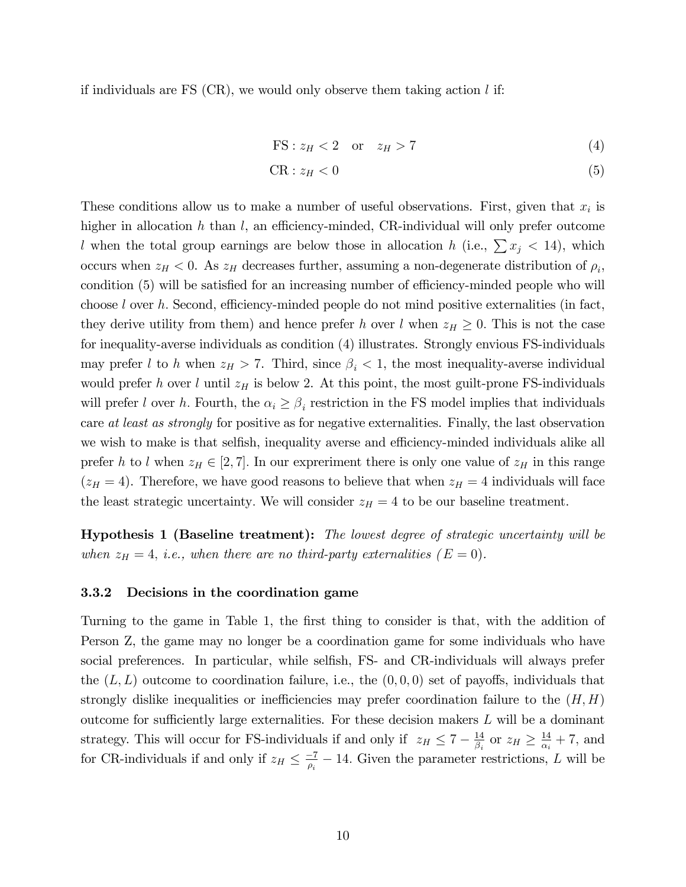if individuals are FS (CR), we would only observe them taking action $l$ if:

$$\text{FS} : z_H < 2 \quad \text{or} \quad z_H > 7 \tag{4}$$

$$\text{CR} : z_H < 0 \tag{5}$$

These conditions allow us to make a number of useful observations. First, given that $x_i$ is higher in allocation $h$ than $l$, an efficiency-minded, CR-individual will only prefer outcome $l$ when the total group earnings are below those in allocation $h$ (i.e., $\sum x_j < 14$), which occurs when $z_H < 0$. As $z_H$ decreases further, assuming a non-degenerate distribution of $\rho_i$, condition (5) will be satisfied for an increasing number of efficiency-minded people who will choose $l$ over $h$. Second, efficiency-minded people do not mind positive externalities (in fact, they derive utility from them) and hence prefer $h$ over $l$ when $z_H \geq 0$. This is not the case for inequality-averse individuals as condition (4) illustrates. Strongly envious FS-individuals may prefer $l$ to $h$ when $z_H > 7$. Third, since $\beta_i < 1$, the most inequality-averse individual would prefer $h$ over $l$ until $z_H$ is below 2. At this point, the most guilt-prone FS-individuals will prefer $l$ over $h$. Fourth, the $\alpha_i \geq \beta_i$ restriction in the FS model implies that individuals care *at least as strongly* for positive as for negative externalities. Finally, the last observation we wish to make is that selfish, inequality averse and efficiency-minded individuals alike all prefer $h$ to $l$ when $z_H \in [2, 7]$. In our expreriment there is only one value of $z_H$ in this range ($z_H = 4$). Therefore, we have good reasons to believe that when $z_H = 4$ individuals will face the least strategic uncertainty. We will consider $z_H = 4$ to be our baseline treatment.

**Hypothesis 1 (Baseline treatment):** *The lowest degree of strategic uncertainty will be when $z_H = 4$, i.e., when there are no third-party externalities ($E = 0$).*

### 3.3.2 Decisions in the coordination game

Turning to the game in Table 1, the first thing to consider is that, with the addition of Person Z, the game may no longer be a coordination game for some individuals who have social preferences. In particular, while selfish, FS- and CR-individuals will always prefer the $(L, L)$ outcome to coordination failure, i.e., the $(0, 0, 0)$ set of payoffs, individuals that strongly dislike inequalities or inefficiencies may prefer coordination failure to the $(H, H)$ outcome for sufficiently large externalities. For these decision makers $L$ will be a dominant strategy. This will occur for FS-individuals if and only if $z_H \leq 7 - \frac{14}{\beta_i}$ or $z_H \geq \frac{14}{\alpha_i} + 7$, and for CR-individuals if and only if $z_H \leq \frac{-7}{\rho_i} - 14$. Given the parameter restrictions, $L$ will be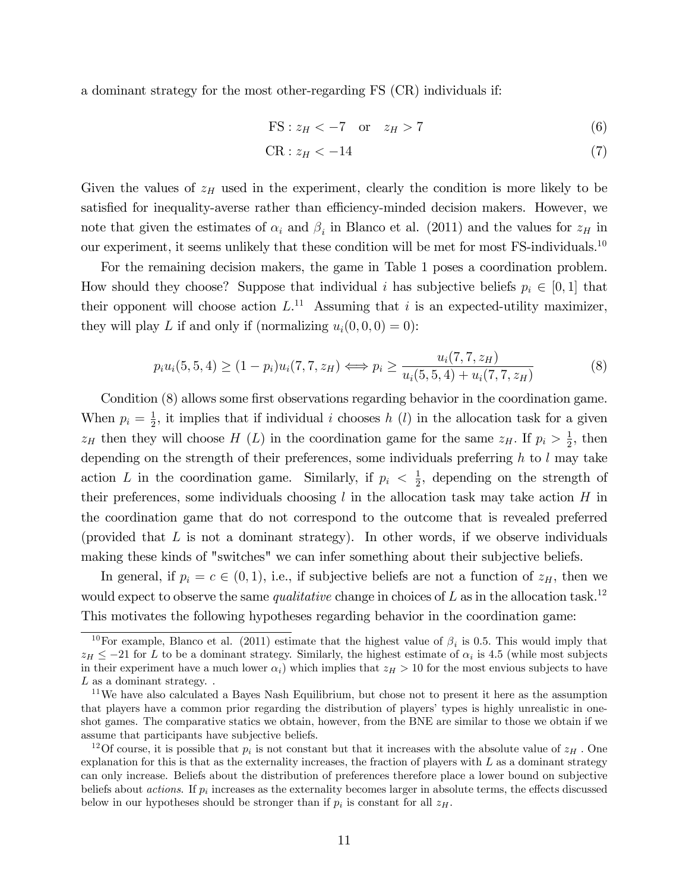a dominant strategy for the most other-regarding FS (CR) individuals if:

$$\text{FS}: z_H < -7 \quad \text{or} \quad z_H > 7 \tag{6}$$

$$\text{CR}: z_H < -14 \tag{7}$$

Given the values of $z_H$ used in the experiment, clearly the condition is more likely to be satisfied for inequality-averse rather than efficiency-minded decision makers. However, we note that given the estimates of $\alpha_i$ and $\beta_i$ in Blanco et al. (2011) and the values for $z_H$ in our experiment, it seems unlikely that these condition will be met for most FS-individuals.[10]

For the remaining decision makers, the game in Table 1 poses a coordination problem. How should they choose? Suppose that individual $i$ has subjective beliefs $p_i \in [0, 1]$ that their opponent will choose action $L$.[11] Assuming that $i$ is an expected-utility maximizer, they will play $L$ if and only if (normalizing $u_i(0, 0, 0) = 0$):

$$p_i u_i(5, 5, 4) \geq (1 - p_i) u_i(7, 7, z_H) \Longleftrightarrow p_i \geq \frac{u_i(7, 7, z_H)}{u_i(5, 5, 4) + u_i(7, 7, z_H)} \tag{8}$$

Condition (8) allows some first observations regarding behavior in the coordination game. When $p_i = \frac{1}{2}$, it implies that if individual $i$ chooses $h$ ($l$) in the allocation task for a given $z_H$ then they will choose $H$ ($L$) in the coordination game for the same $z_H$. If $p_i > \frac{1}{2}$, then depending on the strength of their preferences, some individuals preferring $h$ to $l$ may take action $L$ in the coordination game. Similarly, if $p_i < \frac{1}{2}$, depending on the strength of their preferences, some individuals choosing $l$ in the allocation task may take action $H$ in the coordination game that do not correspond to the outcome that is revealed preferred (provided that $L$ is not a dominant strategy). In other words, if we observe individuals making these kinds of "switches" we can infer something about their subjective beliefs.

In general, if $p_i = c \in (0, 1)$, i.e., if subjective beliefs are not a function of $z_H$, then we would expect to observe the same *qualitative* change in choices of $L$ as in the allocation task.[12] This motivates the following hypotheses regarding behavior in the coordination game:

---

[10] For example, Blanco et al. (2011) estimate that the highest value of $\beta_i$ is 0.5. This would imply that $z_H \leq -21$ for $L$ to be a dominant strategy. Similarly, the highest estimate of $\alpha_i$ is 4.5 (while most subjects in their experiment have a much lower $\alpha_i$) which implies that $z_H > 10$ for the most envious subjects to have $L$ as a dominant strategy. .

[11] We have also calculated a Bayes Nash Equilibrium, but chose not to present it here as the assumption that players have a common prior regarding the distribution of players' types is highly unrealistic in one-shot games. The comparative statics we obtain, however, from the BNE are similar to those we obtain if we assume that participants have subjective beliefs.

[12] Of course, it is possible that $p_i$ is not constant but that it increases with the absolute value of $z_H$ . One explanation for this is that as the externality increases, the fraction of players with $L$ as a dominant strategy can only increase. Beliefs about the distribution of preferences therefore place a lower bound on subjective beliefs about *actions*. If $p_i$ increases as the externality becomes larger in absolute terms, the effects discussed below in our hypotheses should be stronger than if $p_i$ is constant for all $z_H$.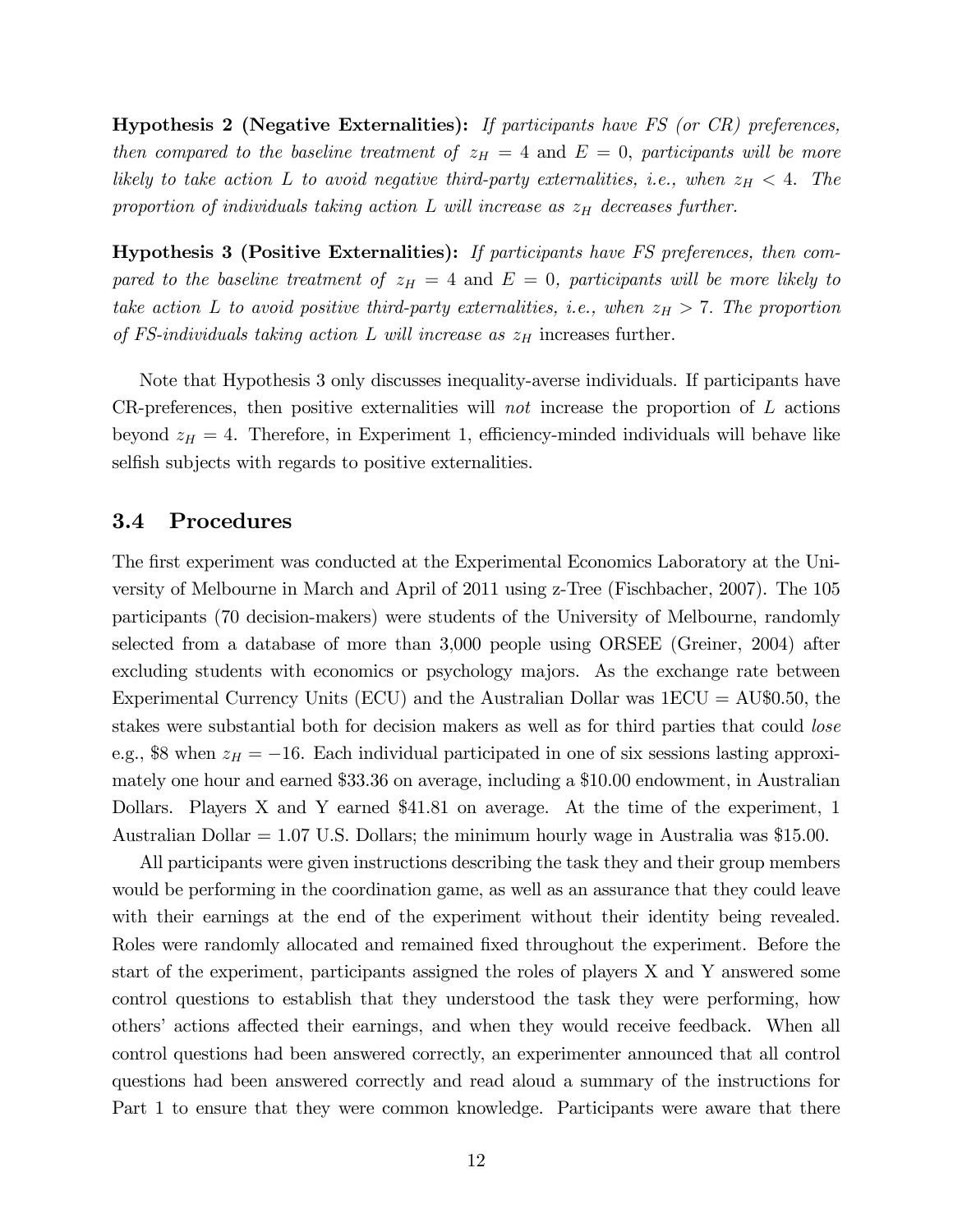**Hypothesis 2 (Negative Externalities):** *If participants have FS (or CR) preferences, then compared to the baseline treatment of* $z_H = 4$ and $E = 0$*, participants will be more likely to take action L to avoid negative third-party externalities, i.e., when* $z_H < 4$*. The proportion of individuals taking action L will increase as* $z_H$ *decreases further.*

**Hypothesis 3 (Positive Externalities):** *If participants have FS preferences, then compared to the baseline treatment of* $z_H = 4$ and $E = 0$*, participants will be more likely to take action L to avoid positive third-party externalities, i.e., when* $z_H > 7$*. The proportion of FS-individuals taking action L will increase as* $z_H$ increases further.

Note that Hypothesis 3 only discusses inequality-averse individuals. If participants have CR-preferences, then positive externalities will *not* increase the proportion of $L$ actions beyond $z_H = 4$. Therefore, in Experiment 1, efficiency-minded individuals will behave like selfish subjects with regards to positive externalities.

### 3.4 Procedures

The first experiment was conducted at the Experimental Economics Laboratory at the University of Melbourne in March and April of 2011 using z-Tree (Fischbacher, 2007). The 105 participants (70 decision-makers) were students of the University of Melbourne, randomly selected from a database of more than 3,000 people using ORSEE (Greiner, 2004) after excluding students with economics or psychology majors. As the exchange rate between Experimental Currency Units (ECU) and the Australian Dollar was 1ECU = AU$0.50, the stakes were substantial both for decision makers as well as for third parties that could *lose* e.g., $8 when $z_H = -16$. Each individual participated in one of six sessions lasting approximately one hour and earned $33.36 on average, including a $10.00 endowment, in Australian Dollars. Players X and Y earned $41.81 on average. At the time of the experiment, 1 Australian Dollar = 1.07 U.S. Dollars; the minimum hourly wage in Australia was $15.00.

All participants were given instructions describing the task they and their group members would be performing in the coordination game, as well as an assurance that they could leave with their earnings at the end of the experiment without their identity being revealed. Roles were randomly allocated and remained fixed throughout the experiment. Before the start of the experiment, participants assigned the roles of players X and Y answered some control questions to establish that they understood the task they were performing, how others' actions affected their earnings, and when they would receive feedback. When all control questions had been answered correctly, an experimenter announced that all control questions had been answered correctly and read aloud a summary of the instructions for Part 1 to ensure that they were common knowledge. Participants were aware that there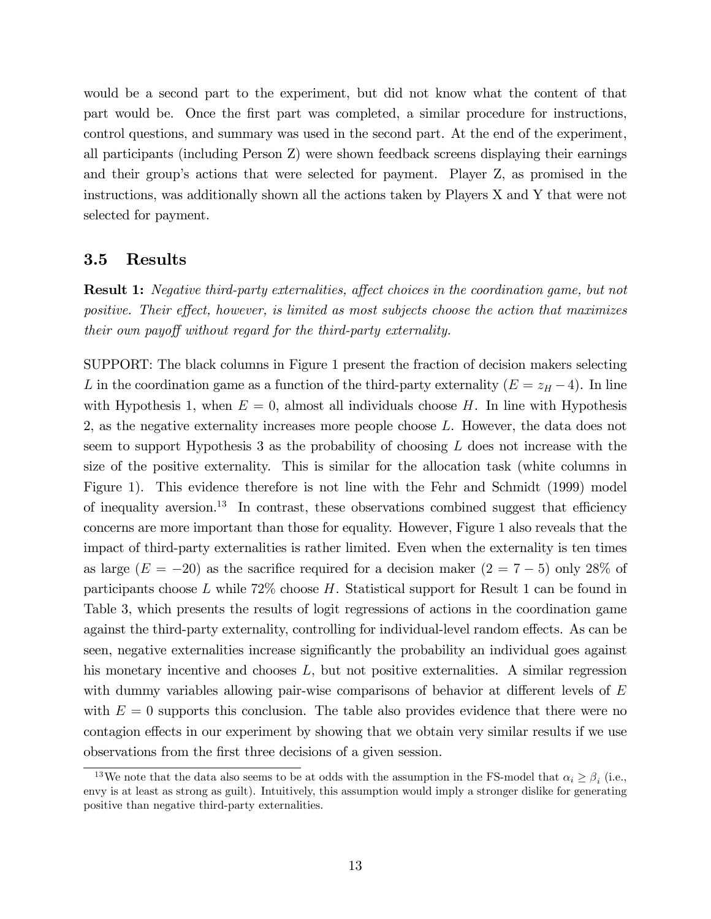would be a second part to the experiment, but did not know what the content of that part would be. Once the first part was completed, a similar procedure for instructions, control questions, and summary was used in the second part. At the end of the experiment, all participants (including Person Z) were shown feedback screens displaying their earnings and their group's actions that were selected for payment. Player Z, as promised in the instructions, was additionally shown all the actions taken by Players X and Y that were not selected for payment.

### 3.5 Results

**Result 1:** *Negative third-party externalities, affect choices in the coordination game, but not positive. Their effect, however, is limited as most subjects choose the action that maximizes their own payoff without regard for the third-party externality.*

SUPPORT: The black columns in Figure 1 present the fraction of decision makers selecting $L$ in the coordination game as a function of the third-party externality ($E = z_H - 4$). In line with Hypothesis 1, when $E = 0$, almost all individuals choose $H$. In line with Hypothesis 2, as the negative externality increases more people choose $L$. However, the data does not seem to support Hypothesis 3 as the probability of choosing $L$ does not increase with the size of the positive externality. This is similar for the allocation task (white columns in Figure 1). This evidence therefore is not line with the Fehr and Schmidt (1999) model of inequality aversion.[13] In contrast, these observations combined suggest that efficiency concerns are more important than those for equality. However, Figure 1 also reveals that the impact of third-party externalities is rather limited. Even when the externality is ten times as large ($E = -20$) as the sacrifice required for a decision maker ($2 = 7 - 5$) only 28% of participants choose $L$ while 72% choose $H$. Statistical support for Result 1 can be found in Table 3, which presents the results of logit regressions of actions in the coordination game against the third-party externality, controlling for individual-level random effects. As can be seen, negative externalities increase significantly the probability an individual goes against his monetary incentive and chooses $L$, but not positive externalities. A similar regression with dummy variables allowing pair-wise comparisons of behavior at different levels of $E$ with $E = 0$ supports this conclusion. The table also provides evidence that there were no contagion effects in our experiment by showing that we obtain very similar results if we use observations from the first three decisions of a given session.

[13] We note that the data also seems to be at odds with the assumption in the FS-model that $\alpha_i \geq \beta_i$ (i.e., envy is at least as strong as guilt). Intuitively, this assumption would imply a stronger dislike for generating positive than negative third-party externalities.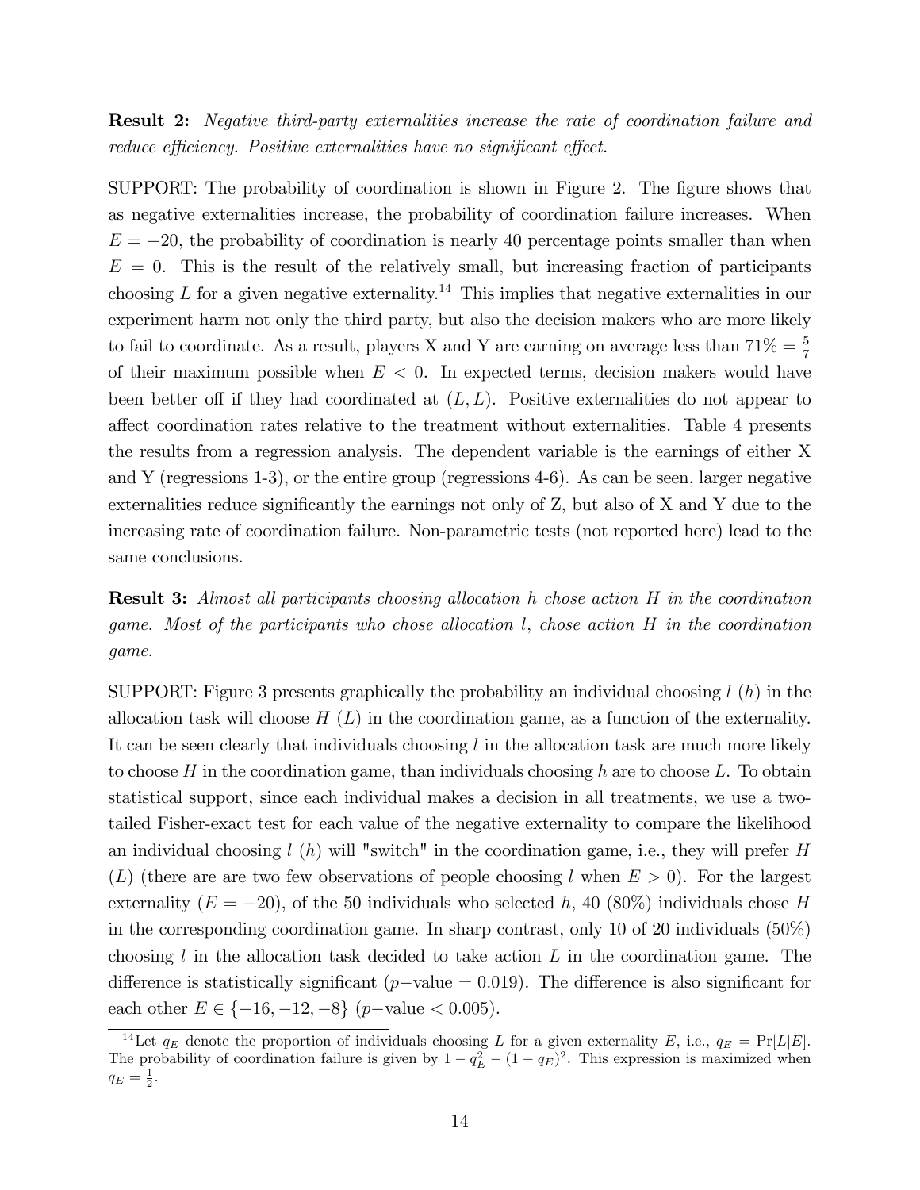**Result 2:** *Negative third-party externalities increase the rate of coordination failure and reduce efficiency. Positive externalities have no significant effect.*

SUPPORT: The probability of coordination is shown in Figure 2. The figure shows that as negative externalities increase, the probability of coordination failure increases. When $E = -20$, the probability of coordination is nearly 40 percentage points smaller than when $E = 0$. This is the result of the relatively small, but increasing fraction of participants choosing $L$ for a given negative externality.[14] This implies that negative externalities in our experiment harm not only the third party, but also the decision makers who are more likely to fail to coordinate. As a result, players X and Y are earning on average less than $71\% = \frac{5}{7}$ of their maximum possible when $E < 0$. In expected terms, decision makers would have been better off if they had coordinated at $(L, L)$. Positive externalities do not appear to affect coordination rates relative to the treatment without externalities. Table 4 presents the results from a regression analysis. The dependent variable is the earnings of either X and Y (regressions 1-3), or the entire group (regressions 4-6). As can be seen, larger negative externalities reduce significantly the earnings not only of Z, but also of X and Y due to the increasing rate of coordination failure. Non-parametric tests (not reported here) lead to the same conclusions.

**Result 3:** *Almost all participants choosing allocation $h$ chose action $H$ in the coordination game. Most of the participants who chose allocation $l$, chose action $H$ in the coordination game.*

SUPPORT: Figure 3 presents graphically the probability an individual choosing $l$ ($h$) in the allocation task will choose $H$ ($L$) in the coordination game, as a function of the externality. It can be seen clearly that individuals choosing $l$ in the allocation task are much more likely to choose $H$ in the coordination game, than individuals choosing $h$ are to choose $L$. To obtain statistical support, since each individual makes a decision in all treatments, we use a two-tailed Fisher-exact test for each value of the negative externality to compare the likelihood an individual choosing $l$ ($h$) will "switch" in the coordination game, i.e., they will prefer $H$ ($L$) (there are are two few observations of people choosing $l$ when $E > 0$). For the largest externality ($E = -20$), of the 50 individuals who selected $h$, 40 (80%) individuals chose $H$ in the corresponding coordination game. In sharp contrast, only 10 of 20 individuals (50%) choosing $l$ in the allocation task decided to take action $L$ in the coordination game. The difference is statistically significant ($p-$value $= 0.019$). The difference is also significant for each other $E \in \{-16, -12, -8\}$ ($p-$value $< 0.005$).

[14] Let $q_E$ denote the proportion of individuals choosing $L$ for a given externality $E$, i.e., $q_E = \Pr[L|E]$. The probability of coordination failure is given by $1 - q_E^2 - (1 - q_E)^2$. This expression is maximized when $q_E = \frac{1}{2}$.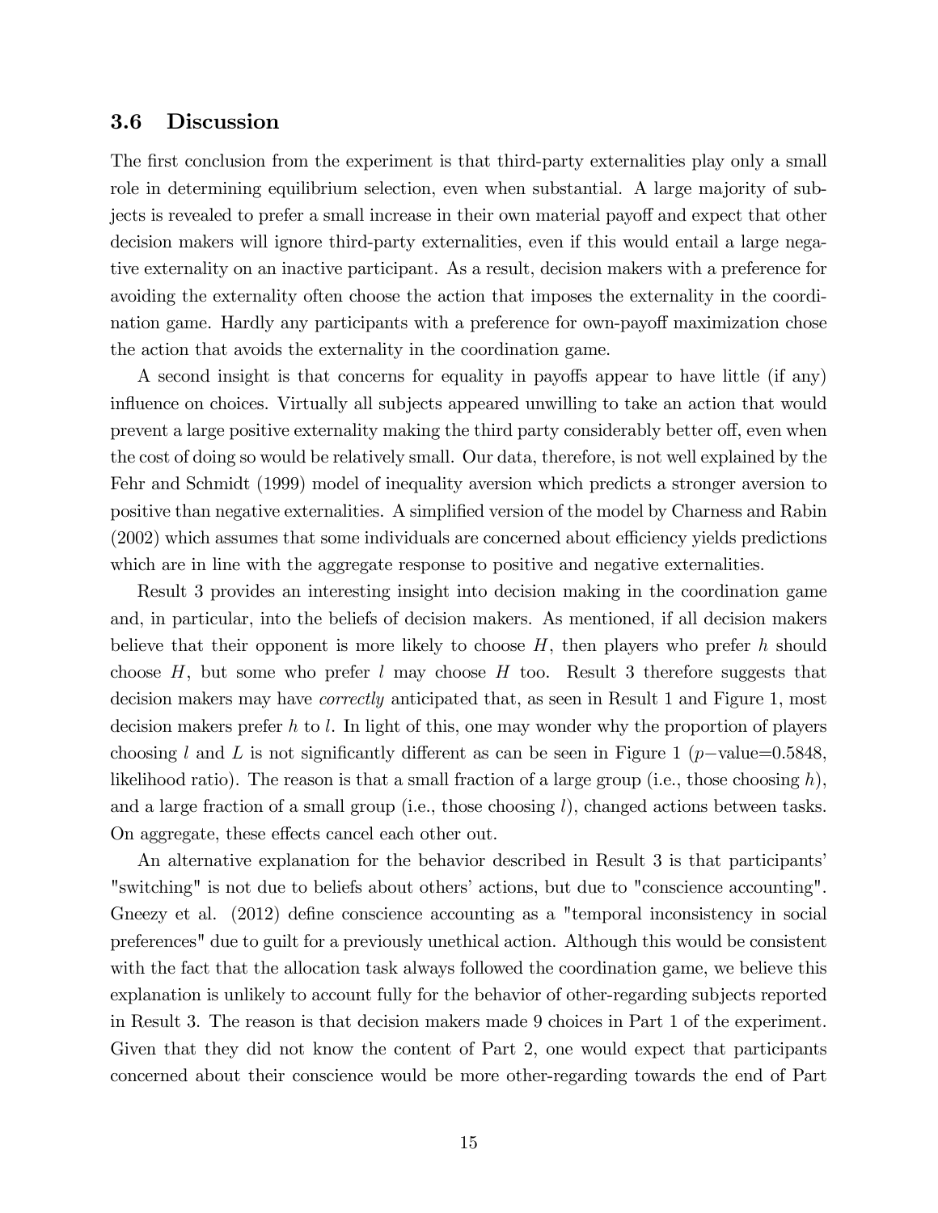### 3.6 Discussion

The first conclusion from the experiment is that third-party externalities play only a small role in determining equilibrium selection, even when substantial. A large majority of subjects is revealed to prefer a small increase in their own material payoff and expect that other decision makers will ignore third-party externalities, even if this would entail a large negative externality on an inactive participant. As a result, decision makers with a preference for avoiding the externality often choose the action that imposes the externality in the coordination game. Hardly any participants with a preference for own-payoff maximization chose the action that avoids the externality in the coordination game.

A second insight is that concerns for equality in payoffs appear to have little (if any) influence on choices. Virtually all subjects appeared unwilling to take an action that would prevent a large positive externality making the third party considerably better off, even when the cost of doing so would be relatively small. Our data, therefore, is not well explained by the Fehr and Schmidt (1999) model of inequality aversion which predicts a stronger aversion to positive than negative externalities. A simplified version of the model by Charness and Rabin (2002) which assumes that some individuals are concerned about efficiency yields predictions which are in line with the aggregate response to positive and negative externalities.

Result 3 provides an interesting insight into decision making in the coordination game and, in particular, into the beliefs of decision makers. As mentioned, if all decision makers believe that their opponent is more likely to choose $H$, then players who prefer $h$ should choose $H$, but some who prefer $l$ may choose $H$ too. Result 3 therefore suggests that decision makers may have *correctly* anticipated that, as seen in Result 1 and Figure 1, most decision makers prefer $h$ to $l$. In light of this, one may wonder why the proportion of players choosing $l$ and $L$ is not significantly different as can be seen in Figure 1 ($p-$value=0.5848, likelihood ratio). The reason is that a small fraction of a large group (i.e., those choosing $h$), and a large fraction of a small group (i.e., those choosing $l$), changed actions between tasks. On aggregate, these effects cancel each other out.

An alternative explanation for the behavior described in Result 3 is that participants' "switching" is not due to beliefs about others' actions, but due to "conscience accounting". Gneezy et al. (2012) define conscience accounting as a "temporal inconsistency in social preferences" due to guilt for a previously unethical action. Although this would be consistent with the fact that the allocation task always followed the coordination game, we believe this explanation is unlikely to account fully for the behavior of other-regarding subjects reported in Result 3. The reason is that decision makers made 9 choices in Part 1 of the experiment. Given that they did not know the content of Part 2, one would expect that participants concerned about their conscience would be more other-regarding towards the end of Part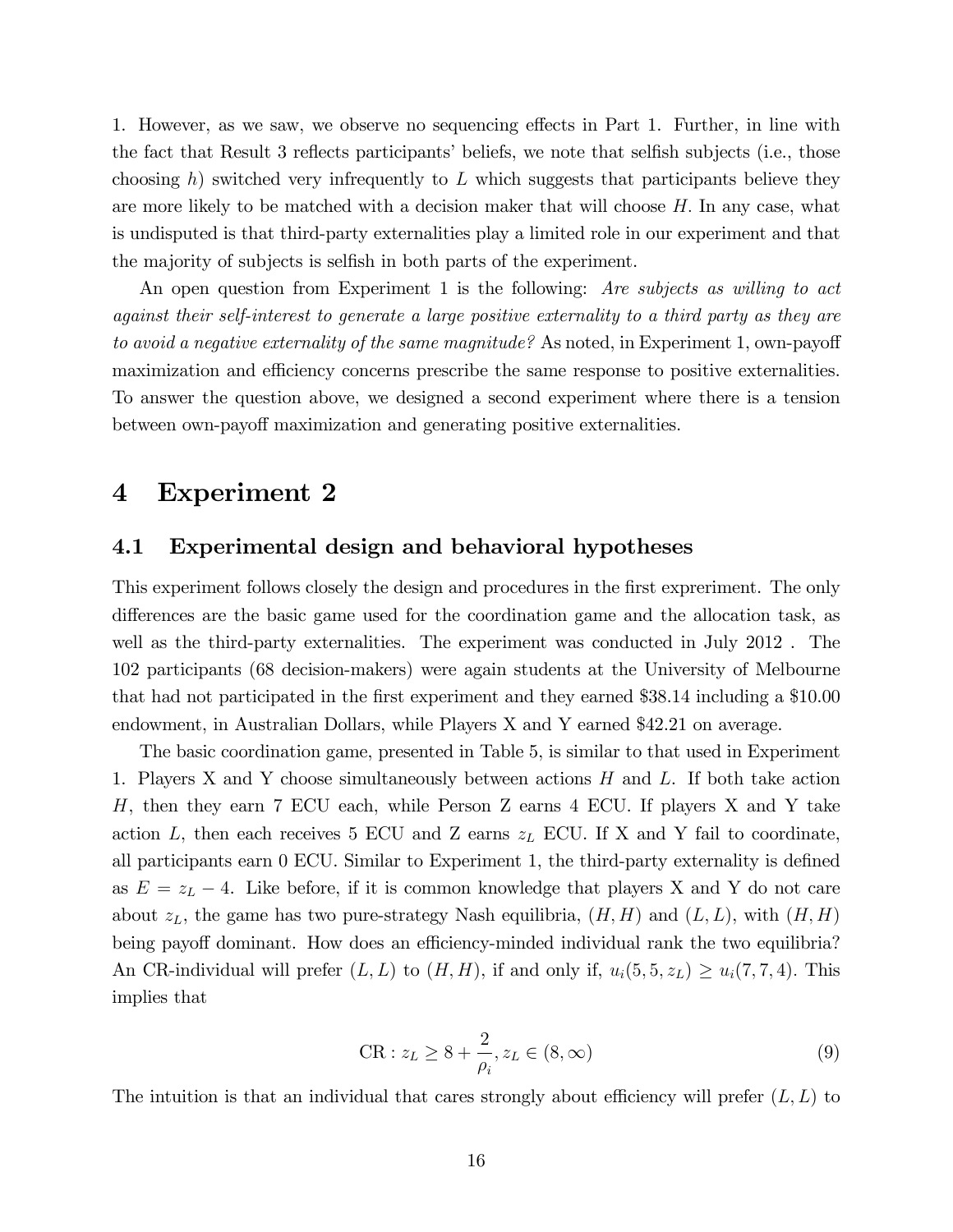1. However, as we saw, we observe no sequencing effects in Part 1. Further, in line with the fact that Result 3 reflects participants' beliefs, we note that selfish subjects (i.e., those choosing $h$) switched very infrequently to $L$ which suggests that participants believe they are more likely to be matched with a decision maker that will choose $H$. In any case, what is undisputed is that third-party externalities play a limited role in our experiment and that the majority of subjects is selfish in both parts of the experiment.

An open question from Experiment 1 is the following: *Are subjects as willing to act against their self-interest to generate a large positive externality to a third party as they are to avoid a negative externality of the same magnitude?* As noted, in Experiment 1, own-payoff maximization and efficiency concerns prescribe the same response to positive externalities. To answer the question above, we designed a second experiment where there is a tension between own-payoff maximization and generating positive externalities.

# 4 Experiment 2

## 4.1 Experimental design and behavioral hypotheses

This experiment follows closely the design and procedures in the first expreriment. The only differences are the basic game used for the coordination game and the allocation task, as well as the third-party externalities. The experiment was conducted in July 2012 . The 102 participants (68 decision-makers) were again students at the University of Melbourne that had not participated in the first experiment and they earned \$38.14 including a \$10.00 endowment, in Australian Dollars, while Players X and Y earned \$42.21 on average.

The basic coordination game, presented in Table 5, is similar to that used in Experiment 1. Players X and Y choose simultaneously between actions $H$ and $L$. If both take action $H$, then they earn 7 ECU each, while Person Z earns 4 ECU. If players X and Y take action $L$, then each receives 5 ECU and Z earns $z_L$ ECU. If X and Y fail to coordinate, all participants earn 0 ECU. Similar to Experiment 1, the third-party externality is defined as $E = z_L - 4$. Like before, if it is common knowledge that players X and Y do not care about $z_L$, the game has two pure-strategy Nash equilibria, $(H, H)$ and $(L, L)$, with $(H, H)$ being payoff dominant. How does an efficiency-minded individual rank the two equilibria? An CR-individual will prefer $(L, L)$ to $(H, H)$, if and only if, $u_i(5, 5, z_L) \geq u_i(7, 7, 4)$. This implies that

$$\text{CR} : z_L \geq 8 + \frac{2}{\rho_i}, z_L \in (8, \infty) \tag{9}$$

The intuition is that an individual that cares strongly about efficiency will prefer $(L, L)$ to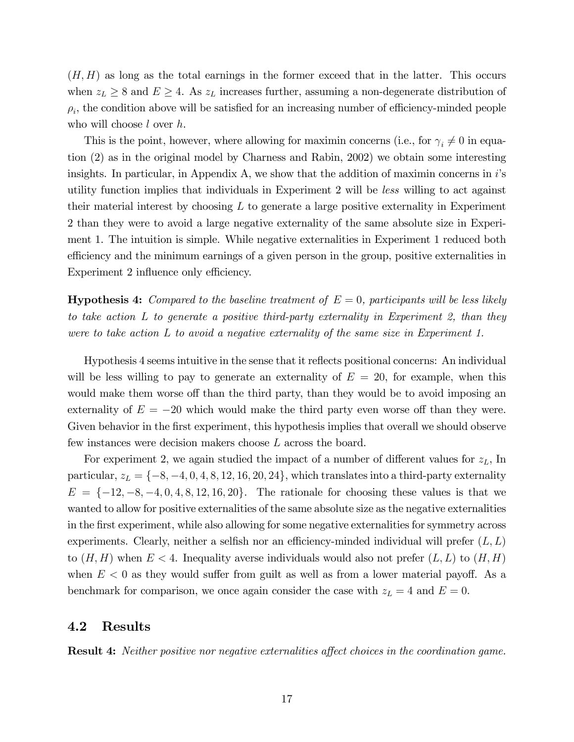$(H, H)$ as long as the total earnings in the former exceed that in the latter. This occurs when $z_L \geq 8$ and $E \geq 4$. As $z_L$ increases further, assuming a non-degenerate distribution of $\rho_i$, the condition above will be satisfied for an increasing number of efficiency-minded people who will choose $l$ over $h$.

This is the point, however, where allowing for maximin concerns (i.e., for $\gamma_i \neq 0$ in equation (2) as in the original model by Charness and Rabin, 2002) we obtain some interesting insights. In particular, in Appendix A, we show that the addition of maximin concerns in $i$'s utility function implies that individuals in Experiment 2 will be *less* willing to act against their material interest by choosing $L$ to generate a large positive externality in Experiment 2 than they were to avoid a large negative externality of the same absolute size in Experiment 1. The intuition is simple. While negative externalities in Experiment 1 reduced both efficiency and the minimum earnings of a given person in the group, positive externalities in Experiment 2 influence only efficiency.

**Hypothesis 4:** *Compared to the baseline treatment of $E = 0$, participants will be less likely to take action $L$ to generate a positive third-party externality in Experiment 2, than they were to take action $L$ to avoid a negative externality of the same size in Experiment 1.*

Hypothesis 4 seems intuitive in the sense that it reflects positional concerns: An individual will be less willing to pay to generate an externality of $E = 20$, for example, when this would make them worse off than the third party, than they would be to avoid imposing an externality of $E = -20$ which would make the third party even worse off than they were. Given behavior in the first experiment, this hypothesis implies that overall we should observe few instances were decision makers choose $L$ across the board.

For experiment 2, we again studied the impact of a number of different values for $z_L$, In particular, $z_L = \{-8, -4, 0, 4, 8, 12, 16, 20, 24\}$, which translates into a third-party externality $E = \{-12, -8, -4, 0, 4, 8, 12, 16, 20\}$. The rationale for choosing these values is that we wanted to allow for positive externalities of the same absolute size as the negative externalities in the first experiment, while also allowing for some negative externalities for symmetry across experiments. Clearly, neither a selfish nor an efficiency-minded individual will prefer $(L, L)$ to $(H, H)$ when $E < 4$. Inequality averse individuals would also not prefer $(L, L)$ to $(H, H)$ when $E < 0$ as they would suffer from guilt as well as from a lower material payoff. As a benchmark for comparison, we once again consider the case with $z_L = 4$ and $E = 0$.

## 4.2 Results

**Result 4:** *Neither positive nor negative externalities affect choices in the coordination game.*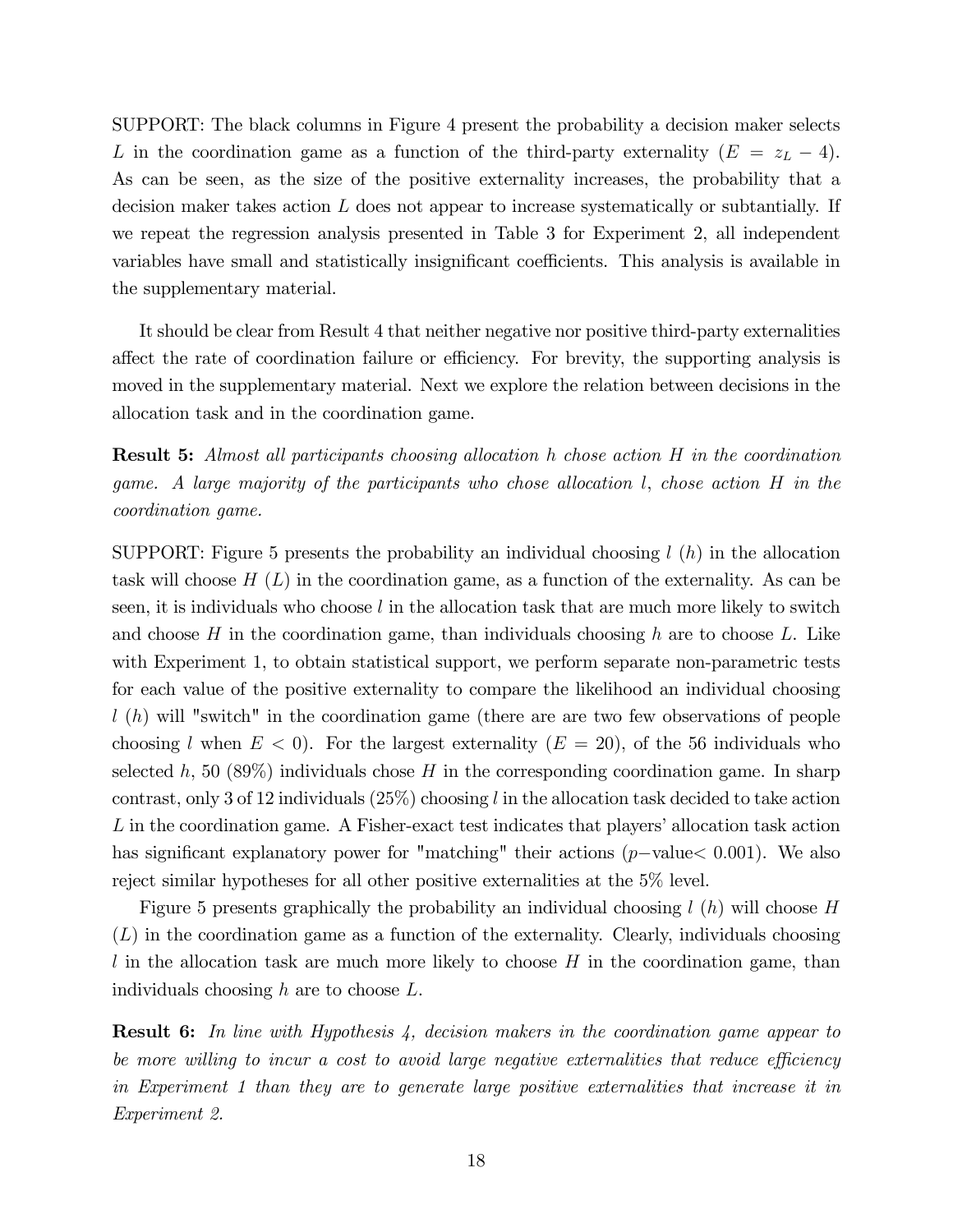SUPPORT: The black columns in Figure 4 present the probability a decision maker selects $L$ in the coordination game as a function of the third-party externality ($E = z_L - 4$). As can be seen, as the size of the positive externality increases, the probability that a decision maker takes action $L$ does not appear to increase systematically or subtantially. If we repeat the regression analysis presented in Table 3 for Experiment 2, all independent variables have small and statistically insignificant coefficients. This analysis is available in the supplementary material.

It should be clear from Result 4 that neither negative nor positive third-party externalities affect the rate of coordination failure or efficiency. For brevity, the supporting analysis is moved in the supplementary material. Next we explore the relation between decisions in the allocation task and in the coordination game.

**Result 5:** *Almost all participants choosing allocation $h$ chose action $H$ in the coordination game. A large majority of the participants who chose allocation $l$, chose action $H$ in the coordination game.*

SUPPORT: Figure 5 presents the probability an individual choosing $l$ ($h$) in the allocation task will choose $H$ ($L$) in the coordination game, as a function of the externality. As can be seen, it is individuals who choose $l$ in the allocation task that are much more likely to switch and choose $H$ in the coordination game, than individuals choosing $h$ are to choose $L$. Like with Experiment 1, to obtain statistical support, we perform separate non-parametric tests for each value of the positive externality to compare the likelihood an individual choosing $l$ ($h$) will "switch" in the coordination game (there are are two few observations of people choosing $l$ when $E < 0$). For the largest externality ($E = 20$), of the 56 individuals who selected $h$, 50 (89%) individuals chose $H$ in the corresponding coordination game. In sharp contrast, only 3 of 12 individuals (25%) choosing $l$ in the allocation task decided to take action $L$ in the coordination game. A Fisher-exact test indicates that players' allocation task action has significant explanatory power for "matching" their actions ($p-$value$< 0.001$). We also reject similar hypotheses for all other positive externalities at the 5% level.

Figure 5 presents graphically the probability an individual choosing $l$ ($h$) will choose $H$ ($L$) in the coordination game as a function of the externality. Clearly, individuals choosing $l$ in the allocation task are much more likely to choose $H$ in the coordination game, than individuals choosing $h$ are to choose $L$.

**Result 6:** *In line with Hypothesis 4, decision makers in the coordination game appear to be more willing to incur a cost to avoid large negative externalities that reduce efficiency in Experiment 1 than they are to generate large positive externalities that increase it in Experiment 2.*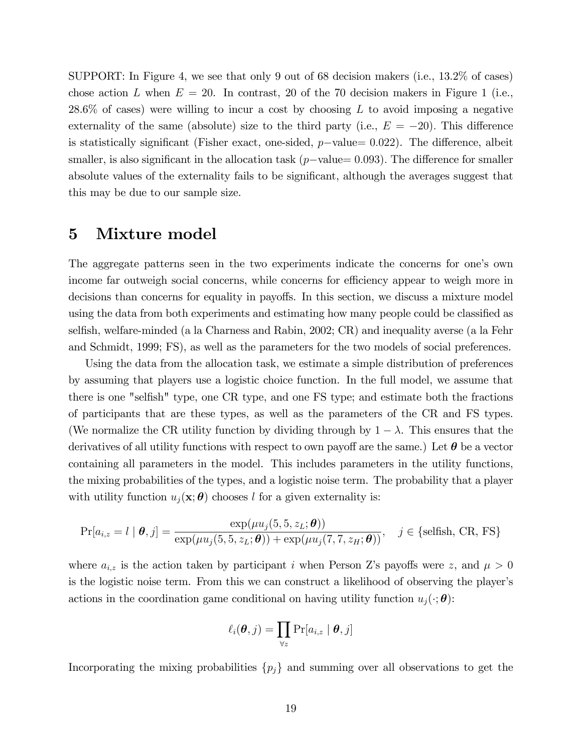SUPPORT: In Figure 4, we see that only 9 out of 68 decision makers (i.e., 13.2% of cases) chose action $L$ when $E = 20$. In contrast, 20 of the 70 decision makers in Figure 1 (i.e., 28.6% of cases) were willing to incur a cost by choosing $L$ to avoid imposing a negative externality of the same (absolute) size to the third party (i.e., $E = -20$). This difference is statistically significant (Fisher exact, one-sided, $p-$value= 0.022). The difference, albeit smaller, is also significant in the allocation task ($p-$value= 0.093). The difference for smaller absolute values of the externality fails to be significant, although the averages suggest that this may be due to our sample size.

# 5 Mixture model

The aggregate patterns seen in the two experiments indicate the concerns for one's own income far outweigh social concerns, while concerns for efficiency appear to weigh more in decisions than concerns for equality in payoffs. In this section, we discuss a mixture model using the data from both experiments and estimating how many people could be classified as selfish, welfare-minded (a la Charness and Rabin, 2002; CR) and inequality averse (a la Fehr and Schmidt, 1999; FS), as well as the parameters for the two models of social preferences.

Using the data from the allocation task, we estimate a simple distribution of preferences by assuming that players use a logistic choice function. In the full model, we assume that there is one "selfish" type, one CR type, and one FS type; and estimate both the fractions of participants that are these types, as well as the parameters of the CR and FS types. (We normalize the CR utility function by dividing through by $1 - \lambda$. This ensures that the derivatives of all utility functions with respect to own payoff are the same.) Let $\boldsymbol{\theta}$ be a vector containing all parameters in the model. This includes parameters in the utility functions, the mixing probabilities of the types, and a logistic noise term. The probability that a player with utility function $u_j(\mathbf{x}; \boldsymbol{\theta})$ chooses $l$ for a given externality is:

$$\Pr[a_{i,z} = l \mid \boldsymbol{\theta}, j] = \frac{\exp(\mu u_j(5, 5, z_L; \boldsymbol{\theta}))}{\exp(\mu u_j(5, 5, z_L; \boldsymbol{\theta})) + \exp(\mu u_j(7, 7, z_H; \boldsymbol{\theta}))}, \quad j \in \{\text{selfish, CR, FS}\}$$

where $a_{i,z}$ is the action taken by participant $i$ when Person Z's payoffs were $z$, and $\mu > 0$ is the logistic noise term. From this we can construct a likelihood of observing the player's actions in the coordination game conditional on having utility function $u_j(\cdot; \boldsymbol{\theta})$:

$$\ell_i(\boldsymbol{\theta}, j) = \prod_{\forall z} \Pr[a_{i,z} \mid \boldsymbol{\theta}, j]$$

Incorporating the mixing probabilities $\{p_j\}$ and summing over all observations to get the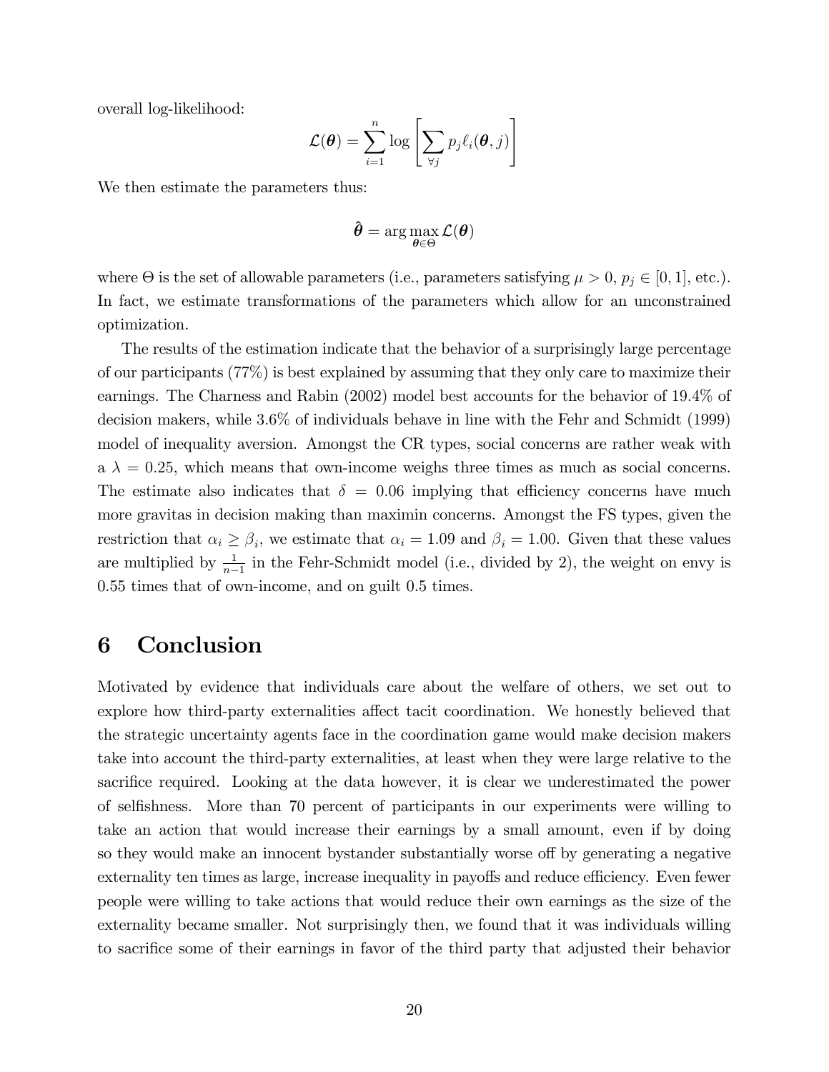overall log-likelihood:

$$\mathcal{L}(\boldsymbol{\theta}) = \sum_{i=1}^{n} \log \left[ \sum_{\forall j} p_j \ell_i(\boldsymbol{\theta}, j) \right]$$

We then estimate the parameters thus:

$$\hat{\boldsymbol{\theta}} = \arg\max_{\boldsymbol{\theta} \in \Theta} \mathcal{L}(\boldsymbol{\theta})$$

where $\Theta$ is the set of allowable parameters (i.e., parameters satisfying $\mu > 0$, $p_j \in [0, 1]$, etc.). In fact, we estimate transformations of the parameters which allow for an unconstrained optimization.

The results of the estimation indicate that the behavior of a surprisingly large percentage of our participants (77%) is best explained by assuming that they only care to maximize their earnings. The Charness and Rabin (2002) model best accounts for the behavior of 19.4% of decision makers, while 3.6% of individuals behave in line with the Fehr and Schmidt (1999) model of inequality aversion. Amongst the CR types, social concerns are rather weak with a $\lambda = 0.25$, which means that own-income weighs three times as much as social concerns. The estimate also indicates that $\delta = 0.06$ implying that efficiency concerns have much more gravitas in decision making than maximin concerns. Amongst the FS types, given the restriction that $\alpha_i \geq \beta_i$, we estimate that $\alpha_i = 1.09$ and $\beta_i = 1.00$. Given that these values are multiplied by $\frac{1}{n-1}$ in the Fehr-Schmidt model (i.e., divided by 2), the weight on envy is 0.55 times that of own-income, and on guilt 0.5 times.

# 6 Conclusion

Motivated by evidence that individuals care about the welfare of others, we set out to explore how third-party externalities affect tacit coordination. We honestly believed that the strategic uncertainty agents face in the coordination game would make decision makers take into account the third-party externalities, at least when they were large relative to the sacrifice required. Looking at the data however, it is clear we underestimated the power of selfishness. More than 70 percent of participants in our experiments were willing to take an action that would increase their earnings by a small amount, even if by doing so they would make an innocent bystander substantially worse off by generating a negative externality ten times as large, increase inequality in payoffs and reduce efficiency. Even fewer people were willing to take actions that would reduce their own earnings as the size of the externality became smaller. Not surprisingly then, we found that it was individuals willing to sacrifice some of their earnings in favor of the third party that adjusted their behavior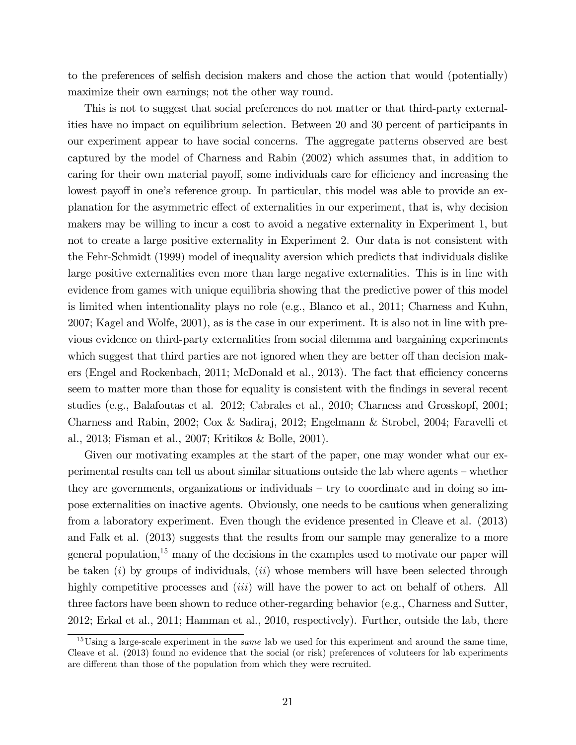to the preferences of selfish decision makers and chose the action that would (potentially) maximize their own earnings; not the other way round.

This is not to suggest that social preferences do not matter or that third-party externalities have no impact on equilibrium selection. Between 20 and 30 percent of participants in our experiment appear to have social concerns. The aggregate patterns observed are best captured by the model of Charness and Rabin (2002) which assumes that, in addition to caring for their own material payoff, some individuals care for efficiency and increasing the lowest payoff in one's reference group. In particular, this model was able to provide an explanation for the asymmetric effect of externalities in our experiment, that is, why decision makers may be willing to incur a cost to avoid a negative externality in Experiment 1, but not to create a large positive externality in Experiment 2. Our data is not consistent with the Fehr-Schmidt (1999) model of inequality aversion which predicts that individuals dislike large positive externalities even more than large negative externalities. This is in line with evidence from games with unique equilibria showing that the predictive power of this model is limited when intentionality plays no role (e.g., Blanco et al., 2011; Charness and Kuhn, 2007; Kagel and Wolfe, 2001), as is the case in our experiment. It is also not in line with previous evidence on third-party externalities from social dilemma and bargaining experiments which suggest that third parties are not ignored when they are better off than decision makers (Engel and Rockenbach, 2011; McDonald et al., 2013). The fact that efficiency concerns seem to matter more than those for equality is consistent with the findings in several recent studies (e.g., Balafoutas et al. 2012; Cabrales et al., 2010; Charness and Grosskopf, 2001; Charness and Rabin, 2002; Cox & Sadiraj, 2012; Engelmann & Strobel, 2004; Faravelli et al., 2013; Fisman et al., 2007; Kritikos & Bolle, 2001).

Given our motivating examples at the start of the paper, one may wonder what our experimental results can tell us about similar situations outside the lab where agents – whether they are governments, organizations or individuals – try to coordinate and in doing so impose externalities on inactive agents. Obviously, one needs to be cautious when generalizing from a laboratory experiment. Even though the evidence presented in Cleave et al. (2013) and Falk et al. (2013) suggests that the results from our sample may generalize to a more general population,[15] many of the decisions in the examples used to motivate our paper will be taken (*i*) by groups of individuals, (*ii*) whose members will have been selected through highly competitive processes and (*iii*) will have the power to act on behalf of others. All three factors have been shown to reduce other-regarding behavior (e.g., Charness and Sutter, 2012; Erkal et al., 2011; Hamman et al., 2010, respectively). Further, outside the lab, there

[15] Using a large-scale experiment in the *same* lab we used for this experiment and around the same time, Cleave et al. (2013) found no evidence that the social (or risk) preferences of voluteers for lab experiments are different than those of the population from which they were recruited.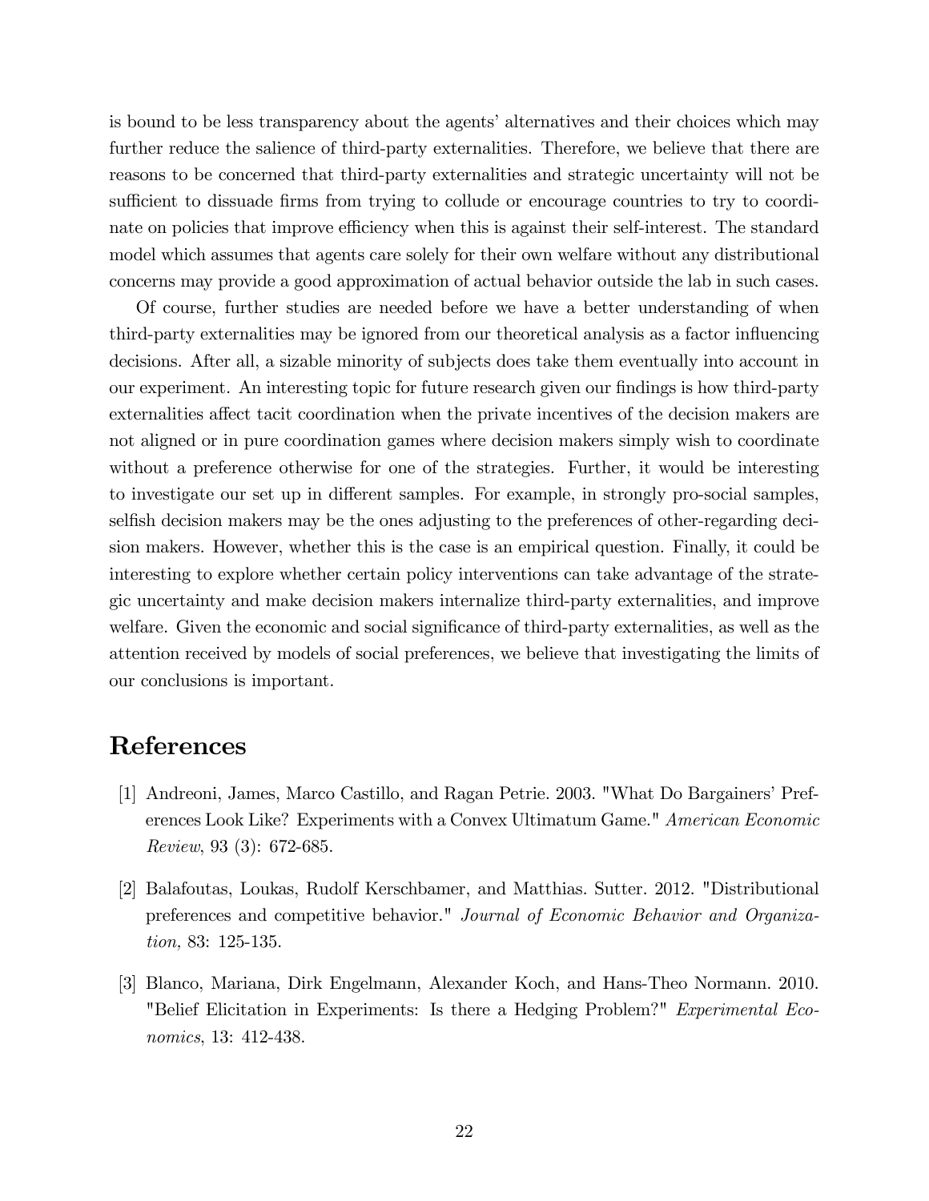is bound to be less transparency about the agents' alternatives and their choices which may further reduce the salience of third-party externalities. Therefore, we believe that there are reasons to be concerned that third-party externalities and strategic uncertainty will not be sufficient to dissuade firms from trying to collude or encourage countries to try to coordinate on policies that improve efficiency when this is against their self-interest. The standard model which assumes that agents care solely for their own welfare without any distributional concerns may provide a good approximation of actual behavior outside the lab in such cases.

Of course, further studies are needed before we have a better understanding of when third-party externalities may be ignored from our theoretical analysis as a factor influencing decisions. After all, a sizable minority of subjects does take them eventually into account in our experiment. An interesting topic for future research given our findings is how third-party externalities affect tacit coordination when the private incentives of the decision makers are not aligned or in pure coordination games where decision makers simply wish to coordinate without a preference otherwise for one of the strategies. Further, it would be interesting to investigate our set up in different samples. For example, in strongly pro-social samples, selfish decision makers may be the ones adjusting to the preferences of other-regarding decision makers. However, whether this is the case is an empirical question. Finally, it could be interesting to explore whether certain policy interventions can take advantage of the strategic uncertainty and make decision makers internalize third-party externalities, and improve welfare. Given the economic and social significance of third-party externalities, as well as the attention received by models of social preferences, we believe that investigating the limits of our conclusions is important.

# References

[1] Andreoni, James, Marco Castillo, and Ragan Petrie. 2003. "What Do Bargainers' Preferences Look Like? Experiments with a Convex Ultimatum Game." *American Economic Review*, 93 (3): 672-685.

[2] Balafoutas, Loukas, Rudolf Kerschbamer, and Matthias. Sutter. 2012. "Distributional preferences and competitive behavior." *Journal of Economic Behavior and Organization,* 83: 125-135.

[3] Blanco, Mariana, Dirk Engelmann, Alexander Koch, and Hans-Theo Normann. 2010. "Belief Elicitation in Experiments: Is there a Hedging Problem?" *Experimental Economics*, 13: 412-438.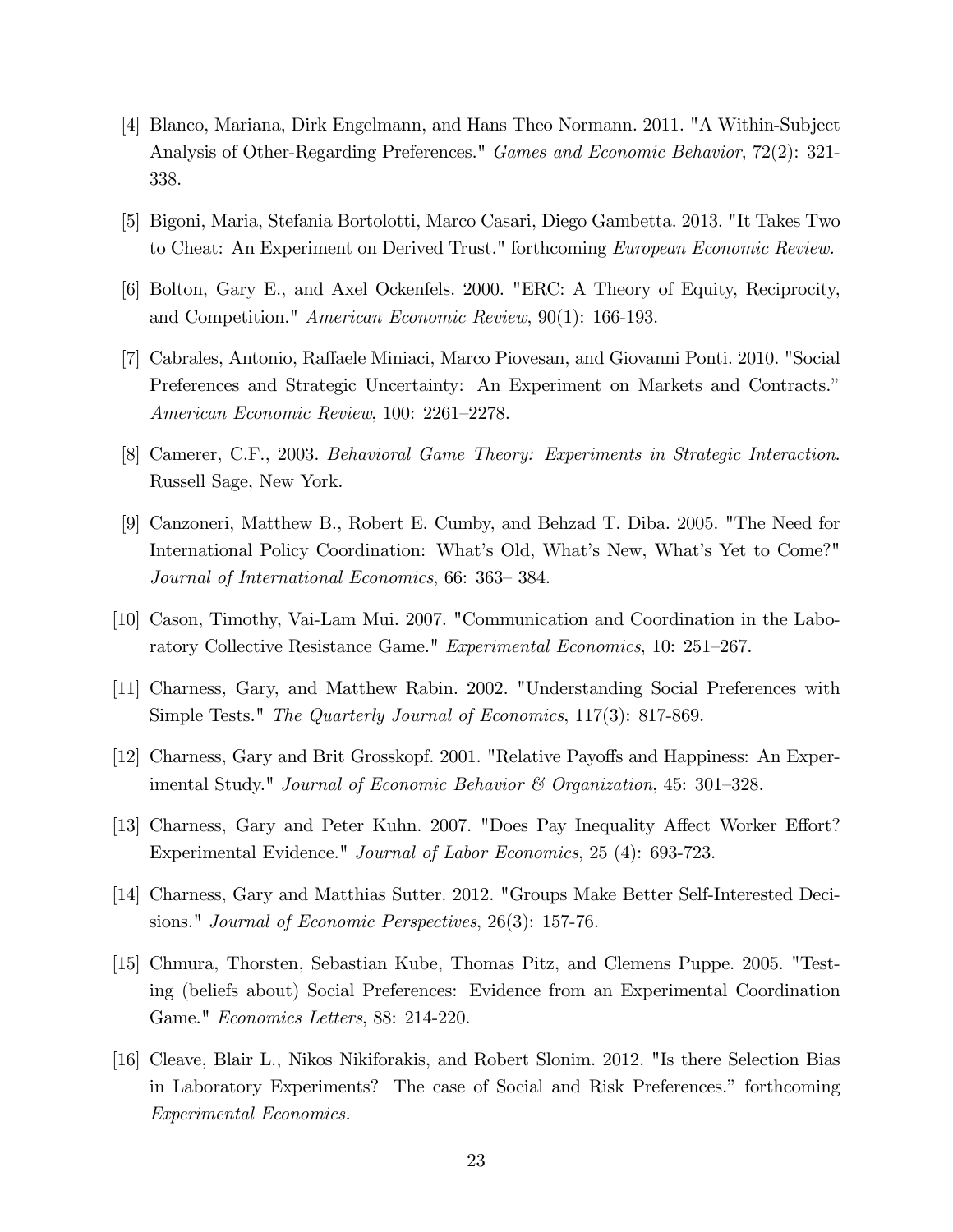[4] Blanco, Mariana, Dirk Engelmann, and Hans Theo Normann. 2011. "A Within-Subject Analysis of Other-Regarding Preferences." *Games and Economic Behavior*, 72(2): 321-338.

[5] Bigoni, Maria, Stefania Bortolotti, Marco Casari, Diego Gambetta. 2013. "It Takes Two to Cheat: An Experiment on Derived Trust." forthcoming *European Economic Review.*

[6] Bolton, Gary E., and Axel Ockenfels. 2000. "ERC: A Theory of Equity, Reciprocity, and Competition." *American Economic Review*, 90(1): 166-193.

[7] Cabrales, Antonio, Raffaele Miniaci, Marco Piovesan, and Giovanni Ponti. 2010. "Social Preferences and Strategic Uncertainty: An Experiment on Markets and Contracts." *American Economic Review*, 100: 2261–2278.

[8] Camerer, C.F., 2003. *Behavioral Game Theory: Experiments in Strategic Interaction*. Russell Sage, New York.

[9] Canzoneri, Matthew B., Robert E. Cumby, and Behzad T. Diba. 2005. "The Need for International Policy Coordination: What's Old, What's New, What's Yet to Come?" *Journal of International Economics*, 66: 363– 384.

[10] Cason, Timothy, Vai-Lam Mui. 2007. "Communication and Coordination in the Laboratory Collective Resistance Game." *Experimental Economics*, 10: 251–267.

[11] Charness, Gary, and Matthew Rabin. 2002. "Understanding Social Preferences with Simple Tests." *The Quarterly Journal of Economics*, 117(3): 817-869.

[12] Charness, Gary and Brit Grosskopf. 2001. "Relative Payoffs and Happiness: An Experimental Study." *Journal of Economic Behavior & Organization*, 45: 301–328.

[13] Charness, Gary and Peter Kuhn. 2007. "Does Pay Inequality Affect Worker Effort? Experimental Evidence." *Journal of Labor Economics*, 25 (4): 693-723.

[14] Charness, Gary and Matthias Sutter. 2012. "Groups Make Better Self-Interested Decisions." *Journal of Economic Perspectives*, 26(3): 157-76.

[15] Chmura, Thorsten, Sebastian Kube, Thomas Pitz, and Clemens Puppe. 2005. "Testing (beliefs about) Social Preferences: Evidence from an Experimental Coordination Game." *Economics Letters*, 88: 214-220.

[16] Cleave, Blair L., Nikos Nikiforakis, and Robert Slonim. 2012. "Is there Selection Bias in Laboratory Experiments? The case of Social and Risk Preferences." forthcoming *Experimental Economics.*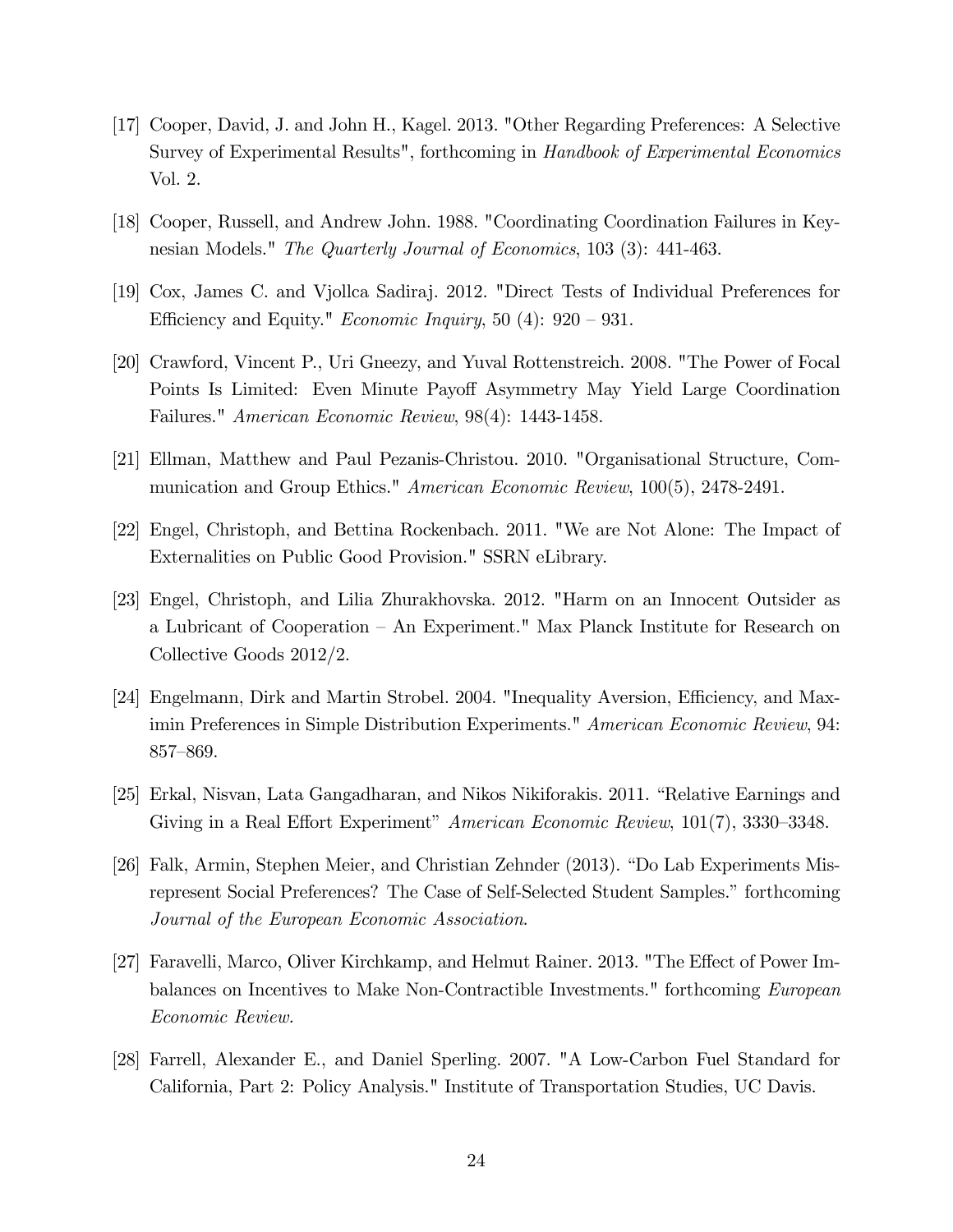[17] Cooper, David, J. and John H., Kagel. 2013. "Other Regarding Preferences: A Selective Survey of Experimental Results", forthcoming in *Handbook of Experimental Economics* Vol. 2.

[18] Cooper, Russell, and Andrew John. 1988. "Coordinating Coordination Failures in Keynesian Models." *The Quarterly Journal of Economics*, 103 (3): 441-463.

[19] Cox, James C. and Vjollca Sadiraj. 2012. "Direct Tests of Individual Preferences for Efficiency and Equity." *Economic Inquiry*, 50 (4): 920 – 931.

[20] Crawford, Vincent P., Uri Gneezy, and Yuval Rottenstreich. 2008. "The Power of Focal Points Is Limited: Even Minute Payoff Asymmetry May Yield Large Coordination Failures." *American Economic Review*, 98(4): 1443-1458.

[21] Ellman, Matthew and Paul Pezanis-Christou. 2010. "Organisational Structure, Communication and Group Ethics." *American Economic Review*, 100(5), 2478-2491.

[22] Engel, Christoph, and Bettina Rockenbach. 2011. "We are Not Alone: The Impact of Externalities on Public Good Provision." SSRN eLibrary.

[23] Engel, Christoph, and Lilia Zhurakhovska. 2012. "Harm on an Innocent Outsider as a Lubricant of Cooperation – An Experiment." Max Planck Institute for Research on Collective Goods 2012/2.

[24] Engelmann, Dirk and Martin Strobel. 2004. "Inequality Aversion, Efficiency, and Maximin Preferences in Simple Distribution Experiments." *American Economic Review*, 94: 857–869.

[25] Erkal, Nisvan, Lata Gangadharan, and Nikos Nikiforakis. 2011. "Relative Earnings and Giving in a Real Effort Experiment" *American Economic Review*, 101(7), 3330–3348.

[26] Falk, Armin, Stephen Meier, and Christian Zehnder (2013). "Do Lab Experiments Misrepresent Social Preferences? The Case of Self-Selected Student Samples." forthcoming *Journal of the European Economic Association*.

[27] Faravelli, Marco, Oliver Kirchkamp, and Helmut Rainer. 2013. "The Effect of Power Imbalances on Incentives to Make Non-Contractible Investments." forthcoming *European Economic Review.*

[28] Farrell, Alexander E., and Daniel Sperling. 2007. "A Low-Carbon Fuel Standard for California, Part 2: Policy Analysis." Institute of Transportation Studies, UC Davis.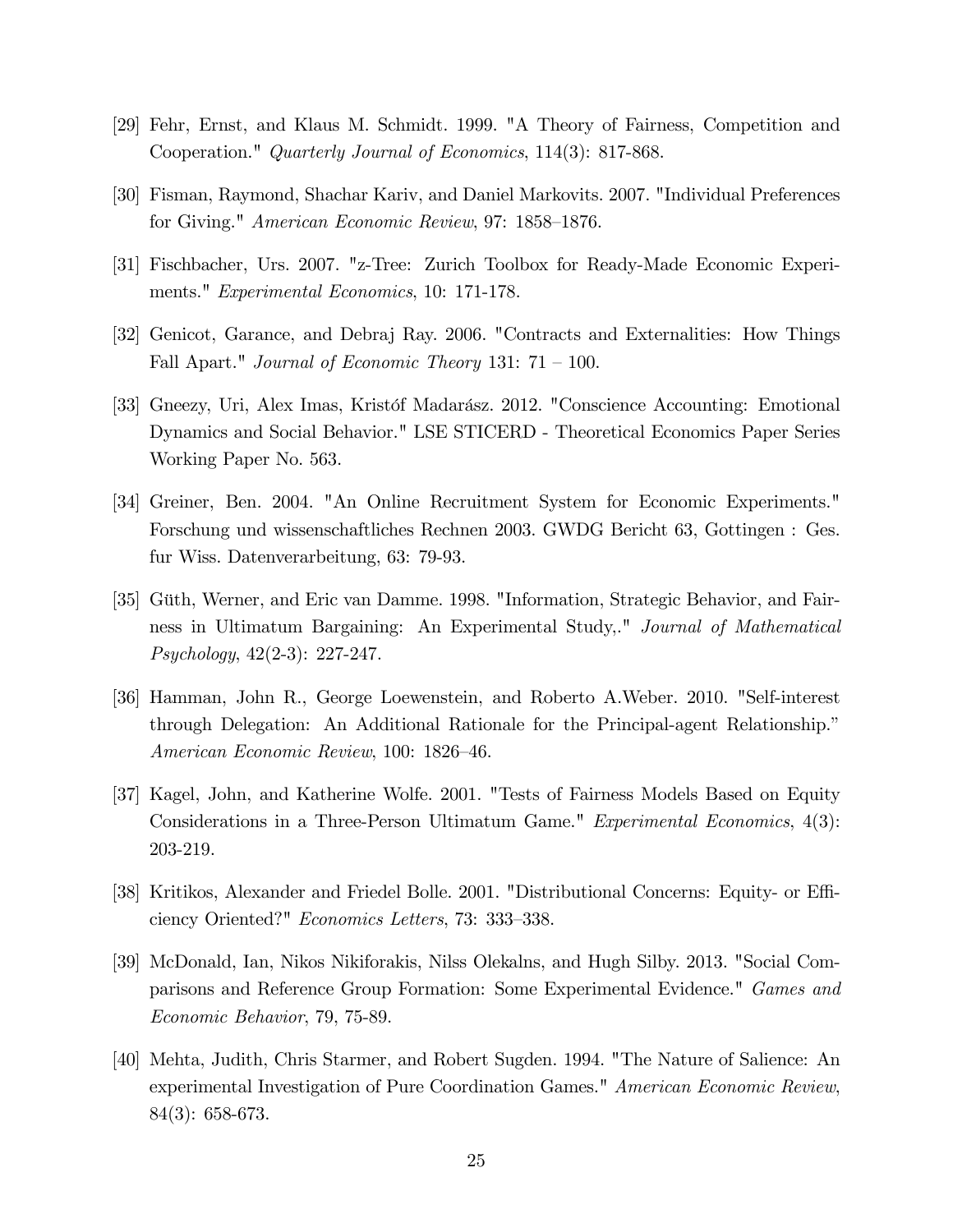[29] Fehr, Ernst, and Klaus M. Schmidt. 1999. "A Theory of Fairness, Competition and Cooperation." *Quarterly Journal of Economics*, 114(3): 817-868.

[30] Fisman, Raymond, Shachar Kariv, and Daniel Markovits. 2007. "Individual Preferences for Giving." *American Economic Review*, 97: 1858–1876.

[31] Fischbacher, Urs. 2007. "z-Tree: Zurich Toolbox for Ready-Made Economic Experiments." *Experimental Economics*, 10: 171-178.

[32] Genicot, Garance, and Debraj Ray. 2006. "Contracts and Externalities: How Things Fall Apart." *Journal of Economic Theory* 131: 71 – 100.

[33] Gneezy, Uri, Alex Imas, Kristóf Madarász. 2012. "Conscience Accounting: Emotional Dynamics and Social Behavior." LSE STICERD - Theoretical Economics Paper Series Working Paper No. 563.

[34] Greiner, Ben. 2004. "An Online Recruitment System for Economic Experiments." Forschung und wissenschaftliches Rechnen 2003. GWDG Bericht 63, Gottingen : Ges. fur Wiss. Datenverarbeitung, 63: 79-93.

[35] Güth, Werner, and Eric van Damme. 1998. "Information, Strategic Behavior, and Fairness in Ultimatum Bargaining: An Experimental Study,." *Journal of Mathematical Psychology*, 42(2-3): 227-247.

[36] Hamman, John R., George Loewenstein, and Roberto A.Weber. 2010. "Self-interest through Delegation: An Additional Rationale for the Principal-agent Relationship." *American Economic Review*, 100: 1826–46.

[37] Kagel, John, and Katherine Wolfe. 2001. "Tests of Fairness Models Based on Equity Considerations in a Three-Person Ultimatum Game." *Experimental Economics*, 4(3): 203-219.

[38] Kritikos, Alexander and Friedel Bolle. 2001. "Distributional Concerns: Equity- or Efficiency Oriented?" *Economics Letters*, 73: 333–338.

[39] McDonald, Ian, Nikos Nikiforakis, Nilss Olekalns, and Hugh Silby. 2013. "Social Comparisons and Reference Group Formation: Some Experimental Evidence." *Games and Economic Behavior*, 79, 75-89.

[40] Mehta, Judith, Chris Starmer, and Robert Sugden. 1994. "The Nature of Salience: An experimental Investigation of Pure Coordination Games." *American Economic Review*, 84(3): 658-673.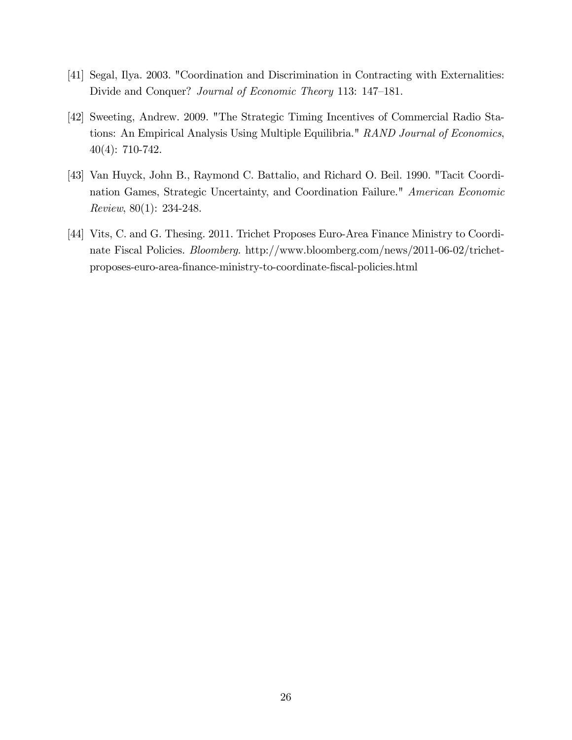[41] Segal, Ilya. 2003. "Coordination and Discrimination in Contracting with Externalities: Divide and Conquer? *Journal of Economic Theory* 113: 147–181.

[42] Sweeting, Andrew. 2009. "The Strategic Timing Incentives of Commercial Radio Stations: An Empirical Analysis Using Multiple Equilibria." *RAND Journal of Economics*, 40(4): 710-742.

[43] Van Huyck, John B., Raymond C. Battalio, and Richard O. Beil. 1990. "Tacit Coordination Games, Strategic Uncertainty, and Coordination Failure." *American Economic Review*, 80(1): 234-248.

[44] Vits, C. and G. Thesing. 2011. Trichet Proposes Euro-Area Finance Ministry to Coordinate Fiscal Policies. *Bloomberg.* http://www.bloomberg.com/news/2011-06-02/trichet-proposes-euro-area-finance-ministry-to-coordinate-fiscal-policies.html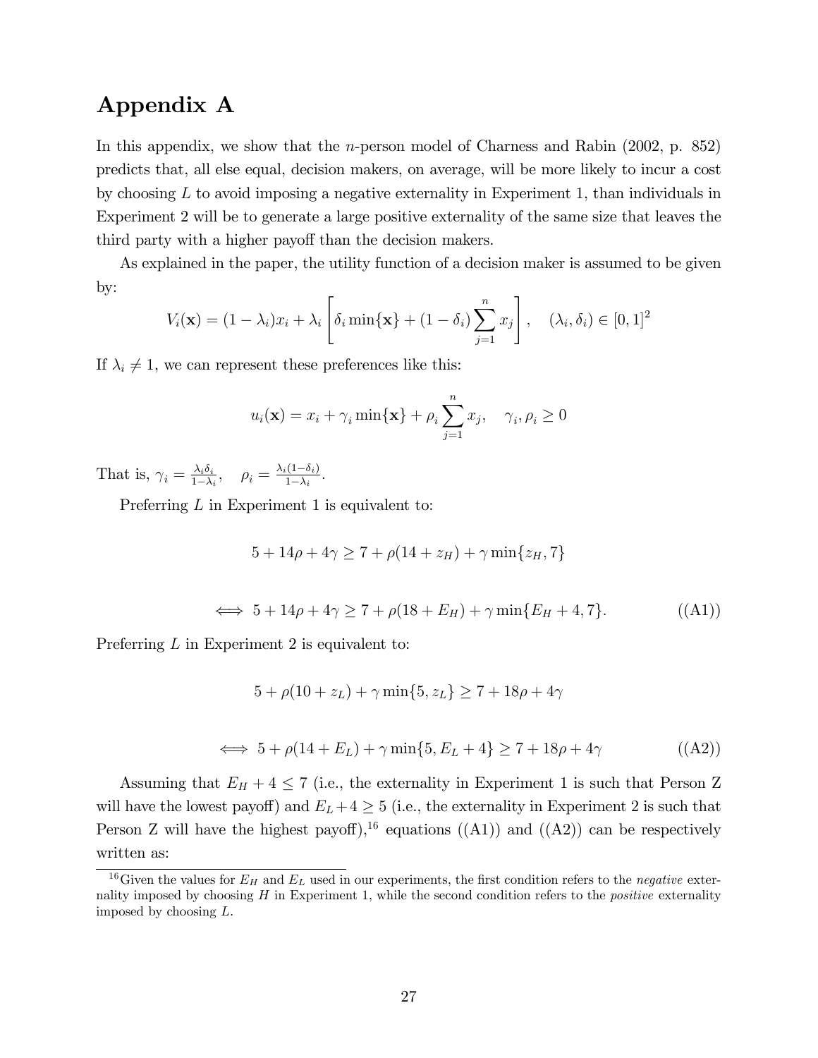# Appendix A

In this appendix, we show that the $n$-person model of Charness and Rabin (2002, p. 852) predicts that, all else equal, decision makers, on average, will be more likely to incur a cost by choosing $L$ to avoid imposing a negative externality in Experiment 1, than individuals in Experiment 2 will be to generate a large positive externality of the same size that leaves the third party with a higher payoff than the decision makers.

As explained in the paper, the utility function of a decision maker is assumed to be given by:

$$V_i(\mathbf{x}) = (1 - \lambda_i)x_i + \lambda_i \left[ \delta_i \min\{\mathbf{x}\} + (1 - \delta_i) \sum_{j=1}^{n} x_j \right], \quad (\lambda_i, \delta_i) \in [0, 1]^2$$

If $\lambda_i \neq 1$, we can represent these preferences like this:

$$u_i(\mathbf{x}) = x_i + \gamma_i \min\{\mathbf{x}\} + \rho_i \sum_{j=1}^{n} x_j, \quad \gamma_i, \rho_i \geq 0$$

That is, $\gamma_i = \frac{\lambda_i \delta_i}{1-\lambda_i}, \quad \rho_i = \frac{\lambda_i(1-\delta_i)}{1-\lambda_i}$.

Preferring $L$ in Experiment 1 is equivalent to:

$$5 + 14\rho + 4\gamma \geq 7 + \rho(14 + z_H) + \gamma \min\{z_H, 7\}$$

$$\iff 5 + 14\rho + 4\gamma \geq 7 + \rho(18 + E_H) + \gamma \min\{E_H + 4, 7\}. \tag{(A1)}$$

Preferring $L$ in Experiment 2 is equivalent to:

$$5 + \rho(10 + z_L) + \gamma \min\{5, z_L\} \geq 7 + 18\rho + 4\gamma$$

$$\iff 5 + \rho(14 + E_L) + \gamma \min\{5, E_L + 4\} \geq 7 + 18\rho + 4\gamma \tag{(A2)}$$

Assuming that $E_H + 4 \leq 7$ (i.e., the externality in Experiment 1 is such that Person Z will have the lowest payoff) and $E_L + 4 \geq 5$ (i.e., the externality in Experiment 2 is such that Person Z will have the highest payoff),[16] equations ((A1)) and ((A2)) can be respectively written as:

[16] Given the values for $E_H$ and $E_L$ used in our experiments, the first condition refers to the *negative* externality imposed by choosing $H$ in Experiment 1, while the second condition refers to the *positive* externality imposed by choosing $L$.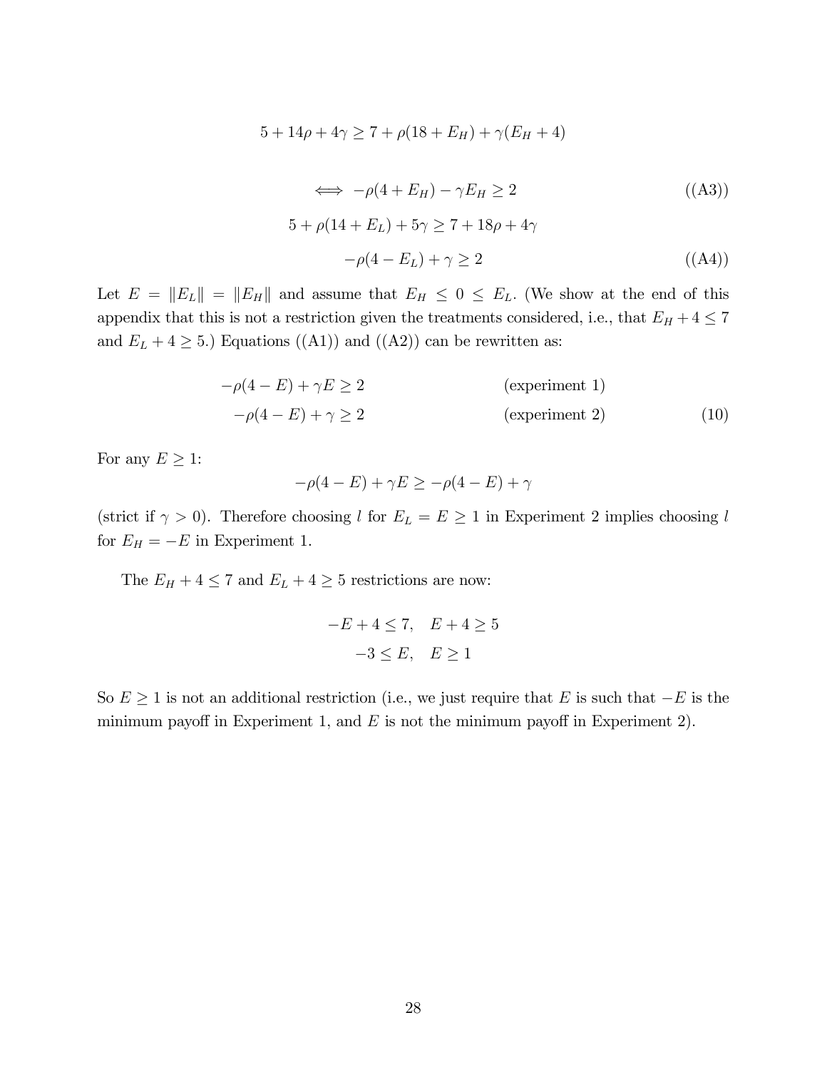$$5 + 14\rho + 4\gamma \geq 7 + \rho(18 + E_H) + \gamma(E_H + 4)$$

$$\iff -\rho(4 + E_H) - \gamma E_H \geq 2 \tag{(A3)}$$

$$5 + \rho(14 + E_L) + 5\gamma \geq 7 + 18\rho + 4\gamma$$

$$-\rho(4 - E_L) + \gamma \geq 2 \tag{(A4)}$$

Let $E = \|E_L\| = \|E_H\|$ and assume that $E_H \leq 0 \leq E_L$. (We show at the end of this appendix that this is not a restriction given the treatments considered, i.e., that $E_H + 4 \leq 7$ and $E_L + 4 \geq 5$.) Equations ((A1)) and ((A2)) can be rewritten as:

$$
\begin{aligned}
-\rho(4 - E) + \gamma E &\geq 2 && \text{(experiment 1)} \\
-\rho(4 - E) + \gamma &\geq 2 && \text{(experiment 2)}
\end{aligned}
\tag{10}
$$

For any $E \geq 1$:

$$-\rho(4 - E) + \gamma E \geq -\rho(4 - E) + \gamma$$

(strict if $\gamma > 0$). Therefore choosing $l$ for $E_L = E \geq 1$ in Experiment 2 implies choosing $l$ for $E_H = -E$ in Experiment 1.

The $E_H + 4 \leq 7$ and $E_L + 4 \geq 5$ restrictions are now:

$$-E + 4 \leq 7, \quad E + 4 \geq 5$$

$$-3 \leq E, \quad E \geq 1$$

So $E \geq 1$ is not an additional restriction (i.e., we just require that $E$ is such that $-E$ is the minimum payoff in Experiment 1, and $E$ is not the minimum payoff in Experiment 2).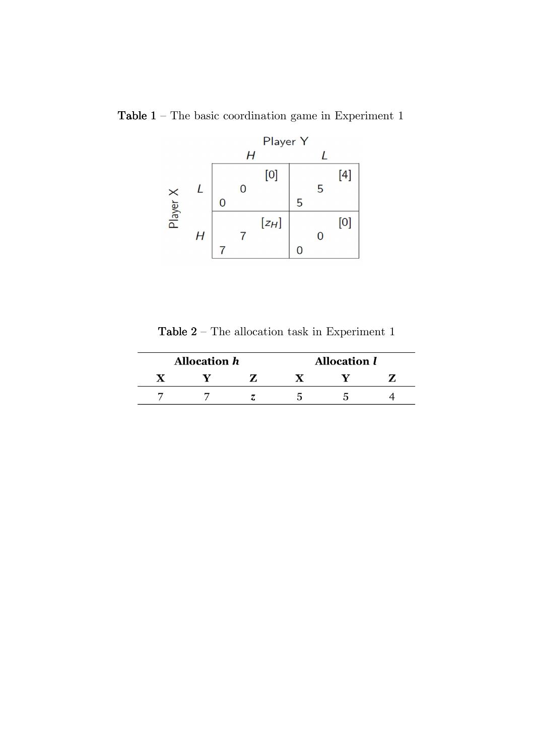**Table 1** – The basic coordination game in Experiment 1

| Player X \ Player Y | H | L |
|---|---|---|
| L | 0, 0 [0] | 5, 5 [4] |
| H | 7, 7 [$z_H$] | 0, 0 [0] |

**Table 2** – The allocation task in Experiment 1

| **Allocation *h*** | | | **Allocation *l*** | | |
|---|---|---|---|---|---|
| **X** | **Y** | **Z** | **X** | **Y** | **Z** |
| 7 | 7 | $z$ | 5 | 5 | 4 |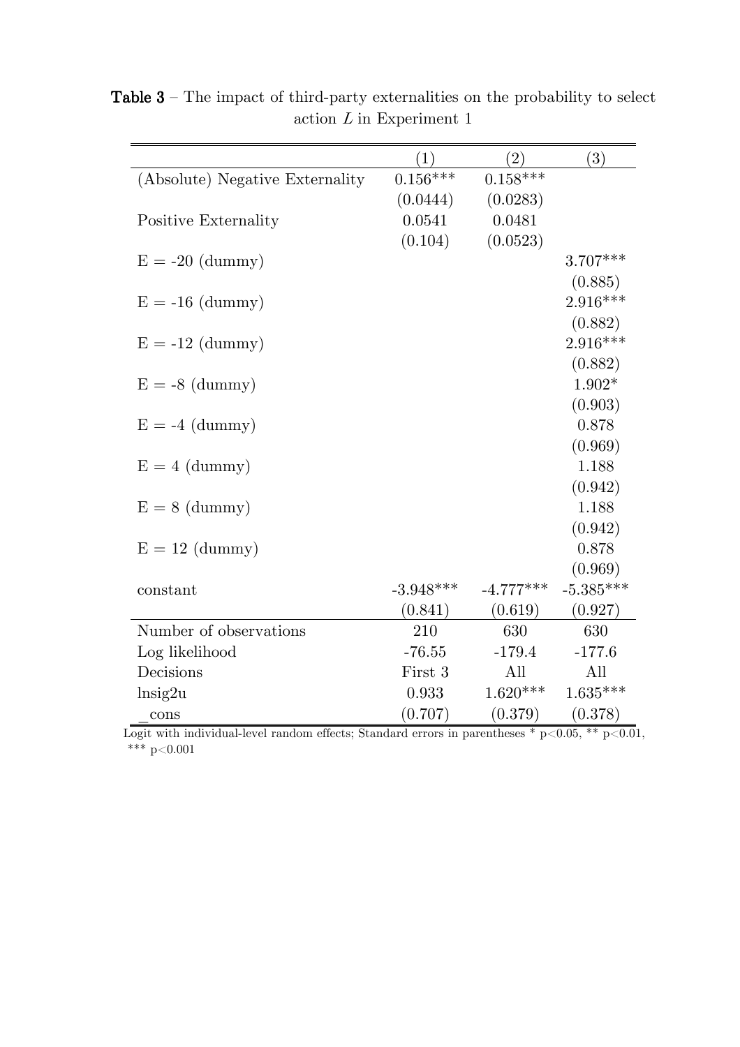**Table 3** – The impact of third-party externalities on the probability to select action $L$ in Experiment 1

| | (1) | (2) | (3) |
|---|---|---|---|
| (Absolute) Negative Externality | 0.156*** | 0.158*** | |
| | (0.0444) | (0.0283) | |
| Positive Externality | 0.0541 | 0.0481 | |
| | (0.104) | (0.0523) | |
| E = -20 (dummy) | | | 3.707*** |
| | | | (0.885) |
| E = -16 (dummy) | | | 2.916*** |
| | | | (0.882) |
| E = -12 (dummy) | | | 2.916*** |
| | | | (0.882) |
| E = -8 (dummy) | | | 1.902* |
| | | | (0.903) |
| E = -4 (dummy) | | | 0.878 |
| | | | (0.969) |
| E = 4 (dummy) | | | 1.188 |
| | | | (0.942) |
| E = 8 (dummy) | | | 1.188 |
| | | | (0.942) |
| E = 12 (dummy) | | | 0.878 |
| | | | (0.969) |
| constant | -3.948*** | -4.777*** | -5.385*** |
| | (0.841) | (0.619) | (0.927) |
| Number of observations | 210 | 630 | 630 |
| Log likelihood | -76.55 | -179.4 | -177.6 |
| Decisions | First 3 | All | All |
| lnsig2u | 0.933 | 1.620*** | 1.635*** |
| _cons | (0.707) | (0.379) | (0.378) |

Logit with individual-level random effects; Standard errors in parentheses * p<0.05, ** p<0.01, *** p<0.001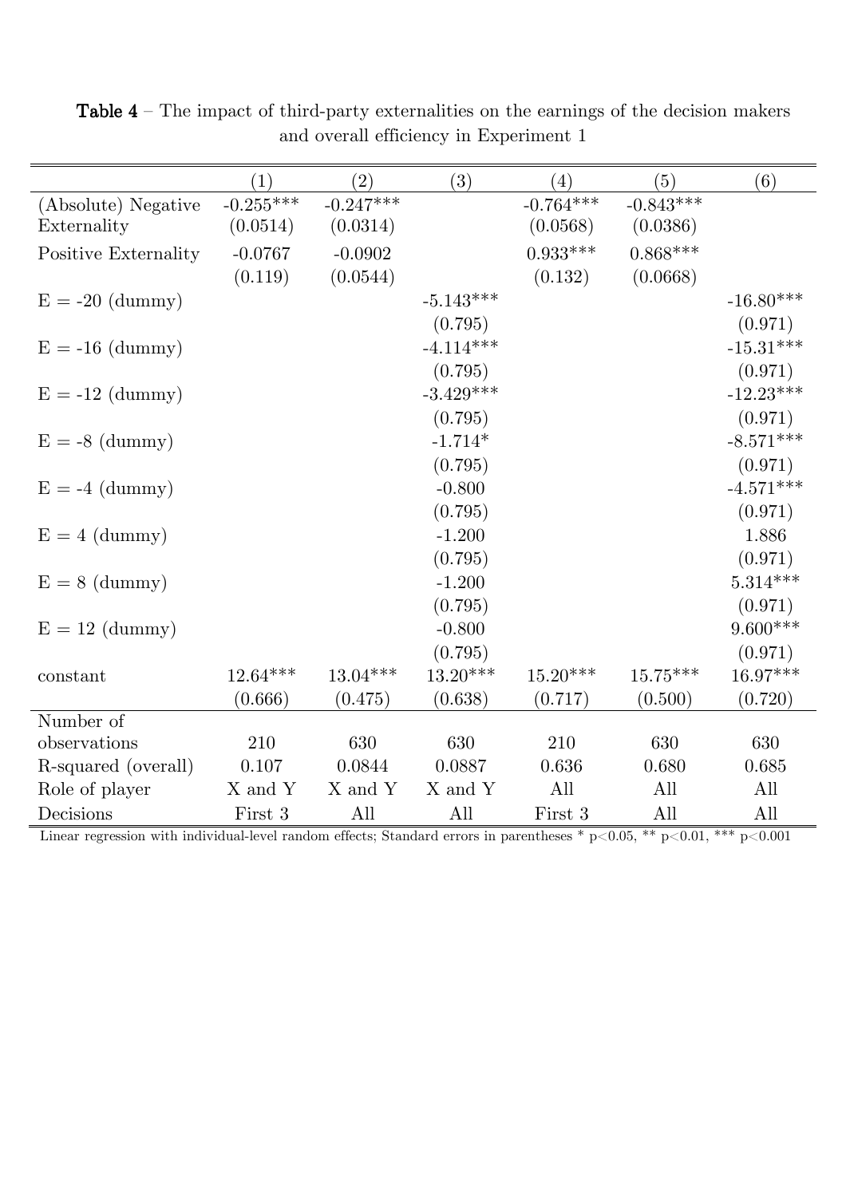**Table 4** – The impact of third-party externalities on the earnings of the decision makers and overall efficiency in Experiment 1

| | (1) | (2) | (3) | (4) | (5) | (6) |
|---|---|---|---|---|---|---|
| (Absolute) Negative Externality | -0.255*** | -0.247*** | | -0.764*** | -0.843*** | |
| | (0.0514) | (0.0314) | | (0.0568) | (0.0386) | |
| Positive Externality | -0.0767 | -0.0902 | | 0.933*** | 0.868*** | |
| | (0.119) | (0.0544) | | (0.132) | (0.0668) | |
| E = -20 (dummy) | | | -5.143*** | | | -16.80*** |
| | | | (0.795) | | | (0.971) |
| E = -16 (dummy) | | | -4.114*** | | | -15.31*** |
| | | | (0.795) | | | (0.971) |
| E = -12 (dummy) | | | -3.429*** | | | -12.23*** |
| | | | (0.795) | | | (0.971) |
| E = -8 (dummy) | | | -1.714* | | | -8.571*** |
| | | | (0.795) | | | (0.971) |
| E = -4 (dummy) | | | -0.800 | | | -4.571*** |
| | | | (0.795) | | | (0.971) |
| E = 4 (dummy) | | | -1.200 | | | 1.886 |
| | | | (0.795) | | | (0.971) |
| E = 8 (dummy) | | | -1.200 | | | 5.314*** |
| | | | (0.795) | | | (0.971) |
| E = 12 (dummy) | | | -0.800 | | | 9.600*** |
| | | | (0.795) | | | (0.971) |
| constant | 12.64*** | 13.04*** | 13.20*** | 15.20*** | 15.75*** | 16.97*** |
| | (0.666) | (0.475) | (0.638) | (0.717) | (0.500) | (0.720) |
| Number of observations | 210 | 630 | 630 | 210 | 630 | 630 |
| R-squared (overall) | 0.107 | 0.0844 | 0.0887 | 0.636 | 0.680 | 0.685 |
| Role of player | X and Y | X and Y | X and Y | All | All | All |
| Decisions | First 3 | All | All | First 3 | All | All |

Linear regression with individual-level random effects; Standard errors in parentheses * $p<0.05$, ** $p<0.01$, *** $p<0.001$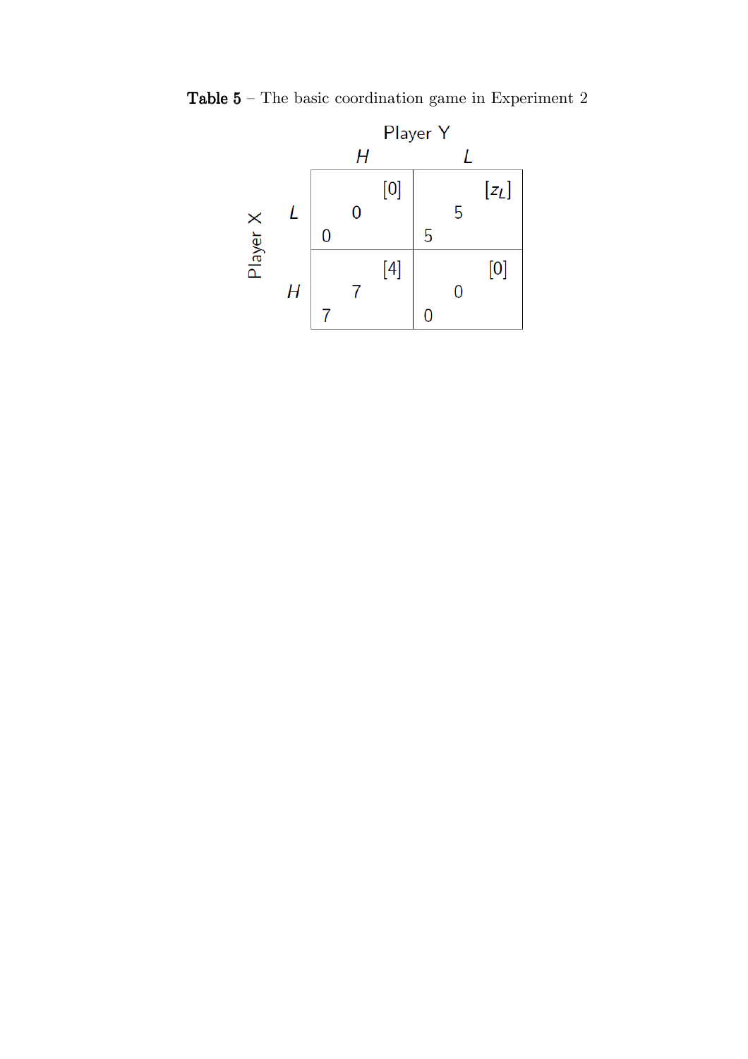**Table 5** – The basic coordination game in Experiment 2

| Player X \ Player Y | *H* | *L* |
|---|---|---|
| *L* | 0, 0 [0] | 5, 5 [$z_L$] |
| *H* | 7, 7 [4] | 0, 0 [0] |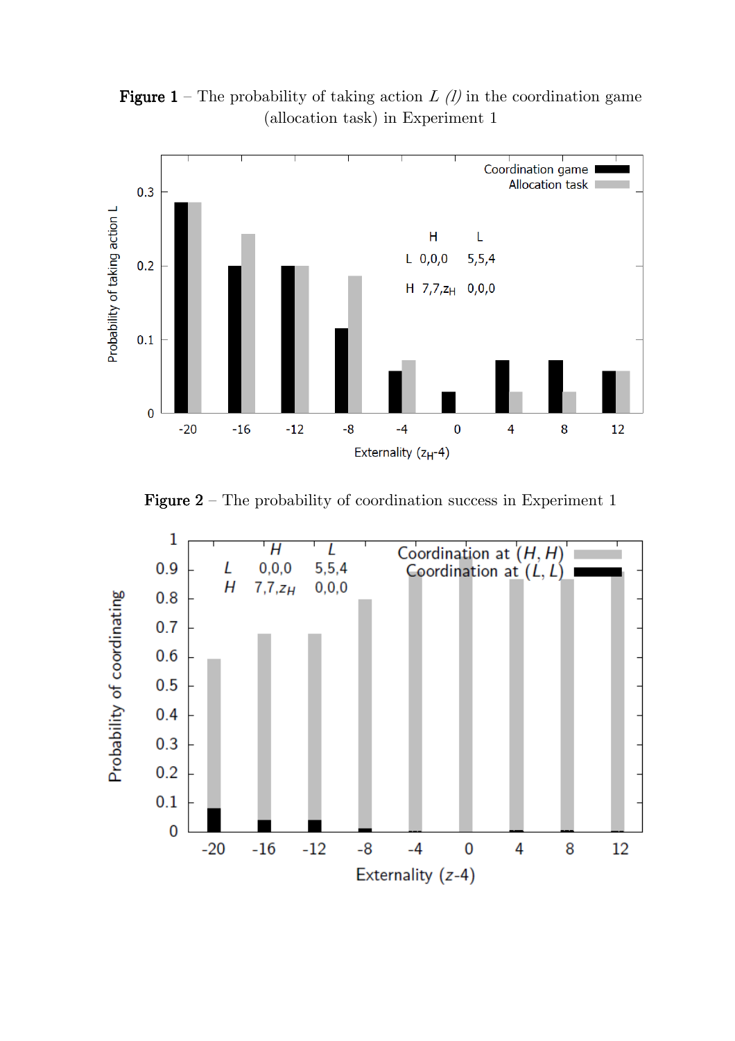**Figure 1** – The probability of taking action $L$ $(l)$ in the coordination game (allocation task) in Experiment 1

**Figure 2** – The probability of coordination success in Experiment 1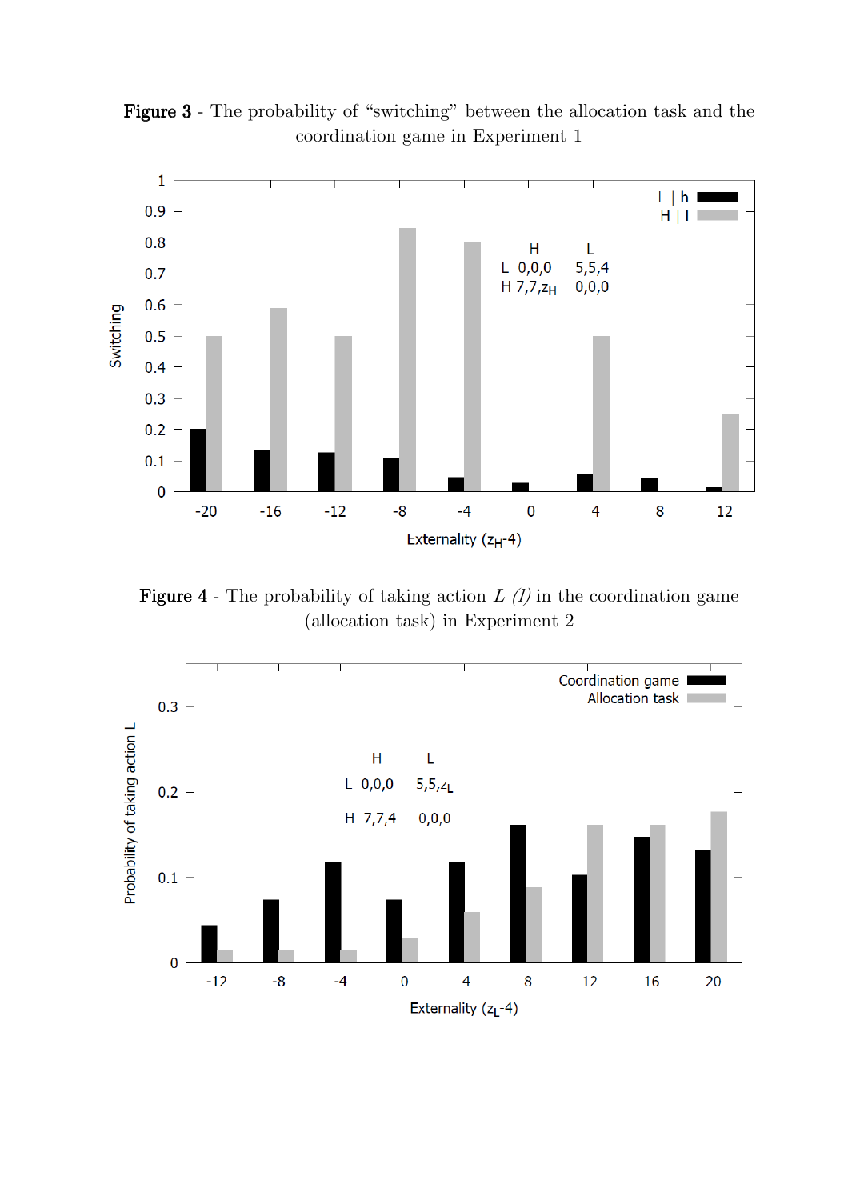**Figure 3** - The probability of "switching" between the allocation task and the coordination game in Experiment 1

**Figure 4** - The probability of taking action $L$ *(l)* in the coordination game (allocation task) in Experiment 2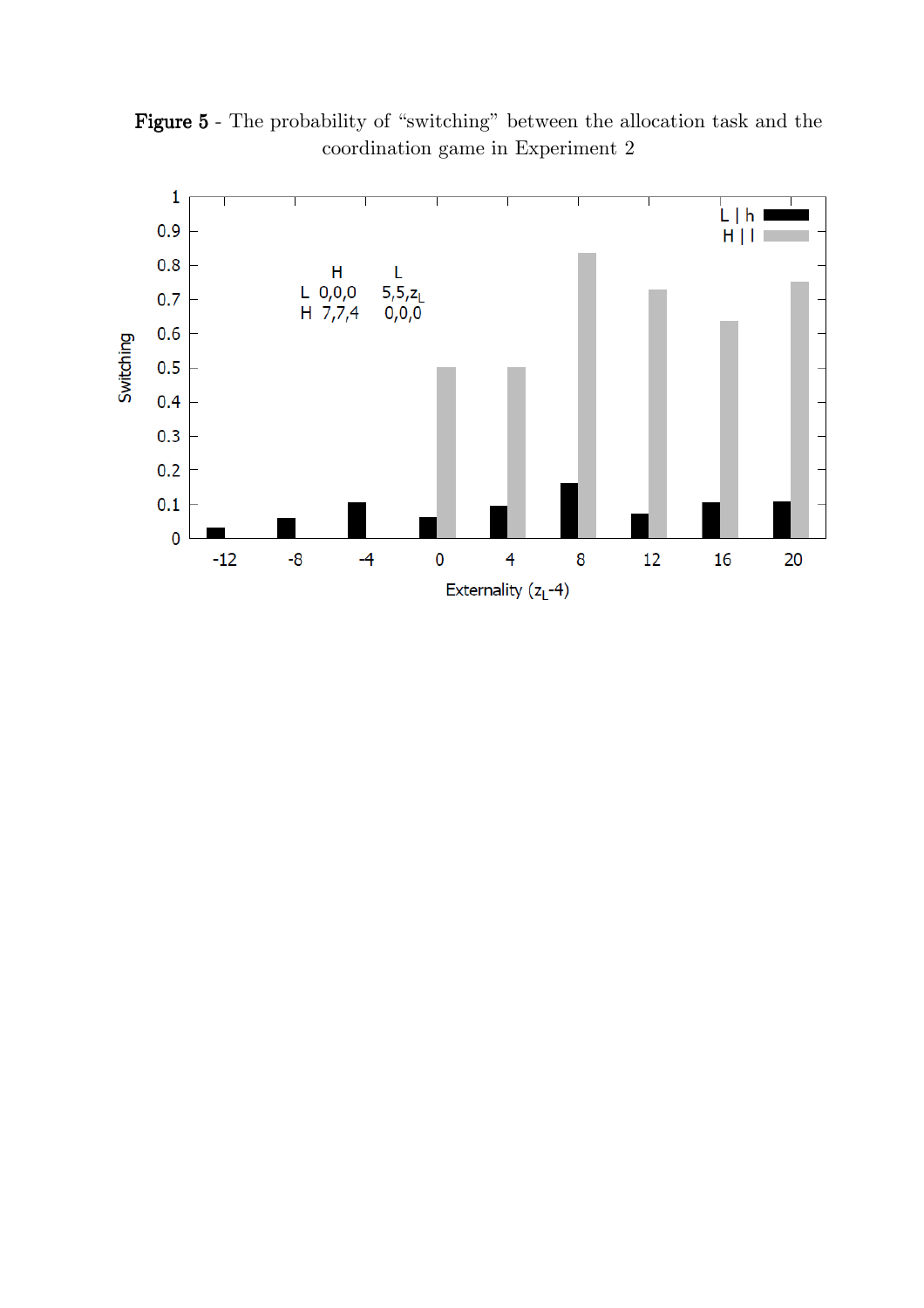**Figure 5** - The probability of "switching" between the allocation task and the coordination game in Experiment 2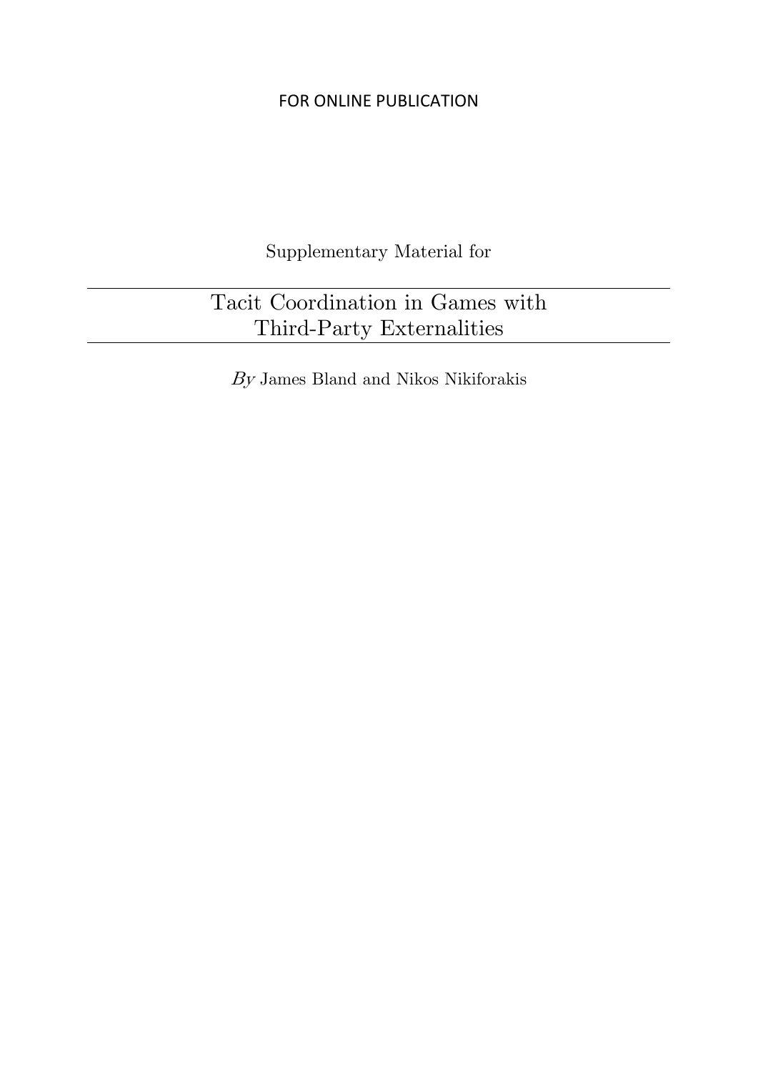FOR ONLINE PUBLICATION

Supplementary Material for

# Tacit Coordination in Games with Third-Party Externalities

*By* James Bland and Nikos Nikiforakis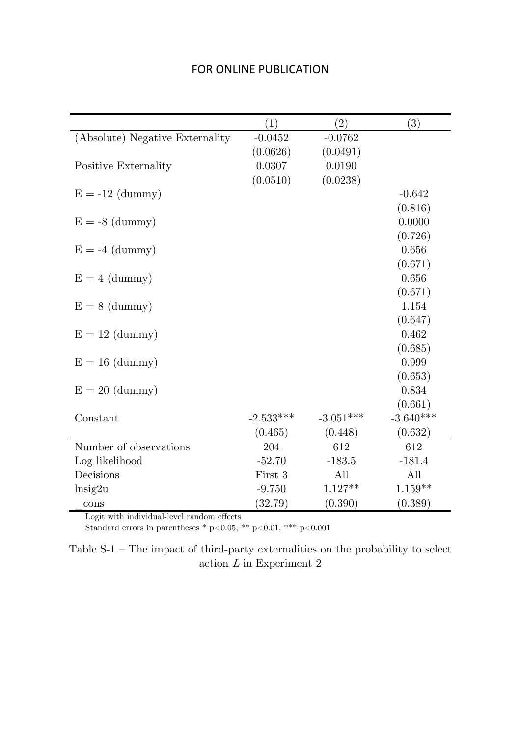FOR ONLINE PUBLICATION

| | (1) | (2) | (3) |
|---|---|---|---|
| (Absolute) Negative Externality | -0.0452 | -0.0762 | |
| | (0.0626) | (0.0491) | |
| Positive Externality | 0.0307 | 0.0190 | |
| | (0.0510) | (0.0238) | |
| E = -12 (dummy) | | | -0.642 |
| | | | (0.816) |
| E = -8 (dummy) | | | 0.0000 |
| | | | (0.726) |
| E = -4 (dummy) | | | 0.656 |
| | | | (0.671) |
| E = 4 (dummy) | | | 0.656 |
| | | | (0.671) |
| E = 8 (dummy) | | | 1.154 |
| | | | (0.647) |
| E = 12 (dummy) | | | 0.462 |
| | | | (0.685) |
| E = 16 (dummy) | | | 0.999 |
| | | | (0.653) |
| E = 20 (dummy) | | | 0.834 |
| | | | (0.661) |
| Constant | -2.533*** | -3.051*** | -3.640*** |
| | (0.465) | (0.448) | (0.632) |
| Number of observations | 204 | 612 | 612 |
| Log likelihood | -52.70 | -183.5 | -181.4 |
| Decisions | First 3 | All | All |
| lnsig2u | -9.750 | 1.127** | 1.159** |
| _cons | (32.79) | (0.390) | (0.389) |

Logit with individual-level random effects

Standard errors in parentheses * p<0.05, ** p<0.01, *** p<0.001

Table S-1 – The impact of third-party externalities on the probability to select action $L$ in Experiment 2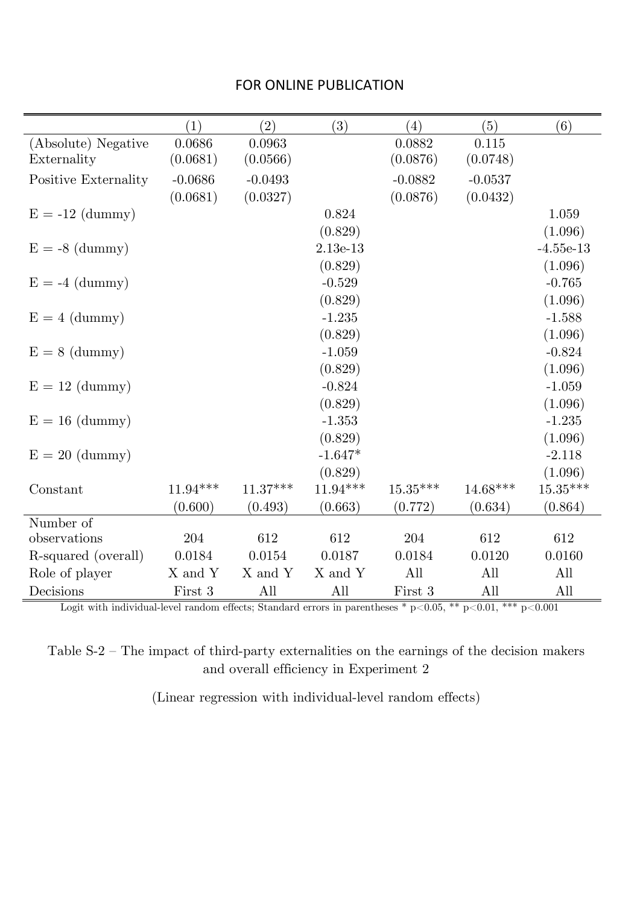FOR ONLINE PUBLICATION

| | (1) | (2) | (3) | (4) | (5) | (6) |
|---|---|---|---|---|---|---|
| (Absolute) Negative Externality | 0.0686 | 0.0963 | | 0.0882 | 0.115 | |
| | (0.0681) | (0.0566) | | (0.0876) | (0.0748) | |
| Positive Externality | -0.0686 | -0.0493 | | -0.0882 | -0.0537 | |
| | (0.0681) | (0.0327) | | (0.0876) | (0.0432) | |
| E = -12 (dummy) | | | 0.824 | | | 1.059 |
| | | | (0.829) | | | (1.096) |
| E = -8 (dummy) | | | 2.13e-13 | | | -4.55e-13 |
| | | | (0.829) | | | (1.096) |
| E = -4 (dummy) | | | -0.529 | | | -0.765 |
| | | | (0.829) | | | (1.096) |
| E = 4 (dummy) | | | -1.235 | | | -1.588 |
| | | | (0.829) | | | (1.096) |
| E = 8 (dummy) | | | -1.059 | | | -0.824 |
| | | | (0.829) | | | (1.096) |
| E = 12 (dummy) | | | -0.824 | | | -1.059 |
| | | | (0.829) | | | (1.096) |
| E = 16 (dummy) | | | -1.353 | | | -1.235 |
| | | | (0.829) | | | (1.096) |
| E = 20 (dummy) | | | -1.647* | | | -2.118 |
| | | | (0.829) | | | (1.096) |
| Constant | 11.94*** | 11.37*** | 11.94*** | 15.35*** | 14.68*** | 15.35*** |
| | (0.600) | (0.493) | (0.663) | (0.772) | (0.634) | (0.864) |
| Number of observations | 204 | 612 | 612 | 204 | 612 | 612 |
| R-squared (overall) | 0.0184 | 0.0154 | 0.0187 | 0.0184 | 0.0120 | 0.0160 |
| Role of player | X and Y | X and Y | X and Y | All | All | All |
| Decisions | First 3 | All | All | First 3 | All | All |

Logit with individual-level random effects; Standard errors in parentheses * $p<0.05$, ** $p<0.01$, *** $p<0.001$

Table S-2 – The impact of third-party externalities on the earnings of the decision makers and overall efficiency in Experiment 2

(Linear regression with individual-level random effects)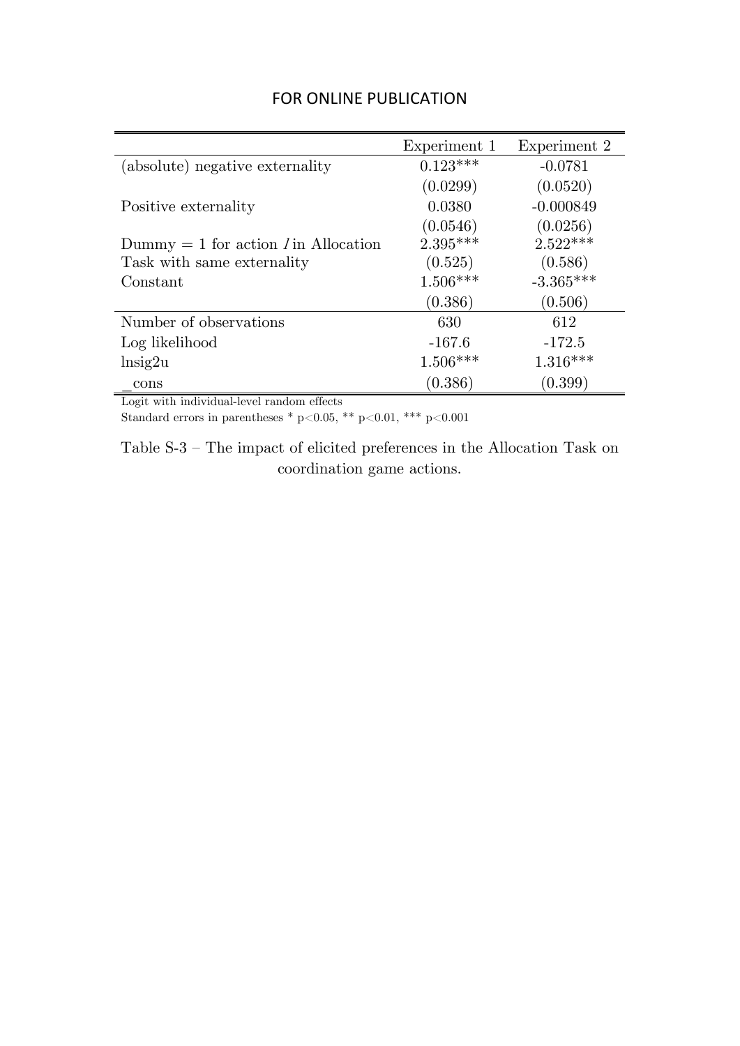FOR ONLINE PUBLICATION

| | Experiment 1 | Experiment 2 |
|---|---|---|
| (absolute) negative externality | 0.123*** | -0.0781 |
| | (0.0299) | (0.0520) |
| Positive externality | 0.0380 | -0.000849 |
| | (0.0546) | (0.0256) |
| Dummy = 1 for action *I* in Allocation | 2.395*** | 2.522*** |
| Task with same externality | (0.525) | (0.586) |
| Constant | 1.506*** | -3.365*** |
| | (0.386) | (0.506) |
| Number of observations | 630 | 612 |
| Log likelihood | -167.6 | -172.5 |
| lnsig2u | 1.506*** | 1.316*** |
| _cons | (0.386) | (0.399) |

Logit with individual-level random effects

Standard errors in parentheses * $p<0.05$, ** $p<0.01$, *** $p<0.001$

Table S-3 – The impact of elicited preferences in the Allocation Task on coordination game actions.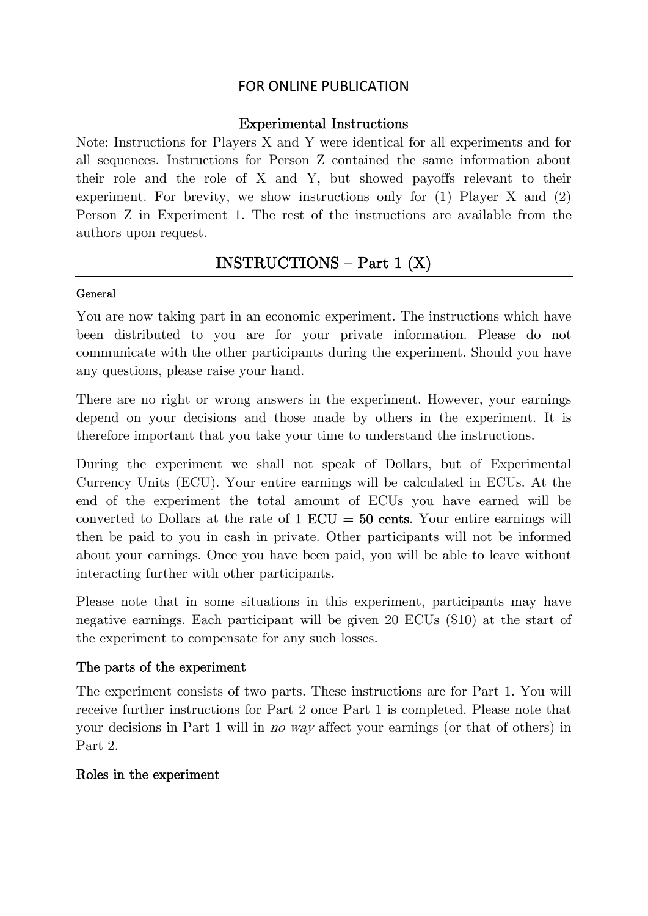FOR ONLINE PUBLICATION

## Experimental Instructions

Note: Instructions for Players X and Y were identical for all experiments and for all sequences. Instructions for Person Z contained the same information about their role and the role of X and Y, but showed payoffs relevant to their experiment. For brevity, we show instructions only for (1) Player X and (2) Person Z in Experiment 1. The rest of the instructions are available from the authors upon request.

## INSTRUCTIONS – Part 1 (X)

#### General

You are now taking part in an economic experiment. The instructions which have been distributed to you are for your private information. Please do not communicate with the other participants during the experiment. Should you have any questions, please raise your hand.

There are no right or wrong answers in the experiment. However, your earnings depend on your decisions and those made by others in the experiment. It is therefore important that you take your time to understand the instructions.

During the experiment we shall not speak of Dollars, but of Experimental Currency Units (ECU). Your entire earnings will be calculated in ECUs. At the end of the experiment the total amount of ECUs you have earned will be converted to Dollars at the rate of **1 ECU = 50 cents**. Your entire earnings will then be paid to you in cash in private. Other participants will not be informed about your earnings. Once you have been paid, you will be able to leave without interacting further with other participants.

Please note that in some situations in this experiment, participants may have negative earnings. Each participant will be given 20 ECUs ($10) at the start of the experiment to compensate for any such losses.

### The parts of the experiment

The experiment consists of two parts. These instructions are for Part 1. You will receive further instructions for Part 2 once Part 1 is completed. Please note that your decisions in Part 1 will in *no way* affect your earnings (or that of others) in Part 2.

### Roles in the experiment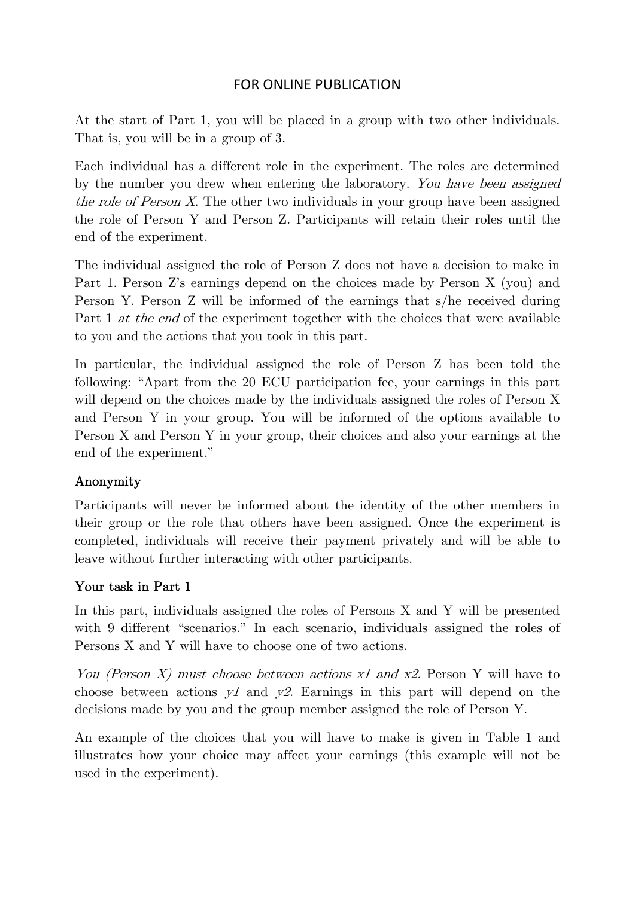FOR ONLINE PUBLICATION

At the start of Part 1, you will be placed in a group with two other individuals. That is, you will be in a group of 3.

Each individual has a different role in the experiment. The roles are determined by the number you drew when entering the laboratory. *You have been assigned the role of Person X.* The other two individuals in your group have been assigned the role of Person Y and Person Z. Participants will retain their roles until the end of the experiment.

The individual assigned the role of Person Z does not have a decision to make in Part 1. Person Z's earnings depend on the choices made by Person X (you) and Person Y. Person Z will be informed of the earnings that s/he received during Part 1 *at the end* of the experiment together with the choices that were available to you and the actions that you took in this part.

In particular, the individual assigned the role of Person Z has been told the following: "Apart from the 20 ECU participation fee, your earnings in this part will depend on the choices made by the individuals assigned the roles of Person X and Person Y in your group. You will be informed of the options available to Person X and Person Y in your group, their choices and also your earnings at the end of the experiment."

### Anonymity

Participants will never be informed about the identity of the other members in their group or the role that others have been assigned. Once the experiment is completed, individuals will receive their payment privately and will be able to leave without further interacting with other participants.

### Your task in Part 1

In this part, individuals assigned the roles of Persons X and Y will be presented with 9 different "scenarios." In each scenario, individuals assigned the roles of Persons X and Y will have to choose one of two actions.

*You (Person X) must choose between actions x1 and x2.* Person Y will have to choose between actions *y1* and *y2*. Earnings in this part will depend on the decisions made by you and the group member assigned the role of Person Y.

An example of the choices that you will have to make is given in Table 1 and illustrates how your choice may affect your earnings (this example will not be used in the experiment).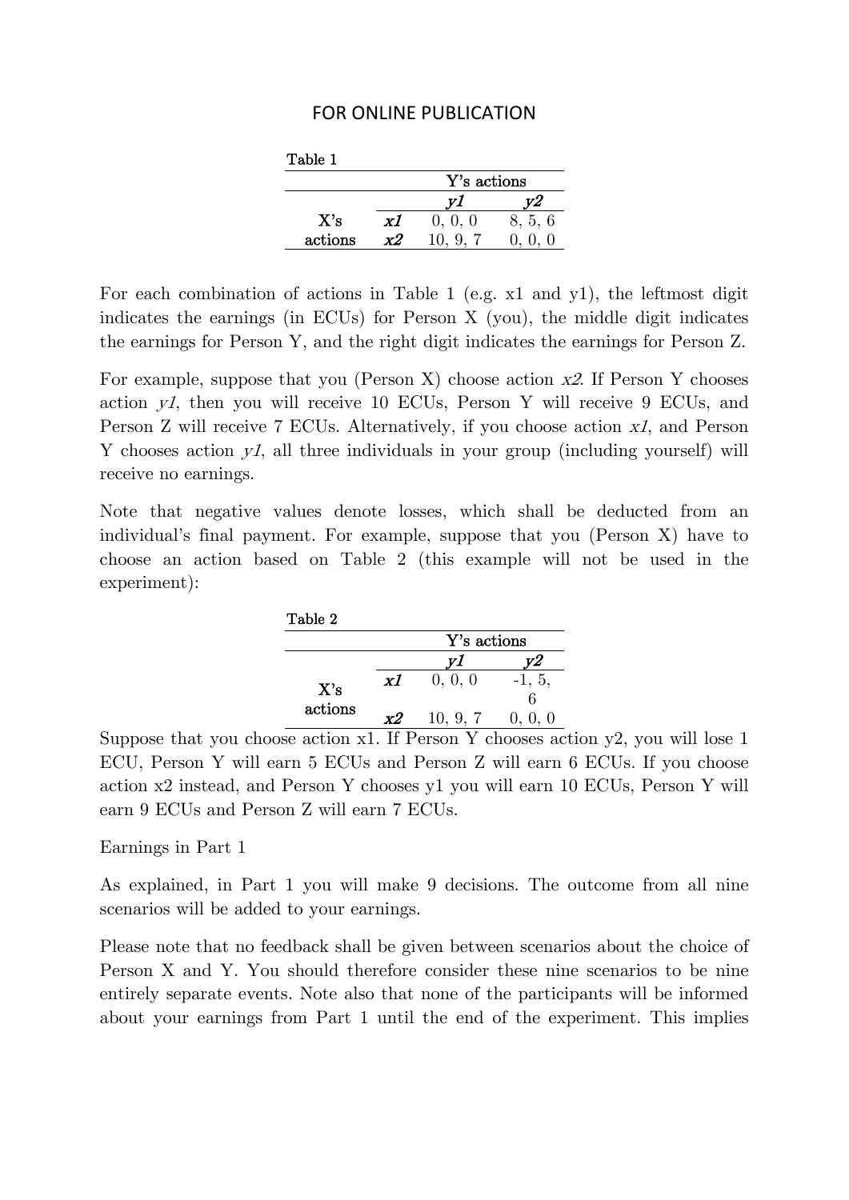FOR ONLINE PUBLICATION

Table 1

| | | Y's actions | |
|---|---|---|---|
| | | *y1* | *y2* |
| X's actions | ***x1*** | 0, 0, 0 | 8, 5, 6 |
| | ***x2*** | 10, 9, 7 | 0, 0, 0 |

For each combination of actions in Table 1 (e.g. x1 and y1), the leftmost digit indicates the earnings (in ECUs) for Person X (you), the middle digit indicates the earnings for Person Y, and the right digit indicates the earnings for Person Z.

For example, suppose that you (Person X) choose action *x2*. If Person Y chooses action *y1*, then you will receive 10 ECUs, Person Y will receive 9 ECUs, and Person Z will receive 7 ECUs. Alternatively, if you choose action *x1*, and Person Y chooses action *y1*, all three individuals in your group (including yourself) will receive no earnings.

Note that negative values denote losses, which shall be deducted from an individual's final payment. For example, suppose that you (Person X) have to choose an action based on Table 2 (this example will not be used in the experiment):

Table 2

| | | Y's actions | |
|---|---|---|---|
| | | *y1* | *y2* |
| X's actions | ***x1*** | 0, 0, 0 | -1, 5, 6 |
| | ***x2*** | 10, 9, 7 | 0, 0, 0 |

Suppose that you choose action x1. If Person Y chooses action y2, you will lose 1 ECU, Person Y will earn 5 ECUs and Person Z will earn 6 ECUs. If you choose action x2 instead, and Person Y chooses y1 you will earn 10 ECUs, Person Y will earn 9 ECUs and Person Z will earn 7 ECUs.

Earnings in Part 1

As explained, in Part 1 you will make 9 decisions. The outcome from all nine scenarios will be added to your earnings.

Please note that no feedback shall be given between scenarios about the choice of Person X and Y. You should therefore consider these nine scenarios to be nine entirely separate events. Note also that none of the participants will be informed about your earnings from Part 1 until the end of the experiment. This implies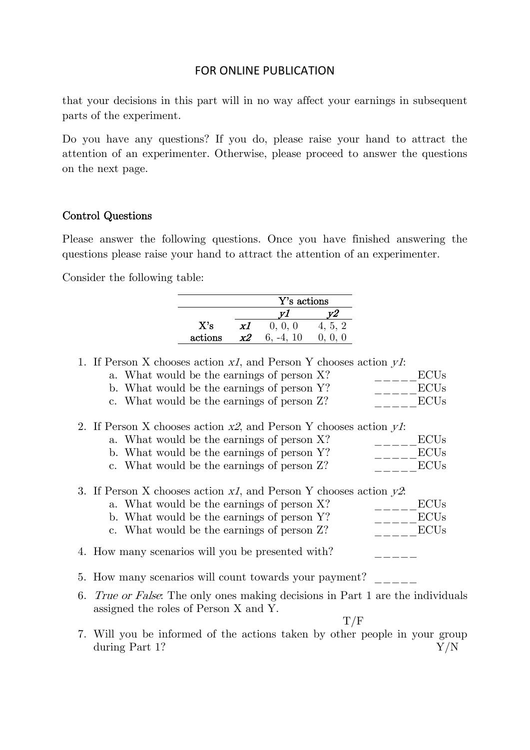FOR ONLINE PUBLICATION

that your decisions in this part will in no way affect your earnings in subsequent parts of the experiment.

Do you have any questions? If you do, please raise your hand to attract the attention of an experimenter. Otherwise, please proceed to answer the questions on the next page.

### Control Questions

Please answer the following questions. Once you have finished answering the questions please raise your hand to attract the attention of an experimenter.

Consider the following table:

| | | Y's actions | |
|---|---|---|---|
| | | *y1* | *y2* |
| X's actions | *x1* | 0, 0, 0 | 4, 5, 2 |
| | *x2* | 6, -4, 10 | 0, 0, 0 |

1. If Person X chooses action *x1*, and Person Y chooses action *y1*:
   a. What would be the earnings of person X? _____ECUs
   b. What would be the earnings of person Y? _____ECUs
   c. What would be the earnings of person Z? _____ECUs

2. If Person X chooses action *x2*, and Person Y chooses action *y1*:
   a. What would be the earnings of person X? _____ECUs
   b. What would be the earnings of person Y? _____ECUs
   c. What would be the earnings of person Z? _____ECUs

3. If Person X chooses action *x1*, and Person Y chooses action *y2*:
   a. What would be the earnings of person X? _____ECUs
   b. What would be the earnings of person Y? _____ECUs
   c. What would be the earnings of person Z? _____ECUs

4. How many scenarios will you be presented with? _____

5. How many scenarios will count towards your payment? _____

6. *True or False*: The only ones making decisions in Part 1 are the individuals assigned the roles of Person X and Y.
   T/F

7. Will you be informed of the actions taken by other people in your group during Part 1? Y/N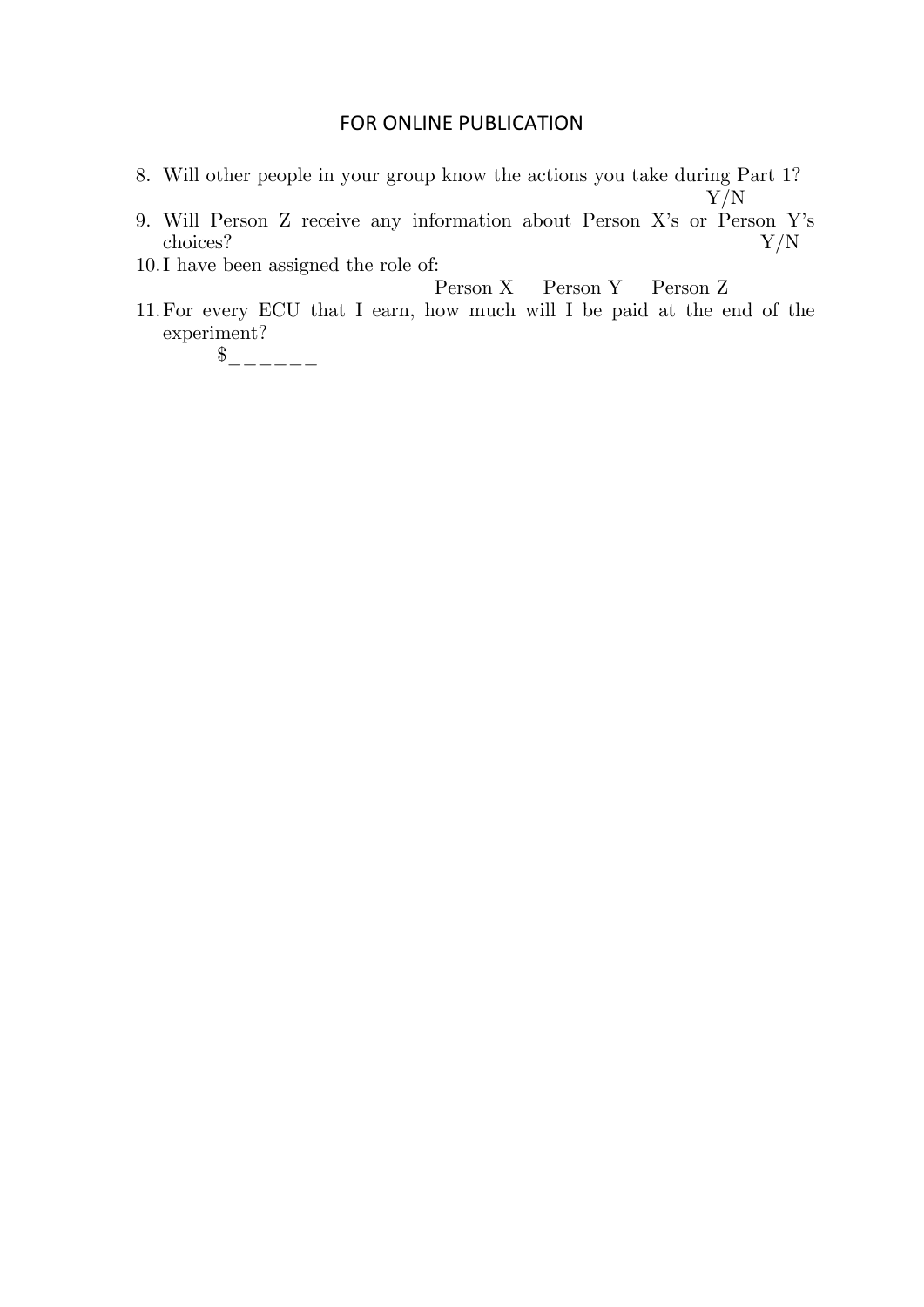8. Will other people in your group know the actions you take during Part 1? Y/N
9. Will Person Z receive any information about Person X's or Person Y's choices? Y/N
10. I have been assigned the role of:
    Person X     Person Y     Person Z
11. For every ECU that I earn, how much will I be paid at the end of the experiment?
    $______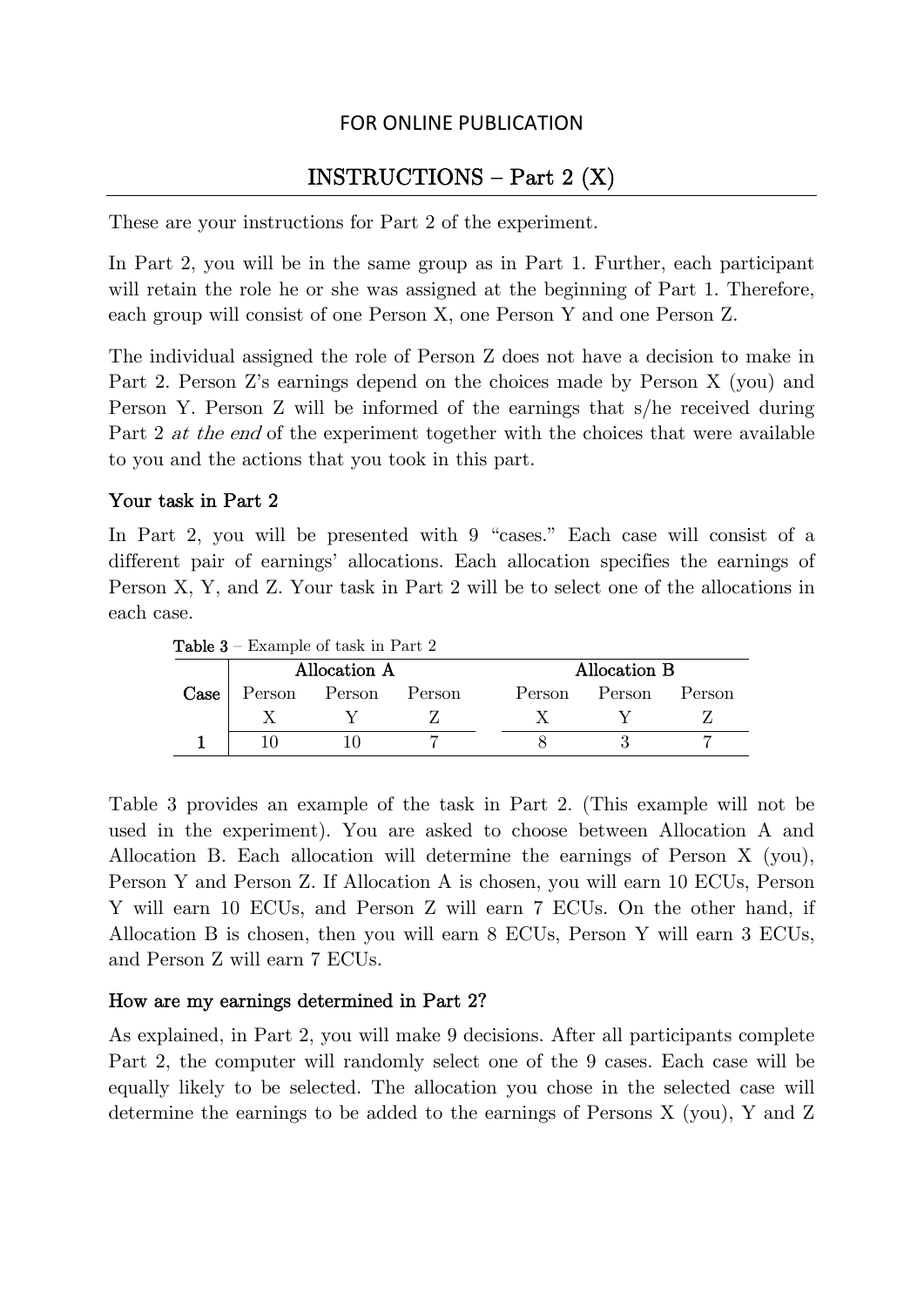FOR ONLINE PUBLICATION

## INSTRUCTIONS – Part 2 (X)

These are your instructions for Part 2 of the experiment.

In Part 2, you will be in the same group as in Part 1. Further, each participant will retain the role he or she was assigned at the beginning of Part 1. Therefore, each group will consist of one Person X, one Person Y and one Person Z.

The individual assigned the role of Person Z does not have a decision to make in Part 2. Person Z's earnings depend on the choices made by Person X (you) and Person Y. Person Z will be informed of the earnings that s/he received during Part 2 *at the end* of the experiment together with the choices that were available to you and the actions that you took in this part.

### Your task in Part 2

In Part 2, you will be presented with 9 "cases." Each case will consist of a different pair of earnings' allocations. Each allocation specifies the earnings of Person X, Y, and Z. Your task in Part 2 will be to select one of the allocations in each case.

**Table 3** – Example of task in Part 2

| Case | Allocation A | | | Allocation B | | |
|---|---|---|---|---|---|---|
| | Person X | Person Y | Person Z | Person X | Person Y | Person Z |
| **1** | 10 | 10 | 7 | 8 | 3 | 7 |

Table 3 provides an example of the task in Part 2. (This example will not be used in the experiment). You are asked to choose between Allocation A and Allocation B. Each allocation will determine the earnings of Person X (you), Person Y and Person Z. If Allocation A is chosen, you will earn 10 ECUs, Person Y will earn 10 ECUs, and Person Z will earn 7 ECUs. On the other hand, if Allocation B is chosen, then you will earn 8 ECUs, Person Y will earn 3 ECUs, and Person Z will earn 7 ECUs.

### How are my earnings determined in Part 2?

As explained, in Part 2, you will make 9 decisions. After all participants complete Part 2, the computer will randomly select one of the 9 cases. Each case will be equally likely to be selected. The allocation you chose in the selected case will determine the earnings to be added to the earnings of Persons X (you), Y and Z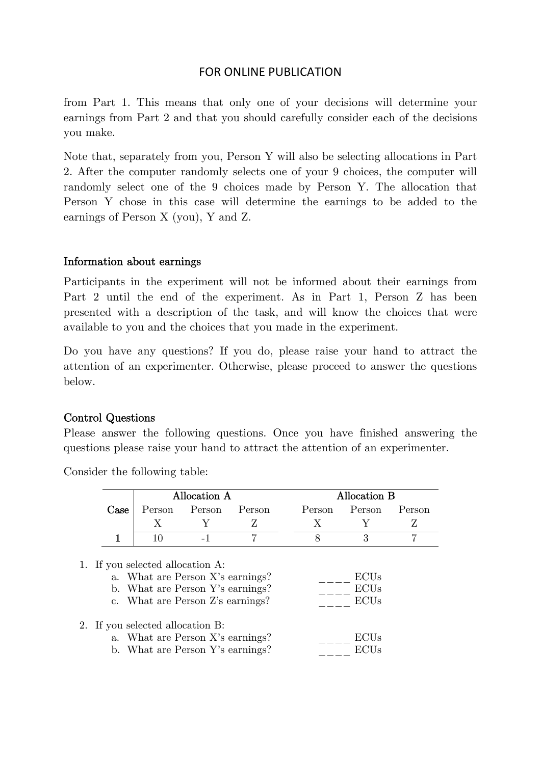from Part 1. This means that only one of your decisions will determine your earnings from Part 2 and that you should carefully consider each of the decisions you make.

Note that, separately from you, Person Y will also be selecting allocations in Part 2. After the computer randomly selects one of your 9 choices, the computer will randomly select one of the 9 choices made by Person Y. The allocation that Person Y chose in this case will determine the earnings to be added to the earnings of Person X (you), Y and Z.

### Information about earnings

Participants in the experiment will not be informed about their earnings from Part 2 until the end of the experiment. As in Part 1, Person Z has been presented with a description of the task, and will know the choices that were available to you and the choices that you made in the experiment.

Do you have any questions? If you do, please raise your hand to attract the attention of an experimenter. Otherwise, please proceed to answer the questions below.

### Control Questions

Please answer the following questions. Once you have finished answering the questions please raise your hand to attract the attention of an experimenter.

Consider the following table:

| Case | Allocation A | | | Allocation B | | |
|---|---|---|---|---|---|---|
| | Person X | Person Y | Person Z | Person X | Person Y | Person Z |
| **1** | 10 | -1 | 7 | 8 | 3 | 7 |

1. If you selected allocation A:
    a. What are Person X's earnings? ____ ECUs
    b. What are Person Y's earnings? ____ ECUs
    c. What are Person Z's earnings? ____ ECUs

2. If you selected allocation B:
    a. What are Person X's earnings? ____ ECUs
    b. What are Person Y's earnings? ____ ECUs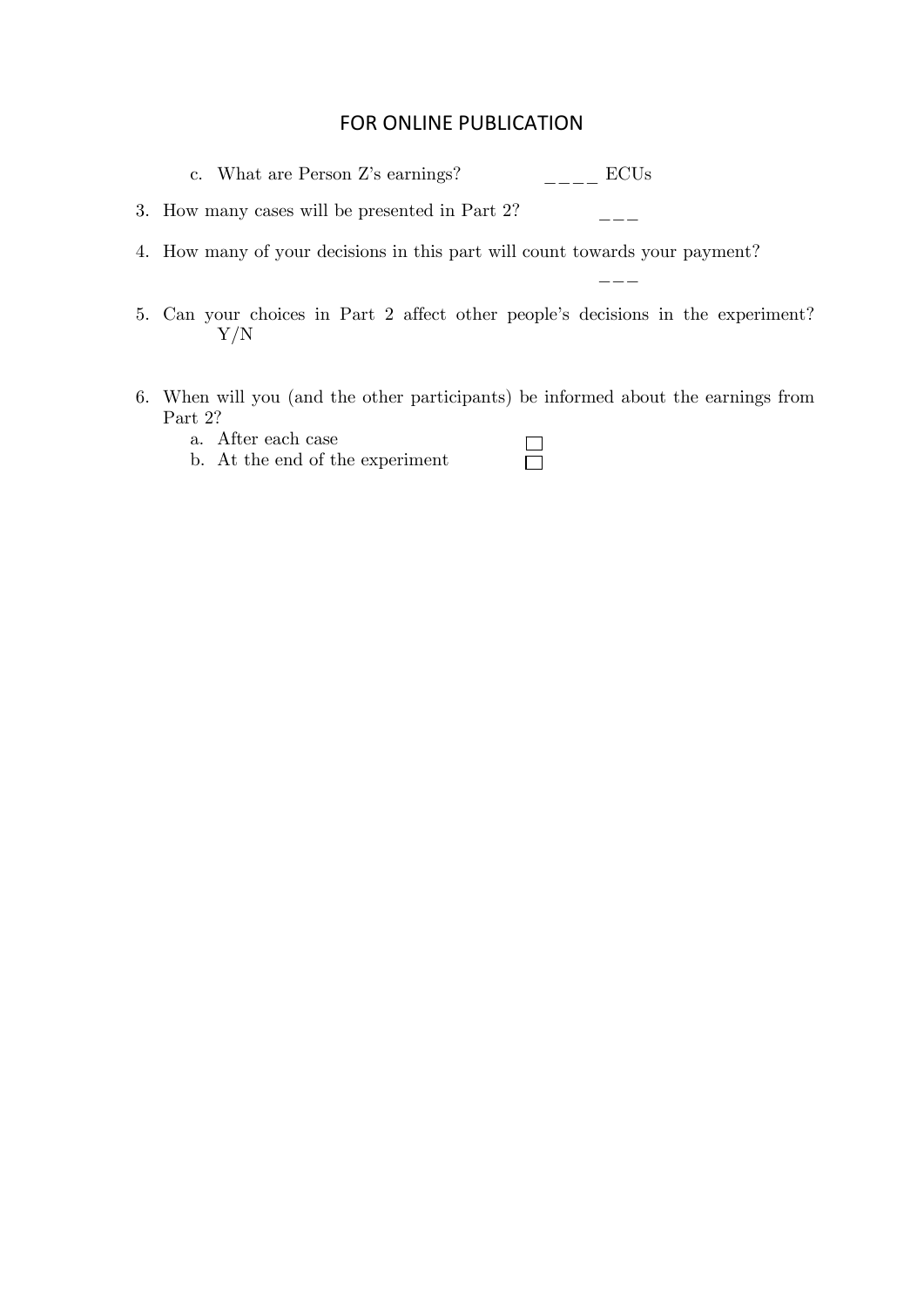FOR ONLINE PUBLICATION

c. What are Person Z's earnings? ____ ECUs

3. How many cases will be presented in Part 2? ___

4. How many of your decisions in this part will count towards your payment? ___

5. Can your choices in Part 2 affect other people's decisions in the experiment? Y/N

6. When will you (and the other participants) be informed about the earnings from Part 2?
   a. After each case ☐
   b. At the end of the experiment ☐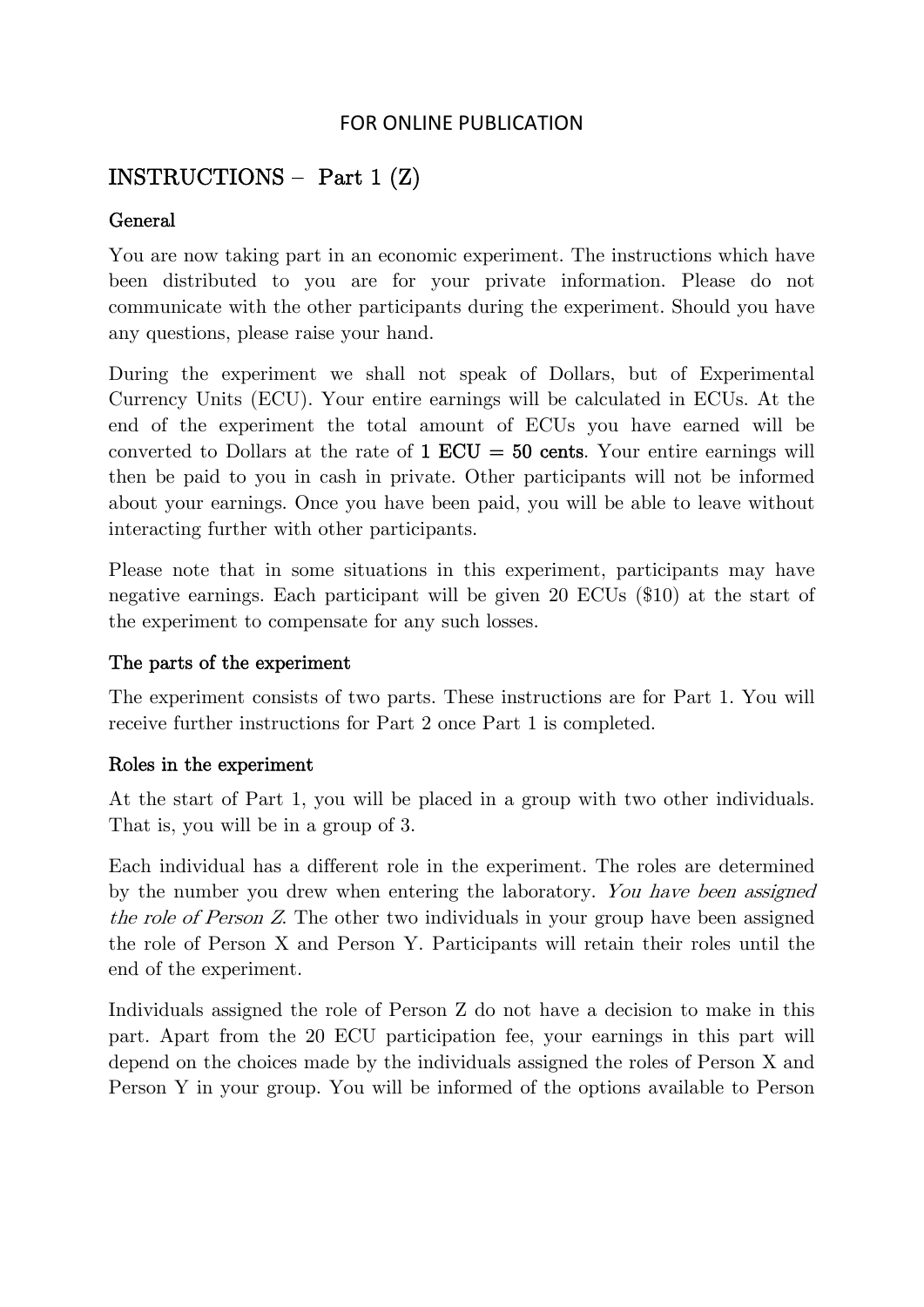FOR ONLINE PUBLICATION

## INSTRUCTIONS – Part 1 (Z)

### General

You are now taking part in an economic experiment. The instructions which have been distributed to you are for your private information. Please do not communicate with the other participants during the experiment. Should you have any questions, please raise your hand.

During the experiment we shall not speak of Dollars, but of Experimental Currency Units (ECU). Your entire earnings will be calculated in ECUs. At the end of the experiment the total amount of ECUs you have earned will be converted to Dollars at the rate of **1 ECU = 50 cents**. Your entire earnings will then be paid to you in cash in private. Other participants will not be informed about your earnings. Once you have been paid, you will be able to leave without interacting further with other participants.

Please note that in some situations in this experiment, participants may have negative earnings. Each participant will be given 20 ECUs ($10) at the start of the experiment to compensate for any such losses.

### The parts of the experiment

The experiment consists of two parts. These instructions are for Part 1. You will receive further instructions for Part 2 once Part 1 is completed.

### Roles in the experiment

At the start of Part 1, you will be placed in a group with two other individuals. That is, you will be in a group of 3.

Each individual has a different role in the experiment. The roles are determined by the number you drew when entering the laboratory. *You have been assigned the role of Person Z*. The other two individuals in your group have been assigned the role of Person X and Person Y. Participants will retain their roles until the end of the experiment.

Individuals assigned the role of Person Z do not have a decision to make in this part. Apart from the 20 ECU participation fee, your earnings in this part will depend on the choices made by the individuals assigned the roles of Person X and Person Y in your group. You will be informed of the options available to Person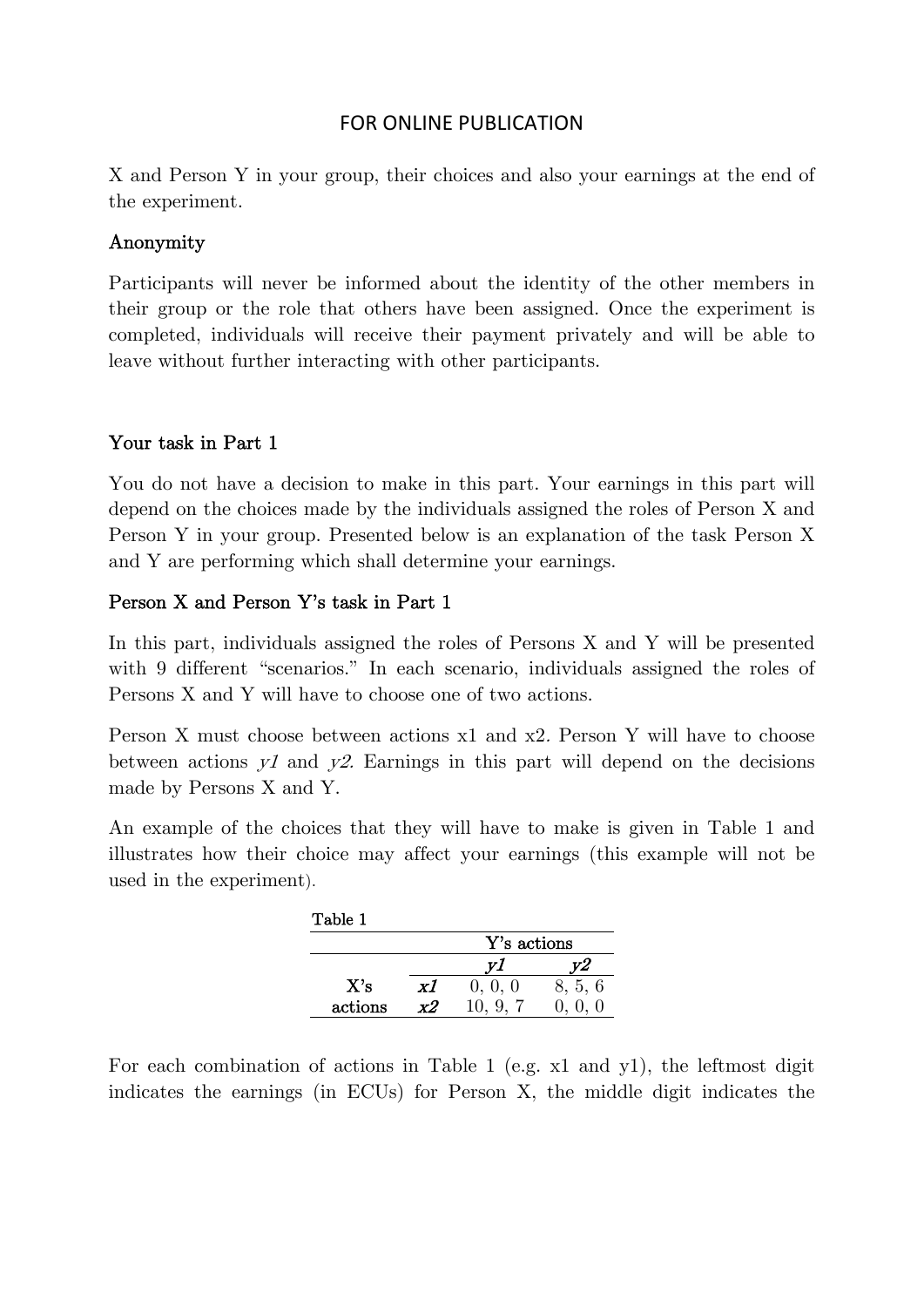X and Person Y in your group, their choices and also your earnings at the end of the experiment.

## Anonymity

Participants will never be informed about the identity of the other members in their group or the role that others have been assigned. Once the experiment is completed, individuals will receive their payment privately and will be able to leave without further interacting with other participants.

## Your task in Part 1

You do not have a decision to make in this part. Your earnings in this part will depend on the choices made by the individuals assigned the roles of Person X and Person Y in your group. Presented below is an explanation of the task Person X and Y are performing which shall determine your earnings.

## Person X and Person Y's task in Part 1

In this part, individuals assigned the roles of Persons X and Y will be presented with 9 different "scenarios." In each scenario, individuals assigned the roles of Persons X and Y will have to choose one of two actions.

Person X must choose between actions x1 and x2. Person Y will have to choose between actions *y1* and *y2*. Earnings in this part will depend on the decisions made by Persons X and Y.

An example of the choices that they will have to make is given in Table 1 and illustrates how their choice may affect your earnings (this example will not be used in the experiment).

Table 1

| | | Y's actions | |
|---|---|---|---|
| | | *y1* | *y2* |
| X's | ***x1*** | 0, 0, 0 | 8, 5, 6 |
| actions | ***x2*** | 10, 9, 7 | 0, 0, 0 |

For each combination of actions in Table 1 (e.g. x1 and y1), the leftmost digit indicates the earnings (in ECUs) for Person X, the middle digit indicates the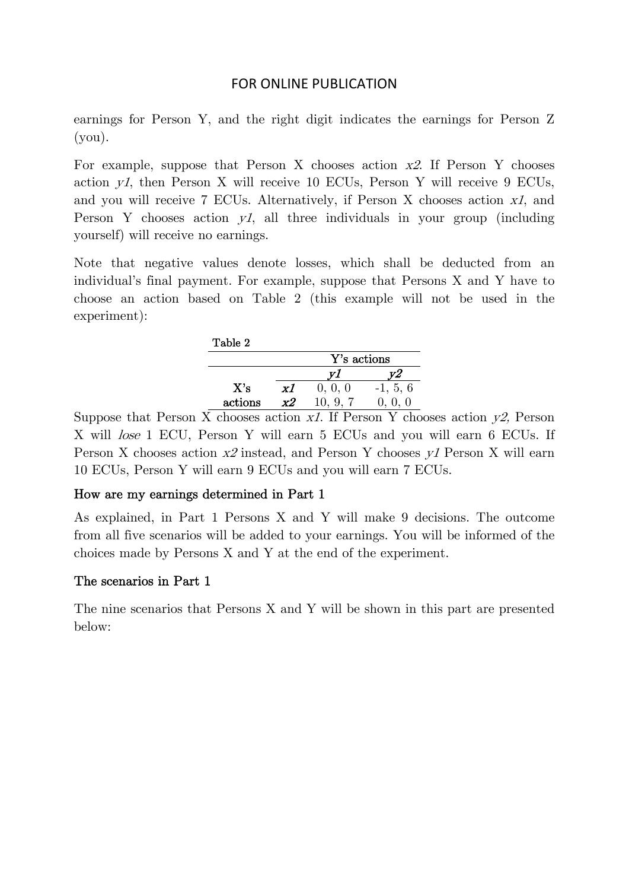earnings for Person Y, and the right digit indicates the earnings for Person Z (you).

For example, suppose that Person X chooses action *x2*. If Person Y chooses action *y1*, then Person X will receive 10 ECUs, Person Y will receive 9 ECUs, and you will receive 7 ECUs. Alternatively, if Person X chooses action *x1*, and Person Y chooses action *y1*, all three individuals in your group (including yourself) will receive no earnings.

Note that negative values denote losses, which shall be deducted from an individual's final payment. For example, suppose that Persons X and Y have to choose an action based on Table 2 (this example will not be used in the experiment):

Table 2

| | | Y's actions | |
|---|---|---|---|
| | | *y1* | *y2* |
| X's | *x1* | 0, 0, 0 | -1, 5, 6 |
| actions | *x2* | 10, 9, 7 | 0, 0, 0 |

Suppose that Person X chooses action *x1*. If Person Y chooses action *y2,* Person X will *lose* 1 ECU, Person Y will earn 5 ECUs and you will earn 6 ECUs. If Person X chooses action *x2* instead, and Person Y chooses *y1* Person X will earn 10 ECUs, Person Y will earn 9 ECUs and you will earn 7 ECUs.

### How are my earnings determined in Part 1

As explained, in Part 1 Persons X and Y will make 9 decisions. The outcome from all five scenarios will be added to your earnings. You will be informed of the choices made by Persons X and Y at the end of the experiment.

### The scenarios in Part 1

The nine scenarios that Persons X and Y will be shown in this part are presented below: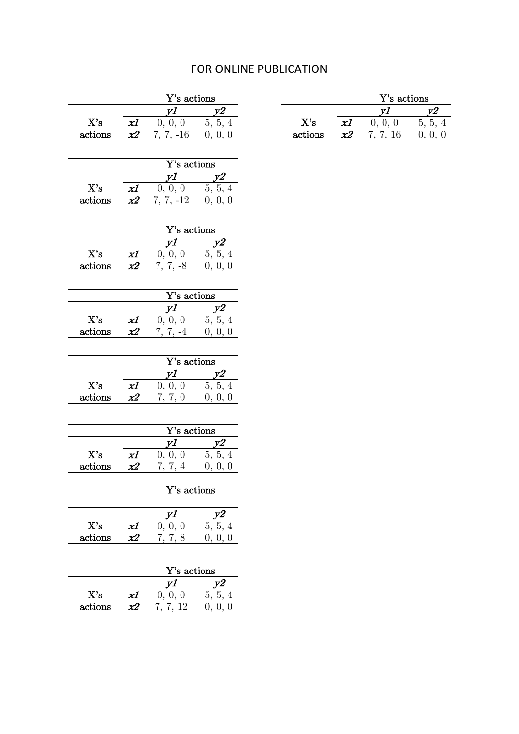FOR ONLINE PUBLICATION

| | | Y's actions | |
|---|---|---|---|
| | | *y1* | *y2* |
| X's actions | *x1* | 0, 0, 0 | 5, 5, 4 |
| | *x2* | 7, 7, -16 | 0, 0, 0 |

| | | Y's actions | |
|---|---|---|---|
| | | *y1* | *y2* |
| X's actions | *x1* | 0, 0, 0 | 5, 5, 4 |
| | *x2* | 7, 7, -12 | 0, 0, 0 |

| | | Y's actions | |
|---|---|---|---|
| | | *y1* | *y2* |
| X's actions | *x1* | 0, 0, 0 | 5, 5, 4 |
| | *x2* | 7, 7, -8 | 0, 0, 0 |

| | | Y's actions | |
|---|---|---|---|
| | | *y1* | *y2* |
| X's actions | *x1* | 0, 0, 0 | 5, 5, 4 |
| | *x2* | 7, 7, -4 | 0, 0, 0 |

| | | Y's actions | |
|---|---|---|---|
| | | *y1* | *y2* |
| X's actions | *x1* | 0, 0, 0 | 5, 5, 4 |
| | *x2* | 7, 7, 0 | 0, 0, 0 |

| | | Y's actions | |
|---|---|---|---|
| | | *y1* | *y2* |
| X's actions | *x1* | 0, 0, 0 | 5, 5, 4 |
| | *x2* | 7, 7, 4 | 0, 0, 0 |

| | | Y's actions | |
|---|---|---|---|
| | | *y1* | *y2* |
| X's actions | *x1* | 0, 0, 0 | 5, 5, 4 |
| | *x2* | 7, 7, 8 | 0, 0, 0 |

| | | Y's actions | |
|---|---|---|---|
| | | *y1* | *y2* |
| X's actions | *x1* | 0, 0, 0 | 5, 5, 4 |
| | *x2* | 7, 7, 12 | 0, 0, 0 |

| | | Y's actions | |
|---|---|---|---|
| | | *y1* | *y2* |
| X's actions | *x1* | 0, 0, 0 | 5, 5, 4 |
| | *x2* | 7, 7, 16 | 0, 0, 0 |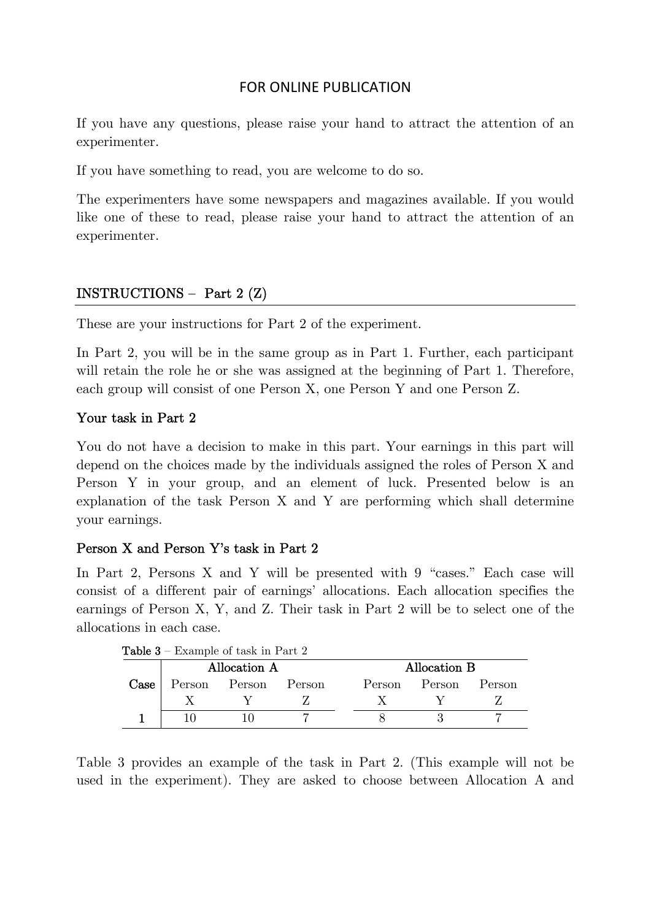FOR ONLINE PUBLICATION

If you have any questions, please raise your hand to attract the attention of an experimenter.

If you have something to read, you are welcome to do so.

The experimenters have some newspapers and magazines available. If you would like one of these to read, please raise your hand to attract the attention of an experimenter.

## INSTRUCTIONS – Part 2 (Z)

These are your instructions for Part 2 of the experiment.

In Part 2, you will be in the same group as in Part 1. Further, each participant will retain the role he or she was assigned at the beginning of Part 1. Therefore, each group will consist of one Person X, one Person Y and one Person Z.

### Your task in Part 2

You do not have a decision to make in this part. Your earnings in this part will depend on the choices made by the individuals assigned the roles of Person X and Person Y in your group, and an element of luck. Presented below is an explanation of the task Person X and Y are performing which shall determine your earnings.

### Person X and Person Y's task in Part 2

In Part 2, Persons X and Y will be presented with 9 "cases." Each case will consist of a different pair of earnings' allocations. Each allocation specifies the earnings of Person X, Y, and Z. Their task in Part 2 will be to select one of the allocations in each case.

**Table 3** – Example of task in Part 2

| | Allocation A | | | Allocation B | | |
|---|---|---|---|---|---|---|
| **Case** | Person X | Person Y | Person Z | Person X | Person Y | Person Z |
| **1** | 10 | 10 | 7 | 8 | 3 | 7 |

Table 3 provides an example of the task in Part 2. (This example will not be used in the experiment). They are asked to choose between Allocation A and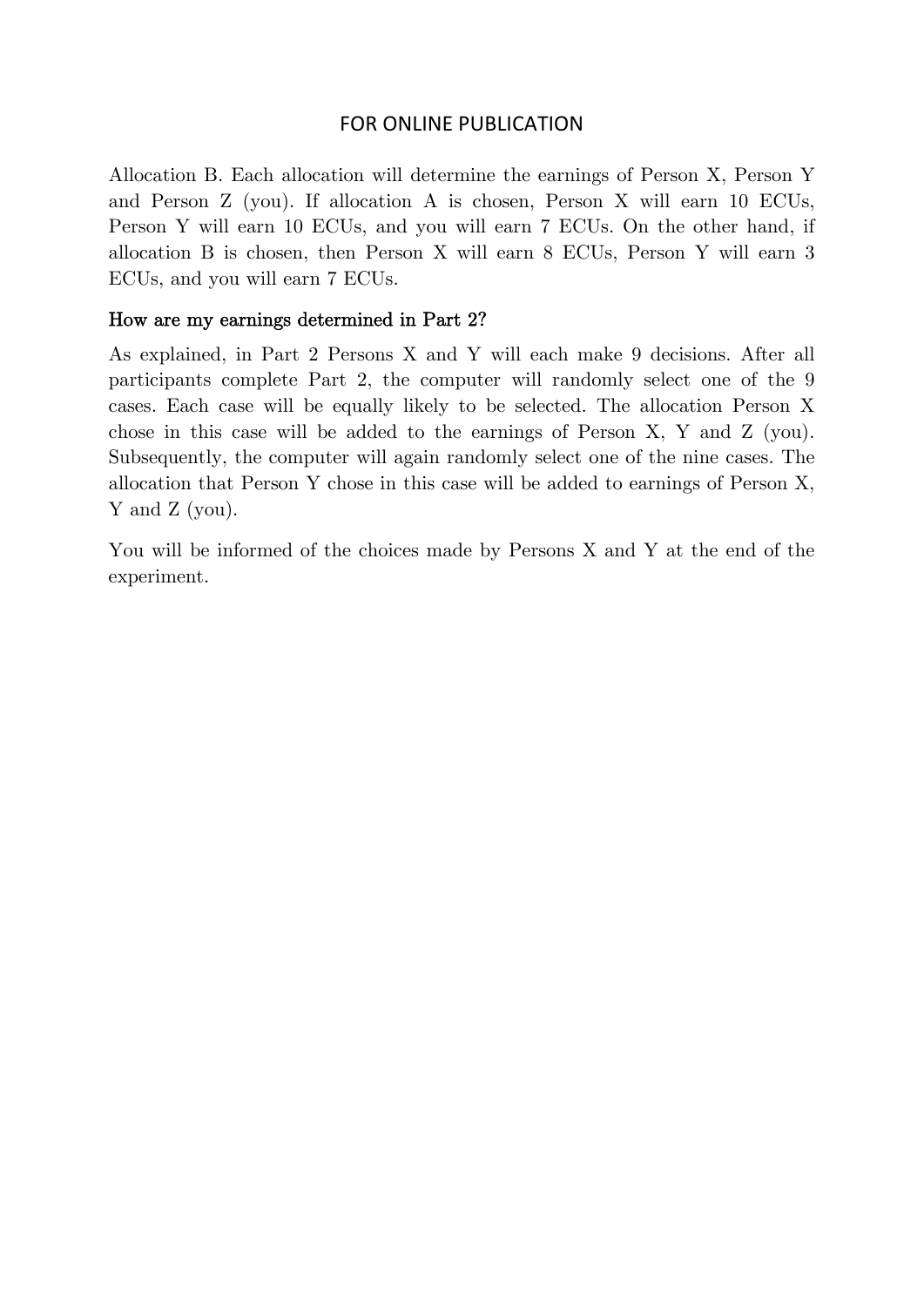Allocation B. Each allocation will determine the earnings of Person X, Person Y and Person Z (you). If allocation A is chosen, Person X will earn 10 ECUs, Person Y will earn 10 ECUs, and you will earn 7 ECUs. On the other hand, if allocation B is chosen, then Person X will earn 8 ECUs, Person Y will earn 3 ECUs, and you will earn 7 ECUs.

### How are my earnings determined in Part 2?

As explained, in Part 2 Persons X and Y will each make 9 decisions. After all participants complete Part 2, the computer will randomly select one of the 9 cases. Each case will be equally likely to be selected. The allocation Person X chose in this case will be added to the earnings of Person X, Y and Z (you). Subsequently, the computer will again randomly select one of the nine cases. The allocation that Person Y chose in this case will be added to earnings of Person X, Y and Z (you).

You will be informed of the choices made by Persons X and Y at the end of the experiment.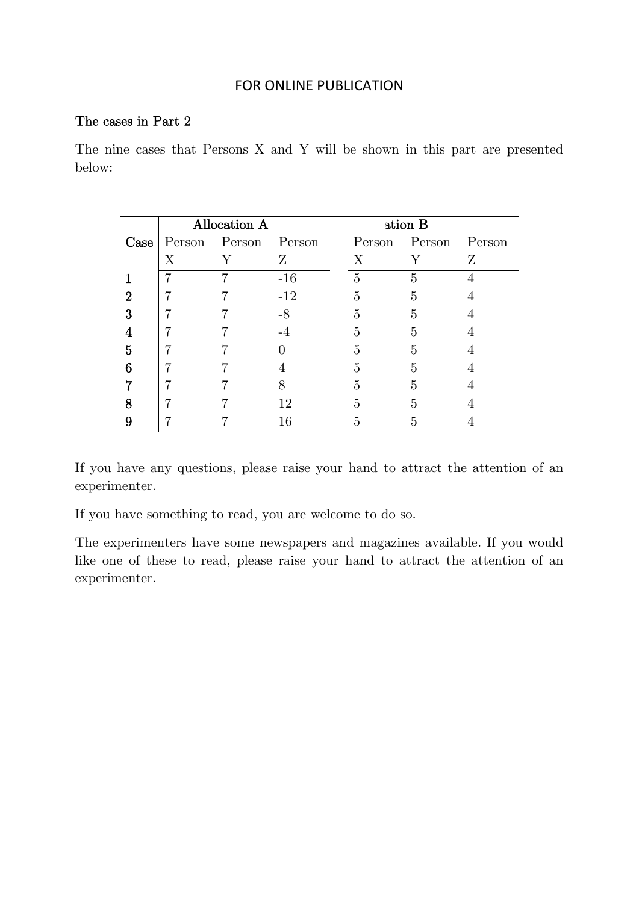FOR ONLINE PUBLICATION

**The cases in Part 2**

The nine cases that Persons X and Y will be shown in this part are presented below:

| | Allocation A | | | ation B | | |
|---|---|---|---|---|---|---|
| **Case** | Person X | Person Y | Person Z | Person X | Person Y | Person Z |
| **1** | 7 | 7 | -16 | 5 | 5 | 4 |
| **2** | 7 | 7 | -12 | 5 | 5 | 4 |
| **3** | 7 | 7 | -8 | 5 | 5 | 4 |
| **4** | 7 | 7 | -4 | 5 | 5 | 4 |
| **5** | 7 | 7 | 0 | 5 | 5 | 4 |
| **6** | 7 | 7 | 4 | 5 | 5 | 4 |
| **7** | 7 | 7 | 8 | 5 | 5 | 4 |
| **8** | 7 | 7 | 12 | 5 | 5 | 4 |
| **9** | 7 | 7 | 16 | 5 | 5 | 4 |

If you have any questions, please raise your hand to attract the attention of an experimenter.

If you have something to read, you are welcome to do so.

The experimenters have some newspapers and magazines available. If you would like one of these to read, please raise your hand to attract the attention of an experimenter.